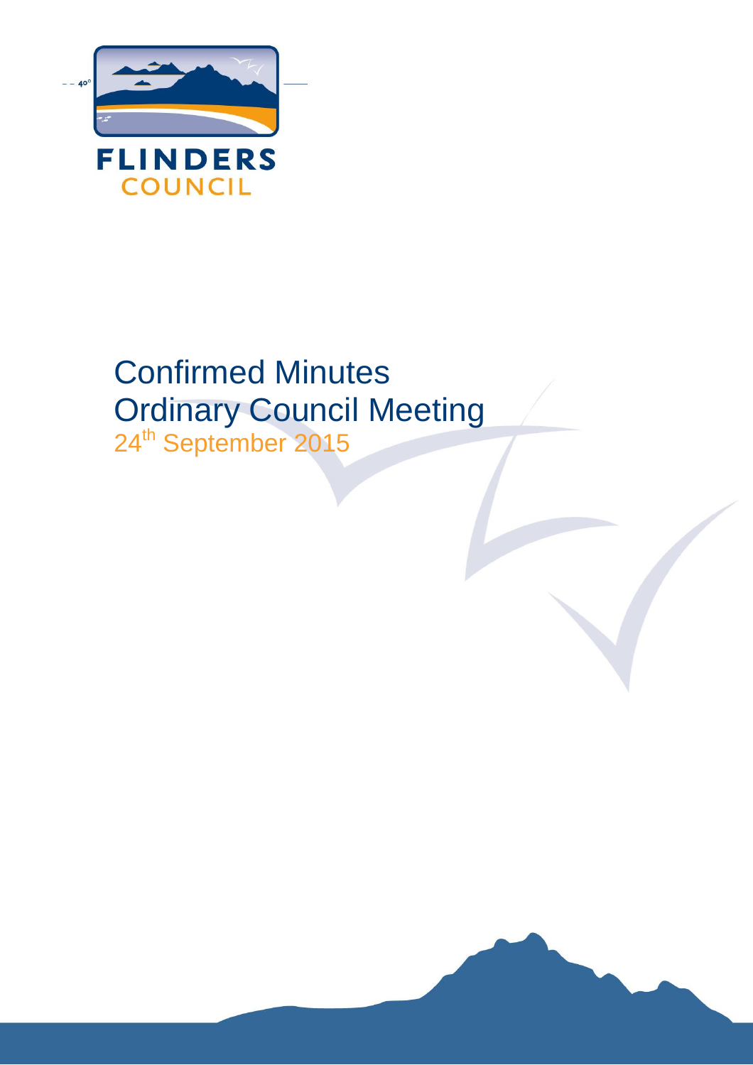FLINDERS COUNCIL

# Confirmed Minutes
# Ordinary Council Meeting
## 24th September 2015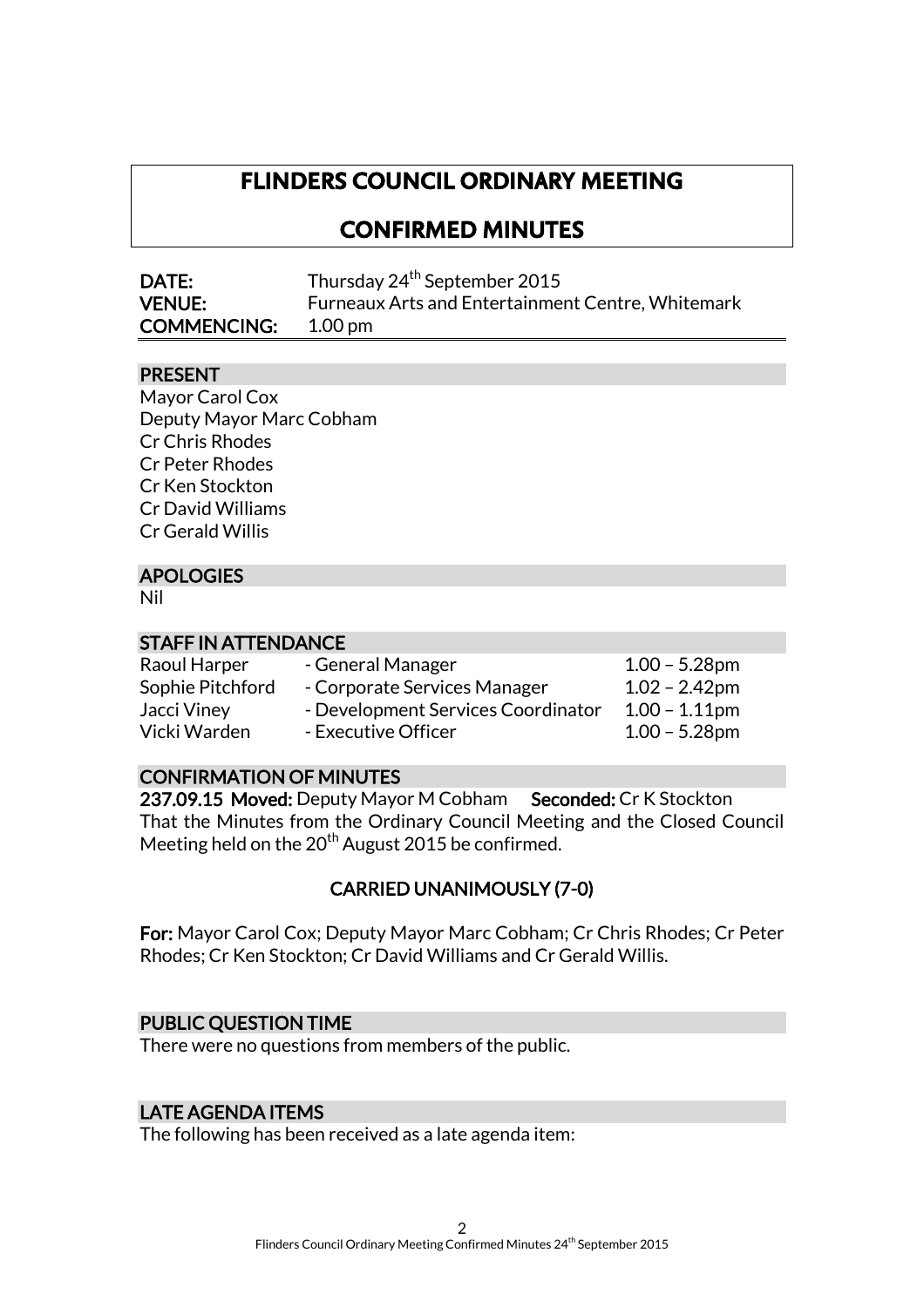# FLINDERS COUNCIL ORDINARY MEETING

# CONFIRMED MINUTES

| | |
|---|---|
| **DATE:** | Thursday 24th September 2015 |
| **VENUE:** | Furneaux Arts and Entertainment Centre, Whitemark |
| **COMMENCING:** | 1.00 pm |

## PRESENT

Mayor Carol Cox
Deputy Mayor Marc Cobham
Cr Chris Rhodes
Cr Peter Rhodes
Cr Ken Stockton
Cr David Williams
Cr Gerald Willis

## APOLOGIES

Nil

## STAFF IN ATTENDANCE

| | | |
|---|---|---|
| Raoul Harper | - General Manager | 1.00 – 5.28pm |
| Sophie Pitchford | - Corporate Services Manager | 1.02 – 2.42pm |
| Jacci Viney | - Development Services Coordinator | 1.00 – 1.11pm |
| Vicki Warden | - Executive Officer | 1.00 – 5.28pm |

## CONFIRMATION OF MINUTES

**237.09.15 Moved:** Deputy Mayor M Cobham **Seconded:** Cr K Stockton
That the Minutes from the Ordinary Council Meeting and the Closed Council Meeting held on the 20th August 2015 be confirmed.

**CARRIED UNANIMOUSLY (7-0)**

**For:** Mayor Carol Cox; Deputy Mayor Marc Cobham; Cr Chris Rhodes; Cr Peter Rhodes; Cr Ken Stockton; Cr David Williams and Cr Gerald Willis.

## PUBLIC QUESTION TIME

There were no questions from members of the public.

## LATE AGENDA ITEMS

The following has been received as a late agenda item: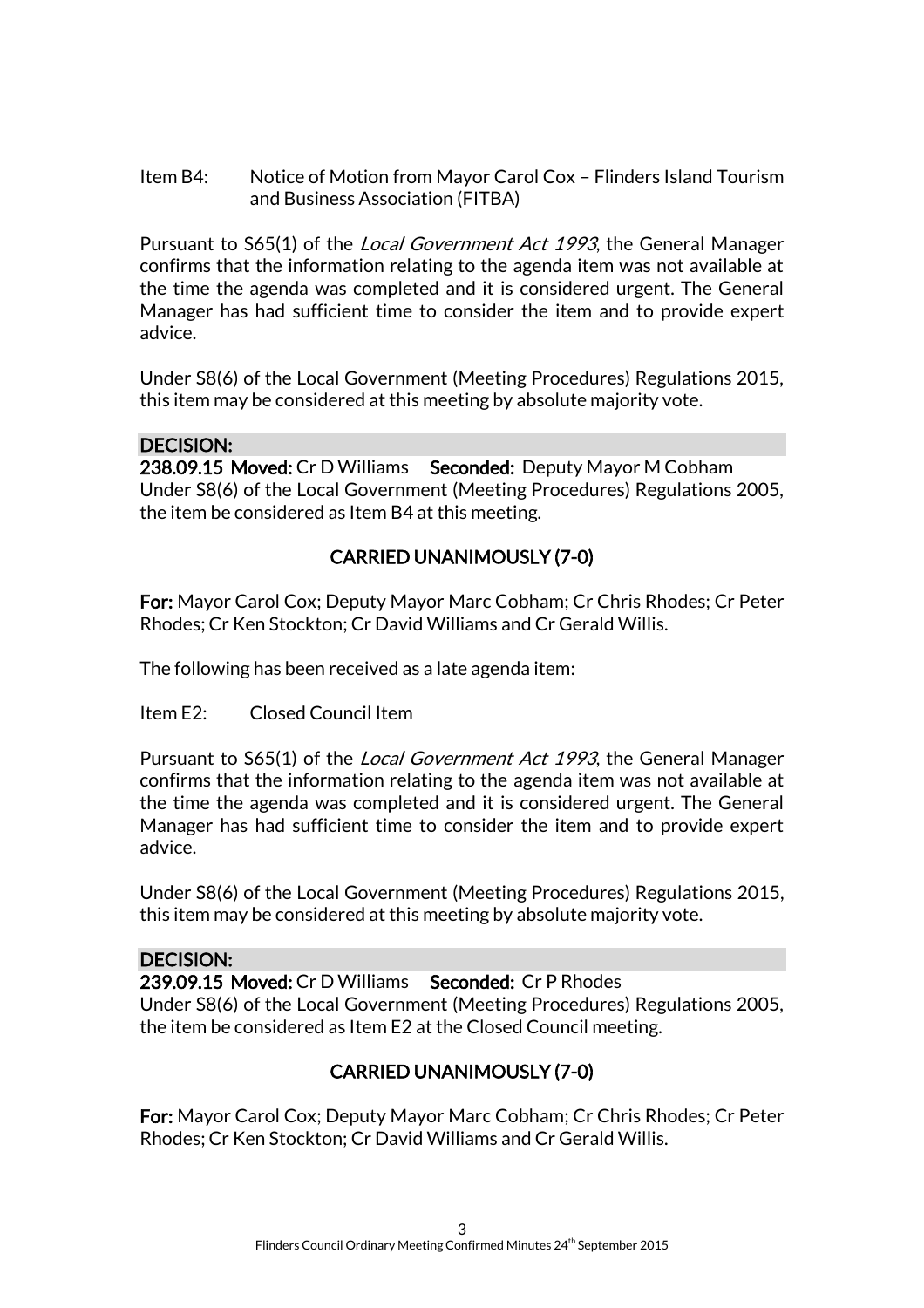Item B4: Notice of Motion from Mayor Carol Cox – Flinders Island Tourism and Business Association (FITBA)

Pursuant to S65(1) of the *Local Government Act 1993*, the General Manager confirms that the information relating to the agenda item was not available at the time the agenda was completed and it is considered urgent. The General Manager has had sufficient time to consider the item and to provide expert advice.

Under S8(6) of the Local Government (Meeting Procedures) Regulations 2015, this item may be considered at this meeting by absolute majority vote.

**DECISION:**

**238.09.15 Moved:** Cr D Williams **Seconded:** Deputy Mayor M Cobham

Under S8(6) of the Local Government (Meeting Procedures) Regulations 2005, the item be considered as Item B4 at this meeting.

**CARRIED UNANIMOUSLY (7-0)**

**For:** Mayor Carol Cox; Deputy Mayor Marc Cobham; Cr Chris Rhodes; Cr Peter Rhodes; Cr Ken Stockton; Cr David Williams and Cr Gerald Willis.

The following has been received as a late agenda item:

Item E2: Closed Council Item

Pursuant to S65(1) of the *Local Government Act 1993*, the General Manager confirms that the information relating to the agenda item was not available at the time the agenda was completed and it is considered urgent. The General Manager has had sufficient time to consider the item and to provide expert advice.

Under S8(6) of the Local Government (Meeting Procedures) Regulations 2015, this item may be considered at this meeting by absolute majority vote.

**DECISION:**

**239.09.15 Moved:** Cr D Williams **Seconded:** Cr P Rhodes

Under S8(6) of the Local Government (Meeting Procedures) Regulations 2005, the item be considered as Item E2 at the Closed Council meeting.

**CARRIED UNANIMOUSLY (7-0)**

**For:** Mayor Carol Cox; Deputy Mayor Marc Cobham; Cr Chris Rhodes; Cr Peter Rhodes; Cr Ken Stockton; Cr David Williams and Cr Gerald Willis.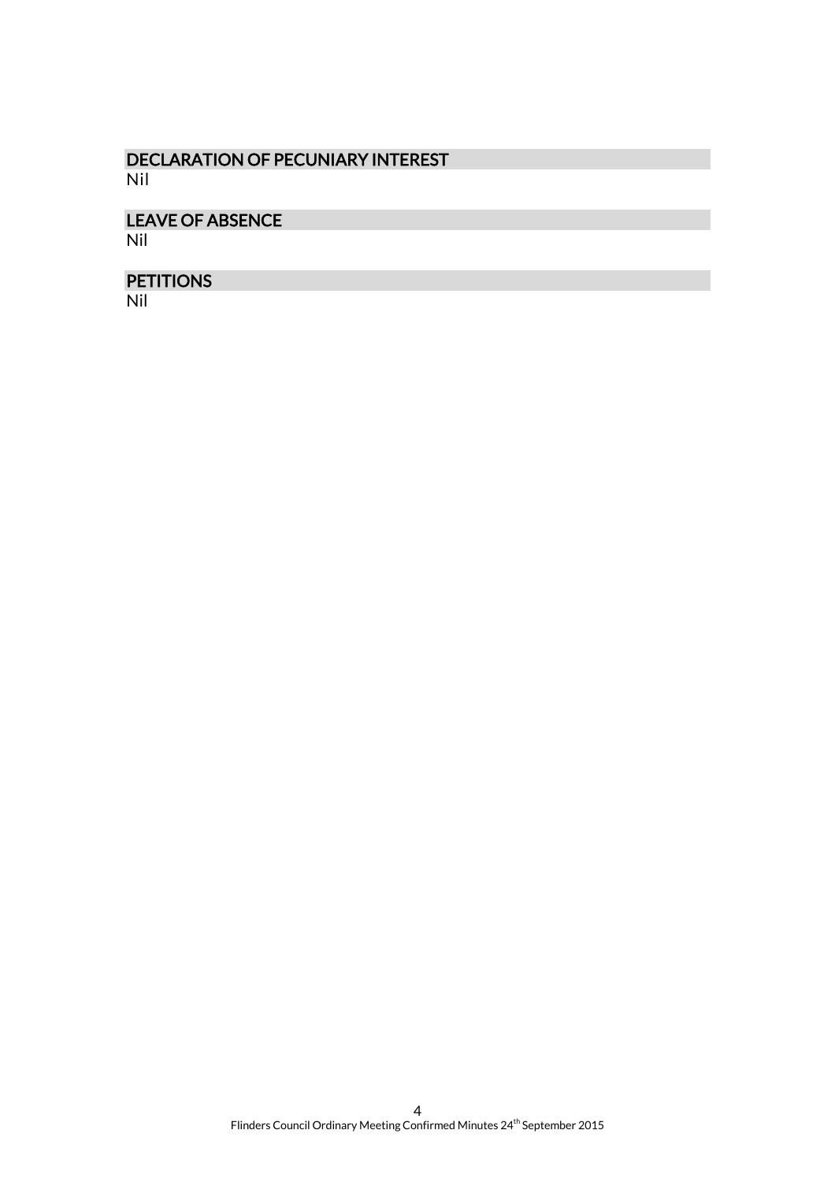## DECLARATION OF PECUNIARY INTEREST

Nil

## LEAVE OF ABSENCE

Nil

## PETITIONS

Nil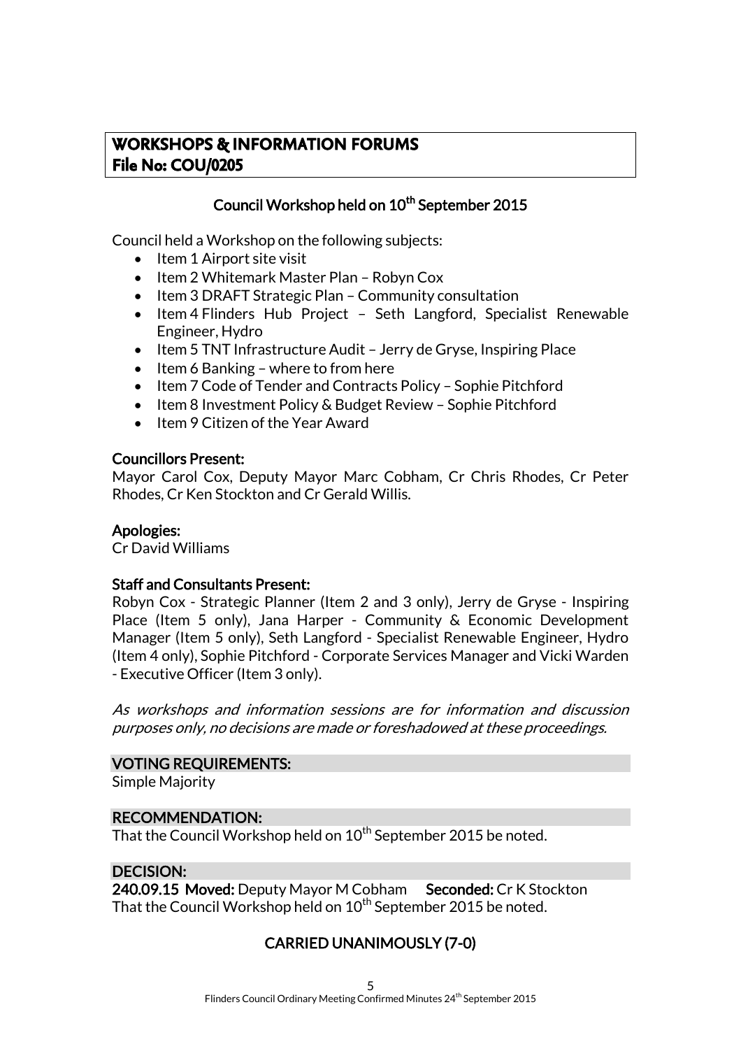## WORKSHOPS & INFORMATION FORUMS
## File No: COU/0205

### Council Workshop held on 10th September 2015

Council held a Workshop on the following subjects:

- Item 1 Airport site visit
- Item 2 Whitemark Master Plan – Robyn Cox
- Item 3 DRAFT Strategic Plan – Community consultation
- Item 4 Flinders Hub Project – Seth Langford, Specialist Renewable Engineer, Hydro
- Item 5 TNT Infrastructure Audit – Jerry de Gryse, Inspiring Place
- Item 6 Banking – where to from here
- Item 7 Code of Tender and Contracts Policy – Sophie Pitchford
- Item 8 Investment Policy & Budget Review – Sophie Pitchford
- Item 9 Citizen of the Year Award

**Councillors Present:**
Mayor Carol Cox, Deputy Mayor Marc Cobham, Cr Chris Rhodes, Cr Peter Rhodes, Cr Ken Stockton and Cr Gerald Willis.

**Apologies:**
Cr David Williams

**Staff and Consultants Present:**
Robyn Cox - Strategic Planner (Item 2 and 3 only), Jerry de Gryse - Inspiring Place (Item 5 only), Jana Harper - Community & Economic Development Manager (Item 5 only), Seth Langford - Specialist Renewable Engineer, Hydro (Item 4 only), Sophie Pitchford - Corporate Services Manager and Vicki Warden - Executive Officer (Item 3 only).

*As workshops and information sessions are for information and discussion purposes only, no decisions are made or foreshadowed at these proceedings.*

**VOTING REQUIREMENTS:**
Simple Majority

**RECOMMENDATION:**
That the Council Workshop held on 10th September 2015 be noted.

**DECISION:**
**240.09.15 Moved:** Deputy Mayor M Cobham **Seconded:** Cr K Stockton
That the Council Workshop held on 10th September 2015 be noted.

**CARRIED UNANIMOUSLY (7-0)**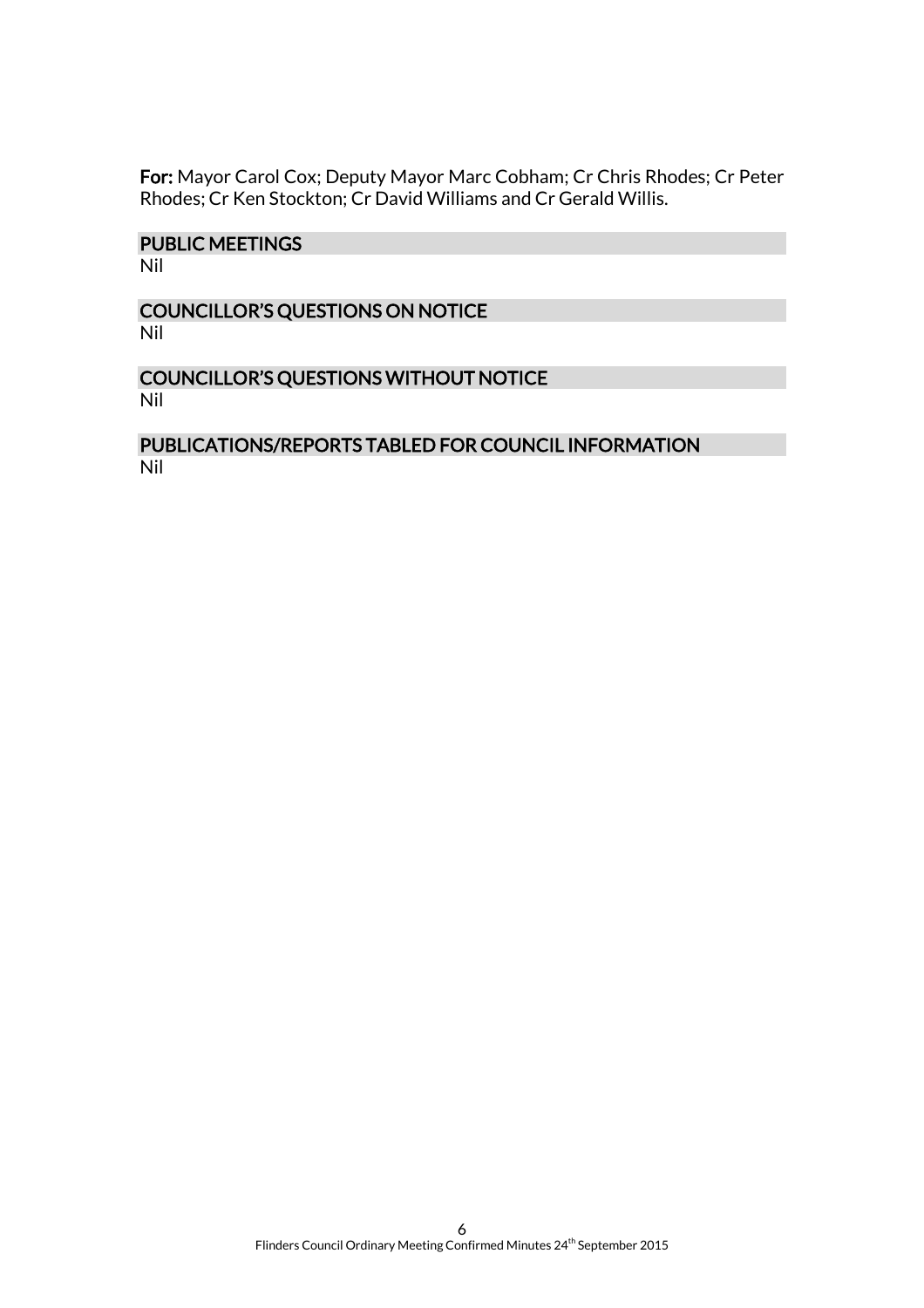**For:** Mayor Carol Cox; Deputy Mayor Marc Cobham; Cr Chris Rhodes; Cr Peter Rhodes; Cr Ken Stockton; Cr David Williams and Cr Gerald Willis.

## PUBLIC MEETINGS

Nil

## COUNCILLOR'S QUESTIONS ON NOTICE

Nil

## COUNCILLOR'S QUESTIONS WITHOUT NOTICE

Nil

## PUBLICATIONS/REPORTS TABLED FOR COUNCIL INFORMATION

Nil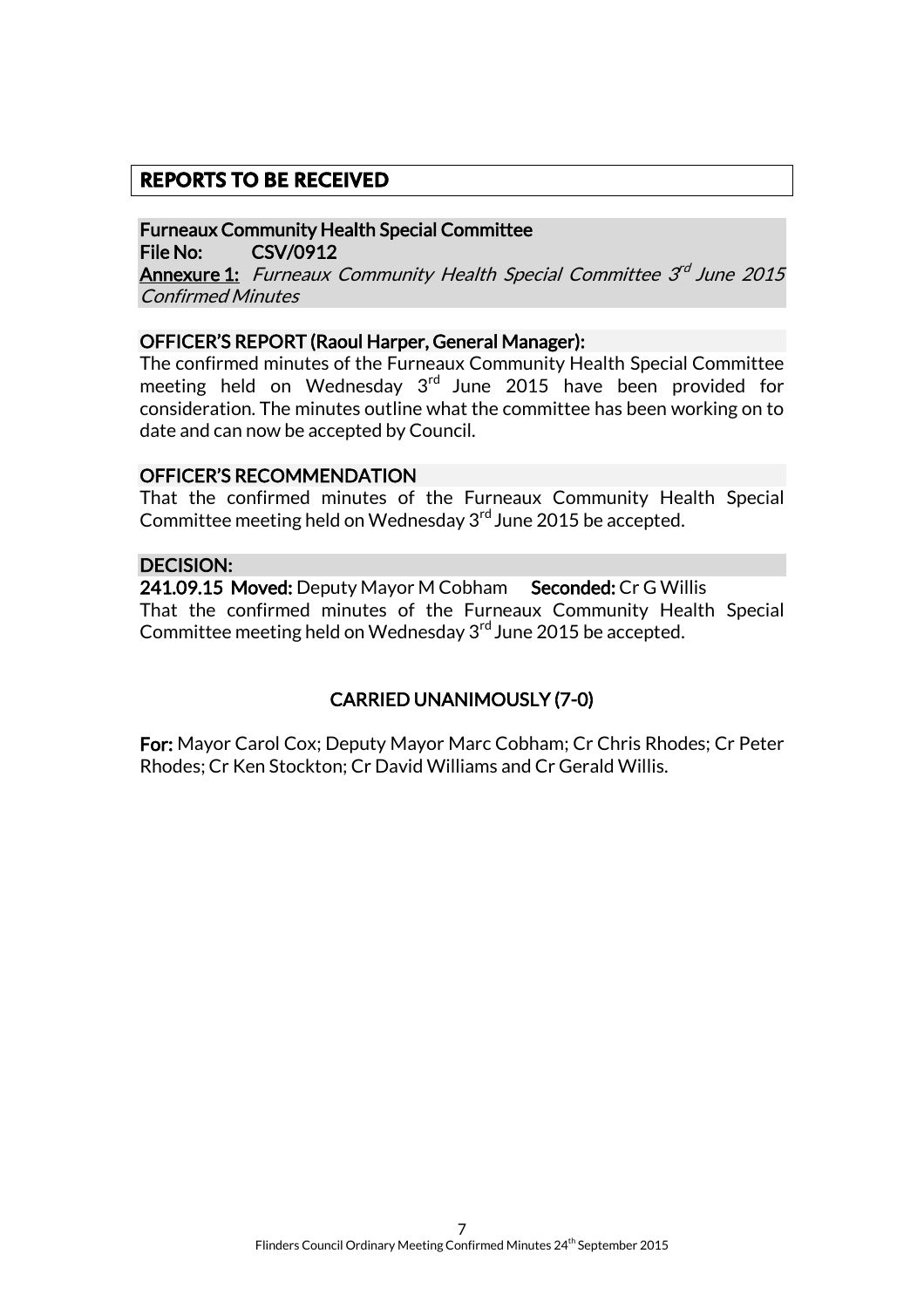## REPORTS TO BE RECEIVED

**Furneaux Community Health Special Committee**
**File No: CSV/0912**
**Annexure 1:** *Furneaux Community Health Special Committee 3rd June 2015 Confirmed Minutes*

**OFFICER'S REPORT (Raoul Harper, General Manager):**

The confirmed minutes of the Furneaux Community Health Special Committee meeting held on Wednesday 3rd June 2015 have been provided for consideration. The minutes outline what the committee has been working on to date and can now be accepted by Council.

**OFFICER'S RECOMMENDATION**

That the confirmed minutes of the Furneaux Community Health Special Committee meeting held on Wednesday 3rd June 2015 be accepted.

**DECISION:**

**241.09.15 Moved:** Deputy Mayor M Cobham **Seconded:** Cr G Willis

That the confirmed minutes of the Furneaux Community Health Special Committee meeting held on Wednesday 3rd June 2015 be accepted.

**CARRIED UNANIMOUSLY (7-0)**

**For:** Mayor Carol Cox; Deputy Mayor Marc Cobham; Cr Chris Rhodes; Cr Peter Rhodes; Cr Ken Stockton; Cr David Williams and Cr Gerald Willis.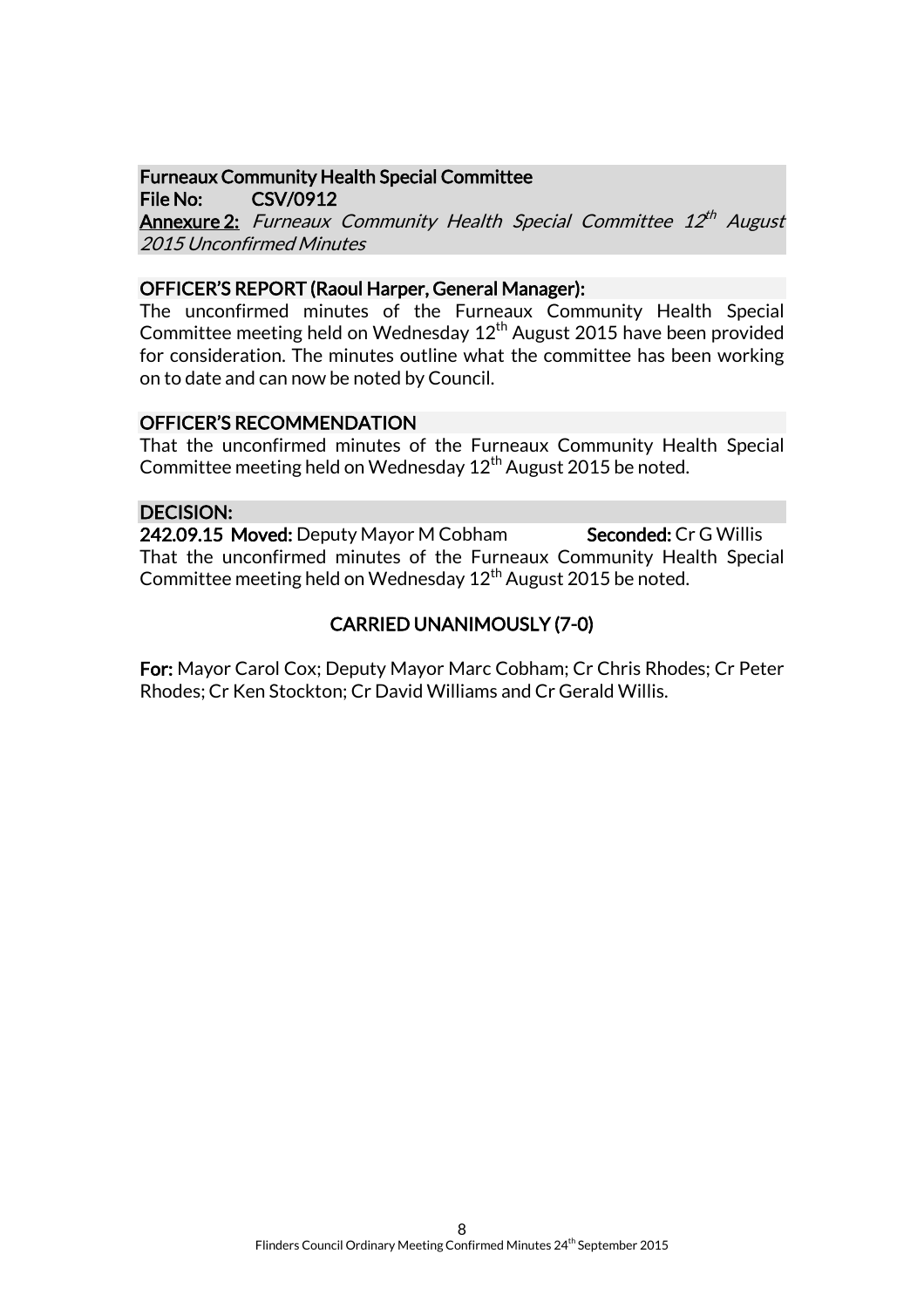**Furneaux Community Health Special Committee**
**File No: CSV/0912**
**Annexure 2:** *Furneaux Community Health Special Committee 12th August 2015 Unconfirmed Minutes*

**OFFICER'S REPORT (Raoul Harper, General Manager):**

The unconfirmed minutes of the Furneaux Community Health Special Committee meeting held on Wednesday 12th August 2015 have been provided for consideration. The minutes outline what the committee has been working on to date and can now be noted by Council.

**OFFICER'S RECOMMENDATION**

That the unconfirmed minutes of the Furneaux Community Health Special Committee meeting held on Wednesday 12th August 2015 be noted.

**DECISION:**

**242.09.15 Moved:** Deputy Mayor M Cobham **Seconded:** Cr G Willis

That the unconfirmed minutes of the Furneaux Community Health Special Committee meeting held on Wednesday 12th August 2015 be noted.

**CARRIED UNANIMOUSLY (7-0)**

**For:** Mayor Carol Cox; Deputy Mayor Marc Cobham; Cr Chris Rhodes; Cr Peter Rhodes; Cr Ken Stockton; Cr David Williams and Cr Gerald Willis.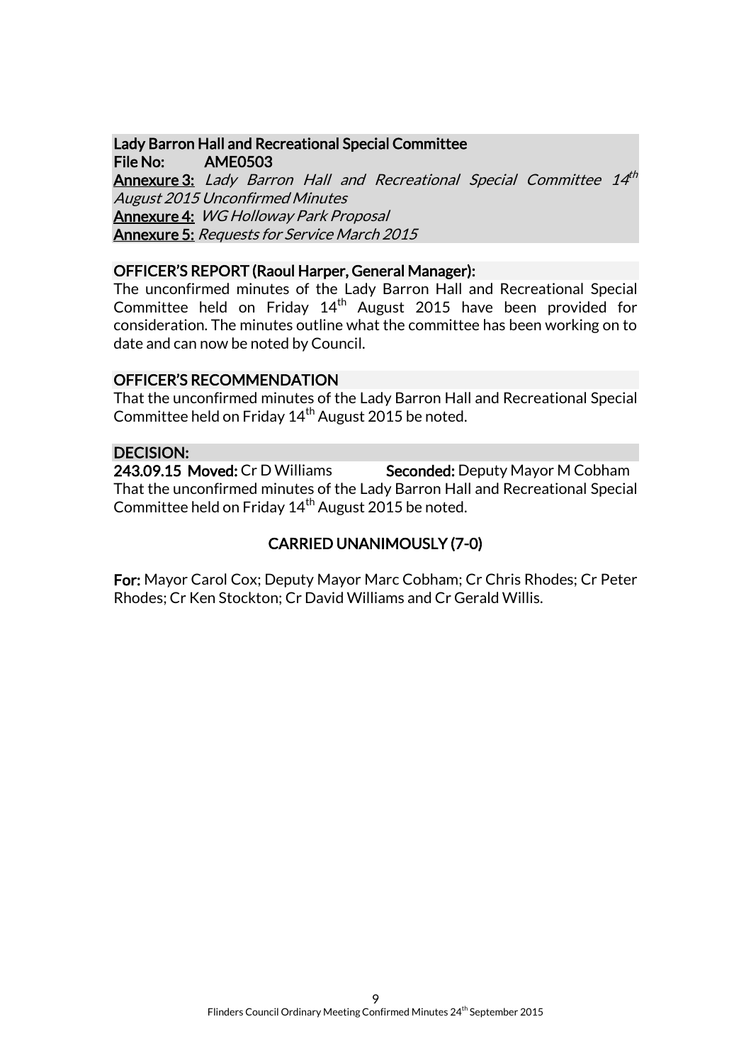**Lady Barron Hall and Recreational Special Committee**
**File No:** AME0503
**Annexure 3:** *Lady Barron Hall and Recreational Special Committee 14th August 2015 Unconfirmed Minutes*
**Annexure 4:** *WG Holloway Park Proposal*
**Annexure 5:** *Requests for Service March 2015*

**OFFICER'S REPORT (Raoul Harper, General Manager):**

The unconfirmed minutes of the Lady Barron Hall and Recreational Special Committee held on Friday 14th August 2015 have been provided for consideration. The minutes outline what the committee has been working on to date and can now be noted by Council.

**OFFICER'S RECOMMENDATION**

That the unconfirmed minutes of the Lady Barron Hall and Recreational Special Committee held on Friday 14th August 2015 be noted.

**DECISION:**

**243.09.15 Moved:** Cr D Williams **Seconded:** Deputy Mayor M Cobham

That the unconfirmed minutes of the Lady Barron Hall and Recreational Special Committee held on Friday 14th August 2015 be noted.

**CARRIED UNANIMOUSLY (7-0)**

**For:** Mayor Carol Cox; Deputy Mayor Marc Cobham; Cr Chris Rhodes; Cr Peter Rhodes; Cr Ken Stockton; Cr David Williams and Cr Gerald Willis.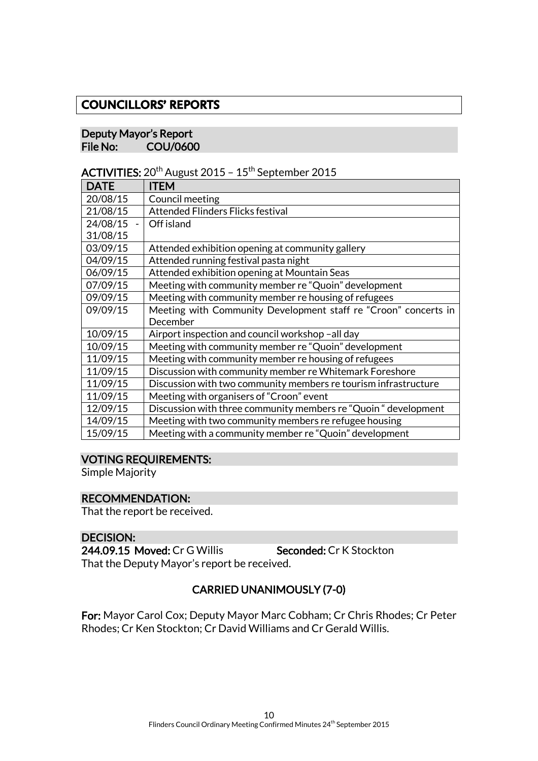# COUNCILLORS' REPORTS

## Deputy Mayor's Report

**File No: COU/0600**

**ACTIVITIES:** 20th August 2015 – 15th September 2015

| DATE | ITEM |
|---|---|
| 20/08/15 | Council meeting |
| 21/08/15 | Attended Flinders Flicks festival |
| 24/08/15 - 31/08/15 | Off island |
| 03/09/15 | Attended exhibition opening at community gallery |
| 04/09/15 | Attended running festival pasta night |
| 06/09/15 | Attended exhibition opening at Mountain Seas |
| 07/09/15 | Meeting with community member re "Quoin" development |
| 09/09/15 | Meeting with community member re housing of refugees |
| 09/09/15 | Meeting with Community Development staff re "Croon" concerts in December |
| 10/09/15 | Airport inspection and council workshop –all day |
| 10/09/15 | Meeting with community member re "Quoin" development |
| 11/09/15 | Meeting with community member re housing of refugees |
| 11/09/15 | Discussion with community member re Whitemark Foreshore |
| 11/09/15 | Discussion with two community members re tourism infrastructure |
| 11/09/15 | Meeting with organisers of "Croon" event |
| 12/09/15 | Discussion with three community members re "Quoin " development |
| 14/09/15 | Meeting with two community members re refugee housing |
| 15/09/15 | Meeting with a community member re "Quoin" development |

### VOTING REQUIREMENTS:

Simple Majority

### RECOMMENDATION:

That the report be received.

### DECISION:

**244.09.15 Moved:** Cr G Willis **Seconded:** Cr K Stockton

That the Deputy Mayor's report be received.

**CARRIED UNANIMOUSLY (7-0)**

**For:** Mayor Carol Cox; Deputy Mayor Marc Cobham; Cr Chris Rhodes; Cr Peter Rhodes; Cr Ken Stockton; Cr David Williams and Cr Gerald Willis.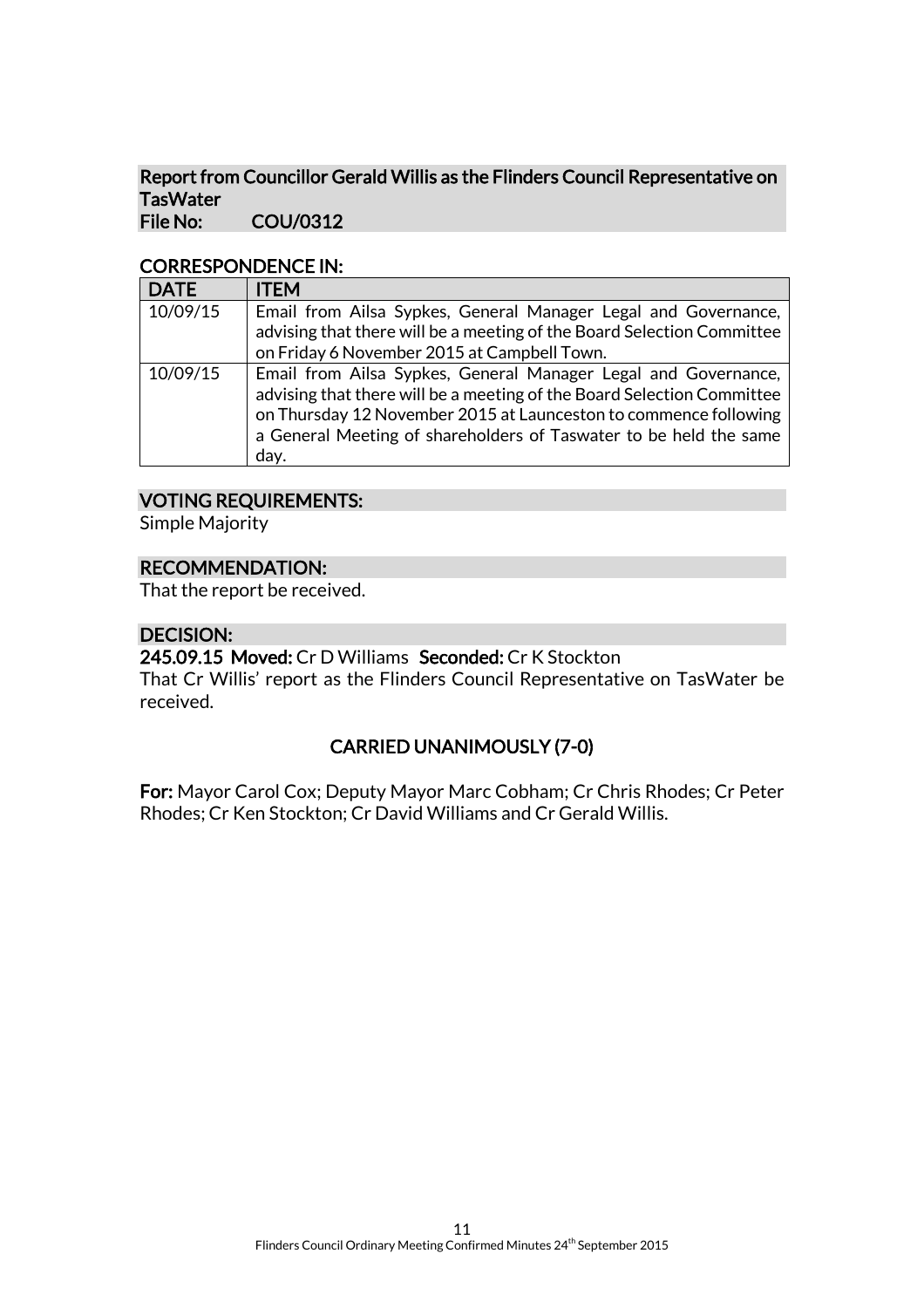## Report from Councillor Gerald Willis as the Flinders Council Representative on TasWater

**File No: COU/0312**

### CORRESPONDENCE IN:

| DATE | ITEM |
| --- | --- |
| 10/09/15 | Email from Ailsa Sypkes, General Manager Legal and Governance, advising that there will be a meeting of the Board Selection Committee on Friday 6 November 2015 at Campbell Town. |
| 10/09/15 | Email from Ailsa Sypkes, General Manager Legal and Governance, advising that there will be a meeting of the Board Selection Committee on Thursday 12 November 2015 at Launceston to commence following a General Meeting of shareholders of Taswater to be held the same day. |

### VOTING REQUIREMENTS:

Simple Majority

### RECOMMENDATION:

That the report be received.

### DECISION:

**245.09.15 Moved:** Cr D Williams **Seconded:** Cr K Stockton

That Cr Willis' report as the Flinders Council Representative on TasWater be received.

**CARRIED UNANIMOUSLY (7-0)**

**For:** Mayor Carol Cox; Deputy Mayor Marc Cobham; Cr Chris Rhodes; Cr Peter Rhodes; Cr Ken Stockton; Cr David Williams and Cr Gerald Willis.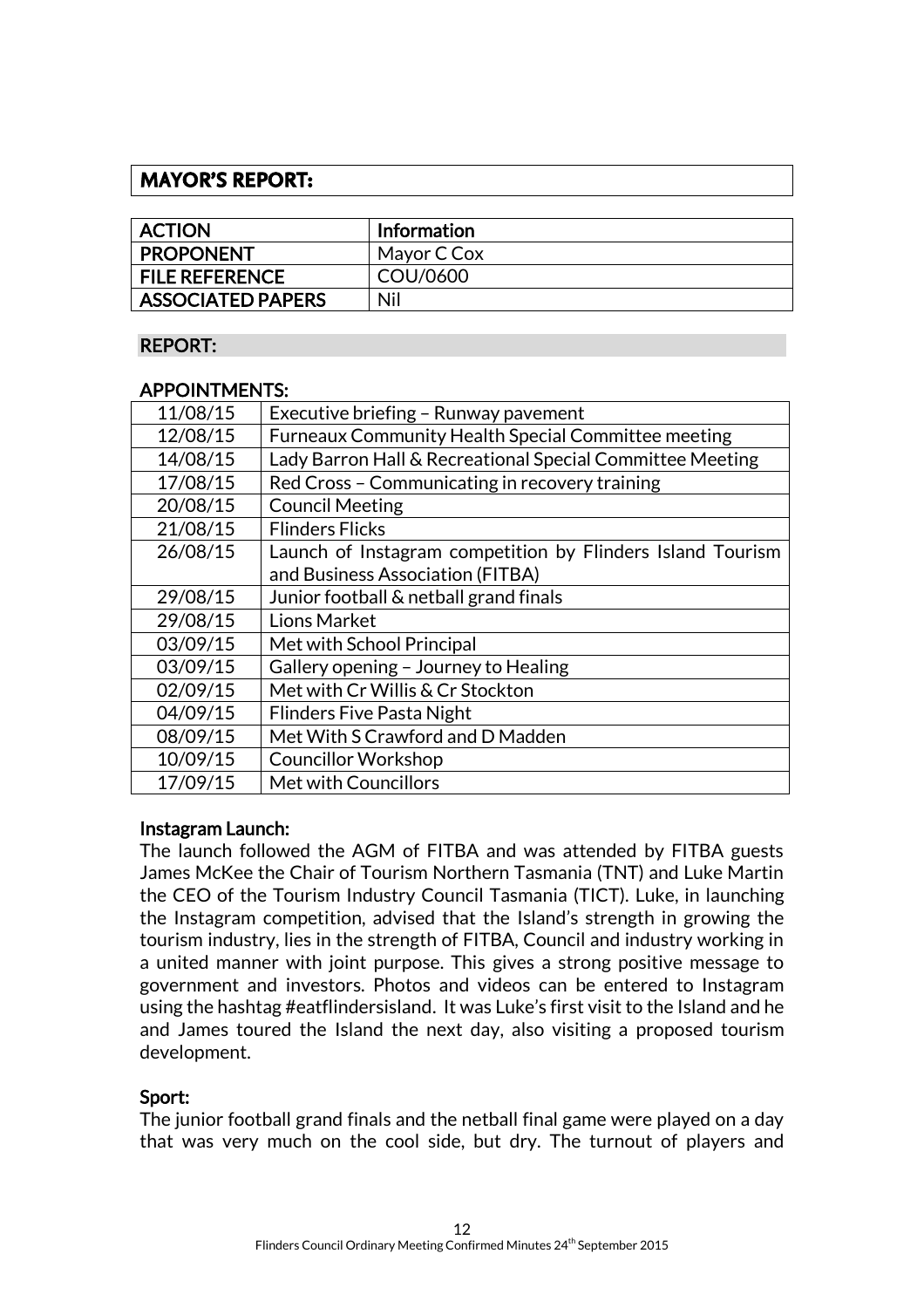## MAYOR'S REPORT:

| ACTION | Information |
|---|---|
| PROPONENT | Mayor C Cox |
| FILE REFERENCE | COU/0600 |
| ASSOCIATED PAPERS | Nil |

### REPORT:

### APPOINTMENTS:

| | |
|---|---|
| 11/08/15 | Executive briefing – Runway pavement |
| 12/08/15 | Furneaux Community Health Special Committee meeting |
| 14/08/15 | Lady Barron Hall & Recreational Special Committee Meeting |
| 17/08/15 | Red Cross – Communicating in recovery training |
| 20/08/15 | Council Meeting |
| 21/08/15 | Flinders Flicks |
| 26/08/15 | Launch of Instagram competition by Flinders Island Tourism and Business Association (FITBA) |
| 29/08/15 | Junior football & netball grand finals |
| 29/08/15 | Lions Market |
| 03/09/15 | Met with School Principal |
| 03/09/15 | Gallery opening – Journey to Healing |
| 02/09/15 | Met with Cr Willis & Cr Stockton |
| 04/09/15 | Flinders Five Pasta Night |
| 08/09/15 | Met With S Crawford and D Madden |
| 10/09/15 | Councillor Workshop |
| 17/09/15 | Met with Councillors |

**Instagram Launch:**

The launch followed the AGM of FITBA and was attended by FITBA guests James McKee the Chair of Tourism Northern Tasmania (TNT) and Luke Martin the CEO of the Tourism Industry Council Tasmania (TICT). Luke, in launching the Instagram competition, advised that the Island's strength in growing the tourism industry, lies in the strength of FITBA, Council and industry working in a united manner with joint purpose. This gives a strong positive message to government and investors. Photos and videos can be entered to Instagram using the hashtag #eatflindersisland. It was Luke's first visit to the Island and he and James toured the Island the next day, also visiting a proposed tourism development.

**Sport:**

The junior football grand finals and the netball final game were played on a day that was very much on the cool side, but dry. The turnout of players and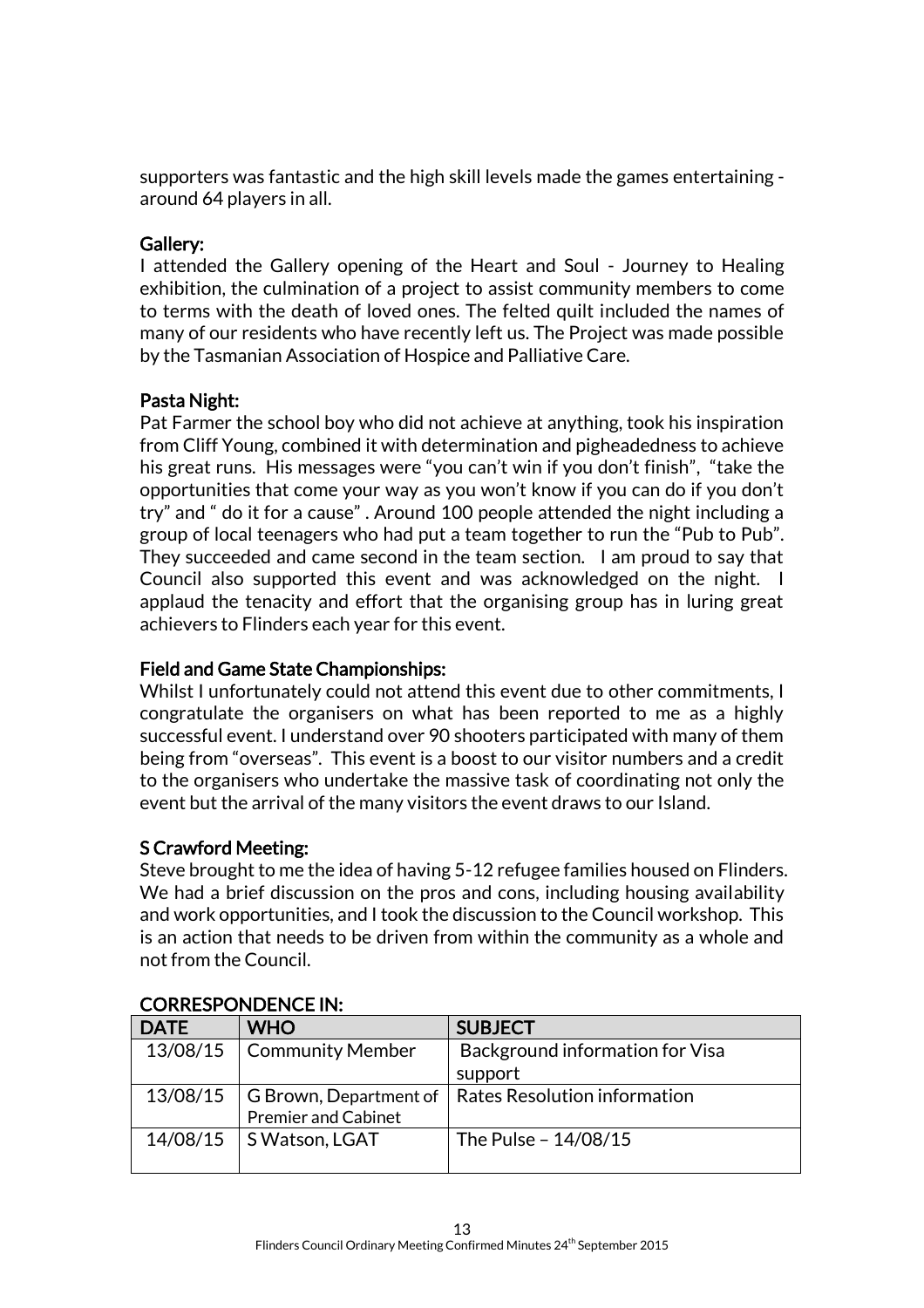supporters was fantastic and the high skill levels made the games entertaining - around 64 players in all.

**Gallery:**
I attended the Gallery opening of the Heart and Soul - Journey to Healing exhibition, the culmination of a project to assist community members to come to terms with the death of loved ones. The felted quilt included the names of many of our residents who have recently left us. The Project was made possible by the Tasmanian Association of Hospice and Palliative Care.

**Pasta Night:**
Pat Farmer the school boy who did not achieve at anything, took his inspiration from Cliff Young, combined it with determination and pigheadedness to achieve his great runs. His messages were "you can't win if you don't finish", "take the opportunities that come your way as you won't know if you can do if you don't try" and " do it for a cause" . Around 100 people attended the night including a group of local teenagers who had put a team together to run the "Pub to Pub". They succeeded and came second in the team section. I am proud to say that Council also supported this event and was acknowledged on the night. I applaud the tenacity and effort that the organising group has in luring great achievers to Flinders each year for this event.

**Field and Game State Championships:**
Whilst I unfortunately could not attend this event due to other commitments, I congratulate the organisers on what has been reported to me as a highly successful event. I understand over 90 shooters participated with many of them being from "overseas". This event is a boost to our visitor numbers and a credit to the organisers who undertake the massive task of coordinating not only the event but the arrival of the many visitors the event draws to our Island.

**S Crawford Meeting:**
Steve brought to me the idea of having 5-12 refugee families housed on Flinders. We had a brief discussion on the pros and cons, including housing availability and work opportunities, and I took the discussion to the Council workshop. This is an action that needs to be driven from within the community as a whole and not from the Council.

**CORRESPONDENCE IN:**

| DATE | WHO | SUBJECT |
|---|---|---|
| 13/08/15 | Community Member | Background information for Visa support |
| 13/08/15 | G Brown, Department of Premier and Cabinet | Rates Resolution information |
| 14/08/15 | S Watson, LGAT | The Pulse – 14/08/15 |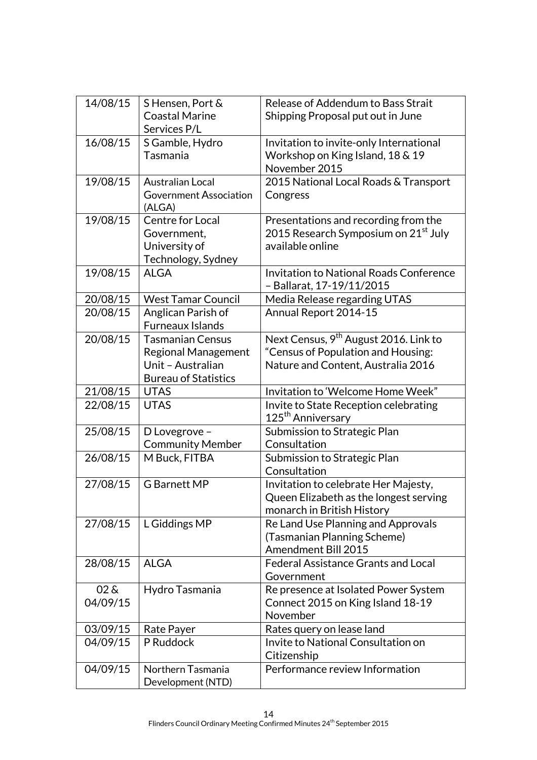| 14/08/15 | S Hensen, Port & Coastal Marine Services P/L | Release of Addendum to Bass Strait Shipping Proposal put out in June |
|---|---|---|
| 16/08/15 | S Gamble, Hydro Tasmania | Invitation to invite-only International Workshop on King Island, 18 & 19 November 2015 |
| 19/08/15 | Australian Local Government Association (ALGA) | 2015 National Local Roads & Transport Congress |
| 19/08/15 | Centre for Local Government, University of Technology, Sydney | Presentations and recording from the 2015 Research Symposium on 21st July available online |
| 19/08/15 | ALGA | Invitation to National Roads Conference – Ballarat, 17-19/11/2015 |
| 20/08/15 | West Tamar Council | Media Release regarding UTAS |
| 20/08/15 | Anglican Parish of Furneaux Islands | Annual Report 2014-15 |
| 20/08/15 | Tasmanian Census Regional Management Unit – Australian Bureau of Statistics | Next Census, 9th August 2016. Link to "Census of Population and Housing: Nature and Content, Australia 2016 |
| 21/08/15 | UTAS | Invitation to 'Welcome Home Week" |
| 22/08/15 | UTAS | Invite to State Reception celebrating 125th Anniversary |
| 25/08/15 | D Lovegrove – Community Member | Submission to Strategic Plan Consultation |
| 26/08/15 | M Buck, FITBA | Submission to Strategic Plan Consultation |
| 27/08/15 | G Barnett MP | Invitation to celebrate Her Majesty, Queen Elizabeth as the longest serving monarch in British History |
| 27/08/15 | L Giddings MP | Re Land Use Planning and Approvals (Tasmanian Planning Scheme) Amendment Bill 2015 |
| 28/08/15 | ALGA | Federal Assistance Grants and Local Government |
| 02 & 04/09/15 | Hydro Tasmania | Re presence at Isolated Power System Connect 2015 on King Island 18-19 November |
| 03/09/15 | Rate Payer | Rates query on lease land |
| 04/09/15 | P Ruddock | Invite to National Consultation on Citizenship |
| 04/09/15 | Northern Tasmania Development (NTD) | Performance review Information |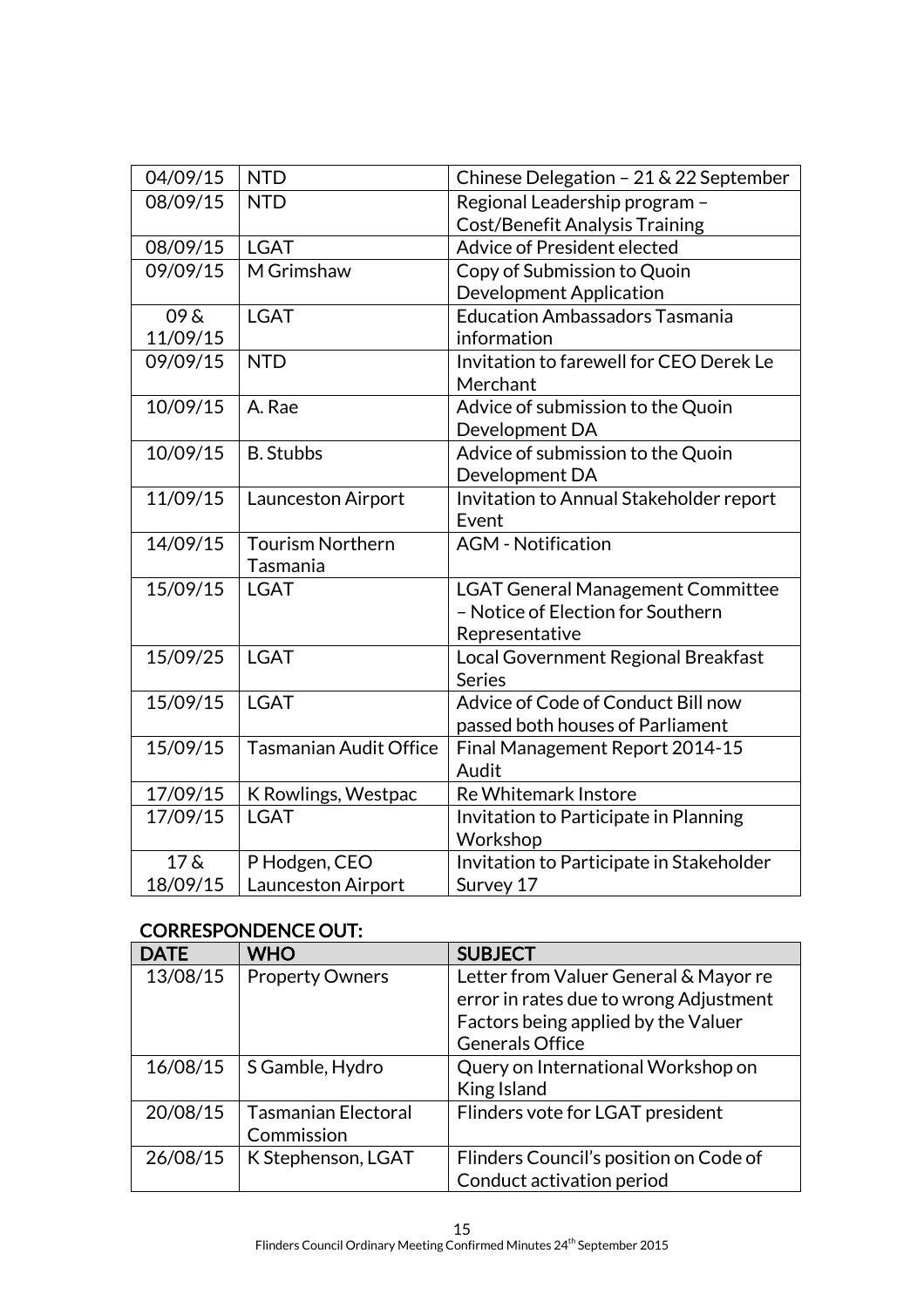| | | |
|---|---|---|
| 04/09/15 | NTD | Chinese Delegation – 21 & 22 September |
| 08/09/15 | NTD | Regional Leadership program – Cost/Benefit Analysis Training |
| 08/09/15 | LGAT | Advice of President elected |
| 09/09/15 | M Grimshaw | Copy of Submission to Quoin Development Application |
| 09 & 11/09/15 | LGAT | Education Ambassadors Tasmania information |
| 09/09/15 | NTD | Invitation to farewell for CEO Derek Le Merchant |
| 10/09/15 | A. Rae | Advice of submission to the Quoin Development DA |
| 10/09/15 | B. Stubbs | Advice of submission to the Quoin Development DA |
| 11/09/15 | Launceston Airport | Invitation to Annual Stakeholder report Event |
| 14/09/15 | Tourism Northern Tasmania | AGM - Notification |
| 15/09/15 | LGAT | LGAT General Management Committee – Notice of Election for Southern Representative |
| 15/09/25 | LGAT | Local Government Regional Breakfast Series |
| 15/09/15 | LGAT | Advice of Code of Conduct Bill now passed both houses of Parliament |
| 15/09/15 | Tasmanian Audit Office | Final Management Report 2014-15 Audit |
| 17/09/15 | K Rowlings, Westpac | Re Whitemark Instore |
| 17/09/15 | LGAT | Invitation to Participate in Planning Workshop |
| 17 & 18/09/15 | P Hodgen, CEO Launceston Airport | Invitation to Participate in Stakeholder Survey 17 |

**CORRESPONDENCE OUT:**

| DATE | WHO | SUBJECT |
|---|---|---|
| 13/08/15 | Property Owners | Letter from Valuer General & Mayor re error in rates due to wrong Adjustment Factors being applied by the Valuer Generals Office |
| 16/08/15 | S Gamble, Hydro | Query on International Workshop on King Island |
| 20/08/15 | Tasmanian Electoral Commission | Flinders vote for LGAT president |
| 26/08/15 | K Stephenson, LGAT | Flinders Council's position on Code of Conduct activation period |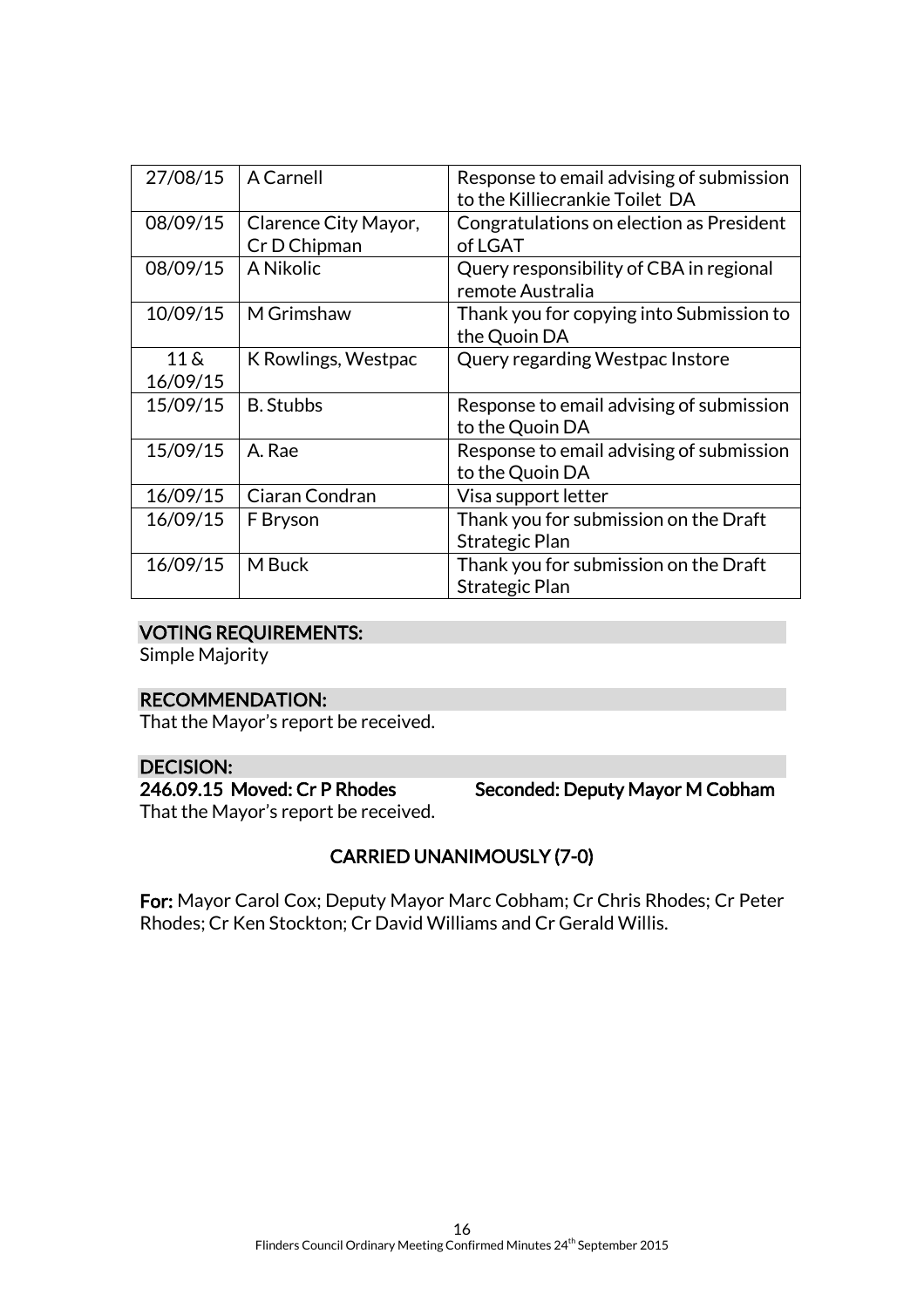| | | |
|---|---|---|
| 27/08/15 | A Carnell | Response to email advising of submission to the Killiecrankie Toilet DA |
| 08/09/15 | Clarence City Mayor, Cr D Chipman | Congratulations on election as President of LGAT |
| 08/09/15 | A Nikolic | Query responsibility of CBA in regional remote Australia |
| 10/09/15 | M Grimshaw | Thank you for copying into Submission to the Quoin DA |
| 11 & 16/09/15 | K Rowlings, Westpac | Query regarding Westpac Instore |
| 15/09/15 | B. Stubbs | Response to email advising of submission to the Quoin DA |
| 15/09/15 | A. Rae | Response to email advising of submission to the Quoin DA |
| 16/09/15 | Ciaran Condran | Visa support letter |
| 16/09/15 | F Bryson | Thank you for submission on the Draft Strategic Plan |
| 16/09/15 | M Buck | Thank you for submission on the Draft Strategic Plan |

**VOTING REQUIREMENTS:**

Simple Majority

**RECOMMENDATION:**

That the Mayor's report be received.

**DECISION:**

**246.09.15 Moved: Cr P Rhodes Seconded: Deputy Mayor M Cobham**

That the Mayor's report be received.

**CARRIED UNANIMOUSLY (7-0)**

**For:** Mayor Carol Cox; Deputy Mayor Marc Cobham; Cr Chris Rhodes; Cr Peter Rhodes; Cr Ken Stockton; Cr David Williams and Cr Gerald Willis.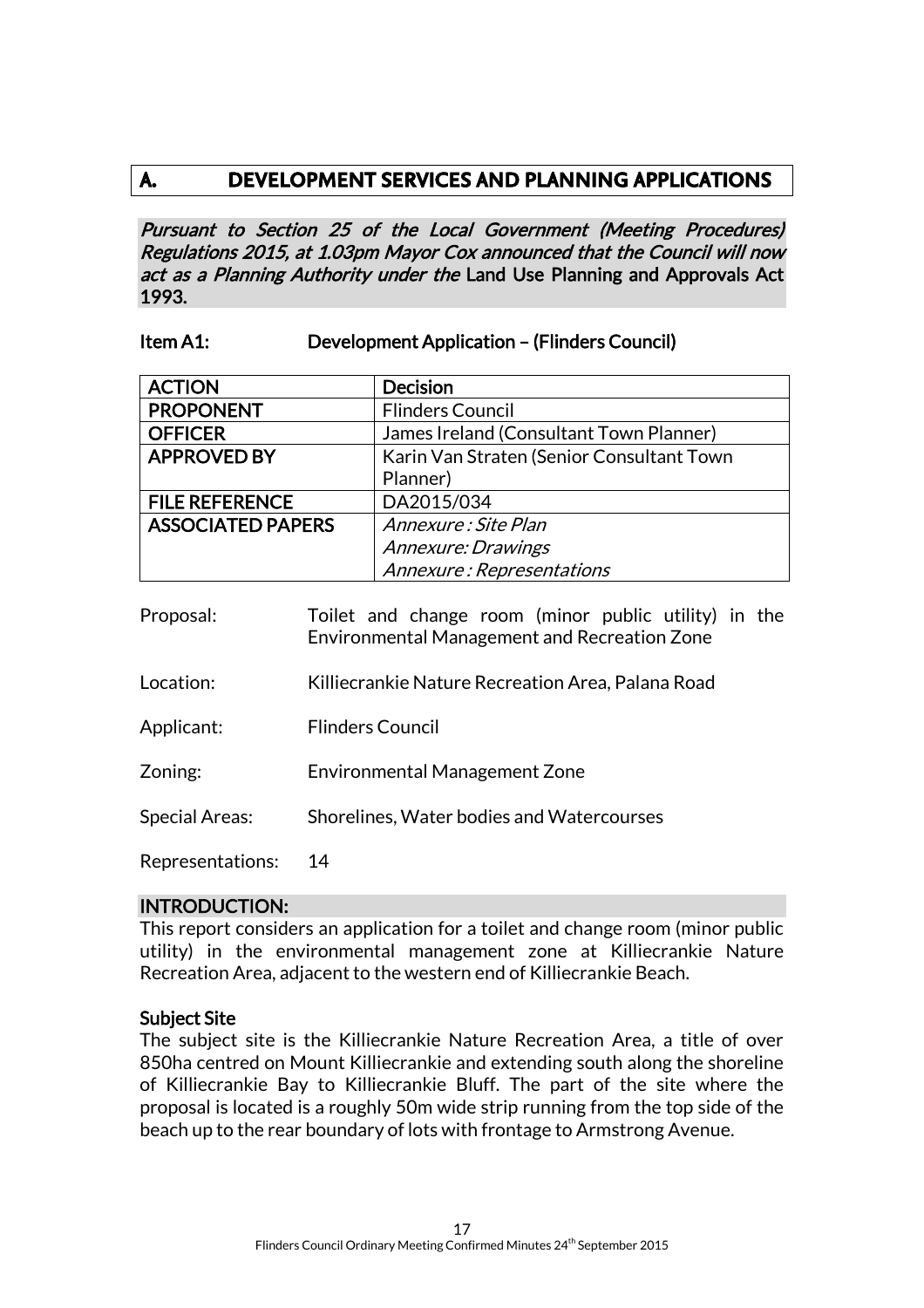# A. DEVELOPMENT SERVICES AND PLANNING APPLICATIONS

*Pursuant to Section 25 of the Local Government (Meeting Procedures) Regulations 2015, at 1.03pm Mayor Cox announced that the Council will now act as a Planning Authority under the* **Land Use Planning and Approvals Act 1993.**

**Item A1: Development Application – (Flinders Council)**

| **ACTION** | **Decision** |
|---|---|
| **PROPONENT** | Flinders Council |
| **OFFICER** | James Ireland (Consultant Town Planner) |
| **APPROVED BY** | Karin Van Straten (Senior Consultant Town Planner) |
| **FILE REFERENCE** | DA2015/034 |
| **ASSOCIATED PAPERS** | *Annexure : Site Plan*<br>*Annexure: Drawings*<br>*Annexure : Representations* |

Proposal: Toilet and change room (minor public utility) in the Environmental Management and Recreation Zone

Location: Killiecrankie Nature Recreation Area, Palana Road

Applicant: Flinders Council

Zoning: Environmental Management Zone

Special Areas: Shorelines, Water bodies and Watercourses

Representations: 14

## INTRODUCTION:

This report considers an application for a toilet and change room (minor public utility) in the environmental management zone at Killiecrankie Nature Recreation Area, adjacent to the western end of Killiecrankie Beach.

### Subject Site

The subject site is the Killiecrankie Nature Recreation Area, a title of over 850ha centred on Mount Killiecrankie and extending south along the shoreline of Killiecrankie Bay to Killiecrankie Bluff. The part of the site where the proposal is located is a roughly 50m wide strip running from the top side of the beach up to the rear boundary of lots with frontage to Armstrong Avenue.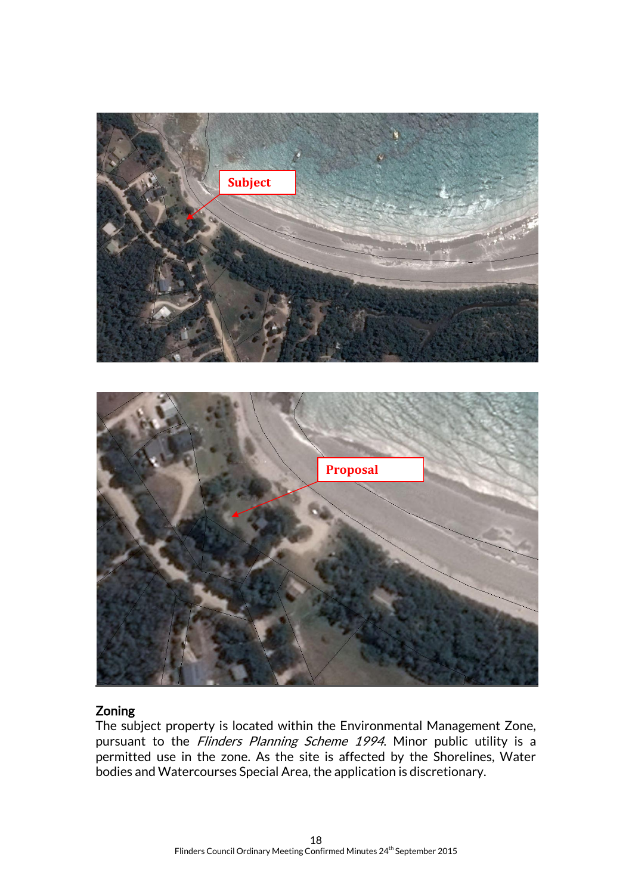## Zoning

The subject property is located within the Environmental Management Zone, pursuant to the *Flinders Planning Scheme 1994*. Minor public utility is a permitted use in the zone. As the site is affected by the Shorelines, Water bodies and Watercourses Special Area, the application is discretionary.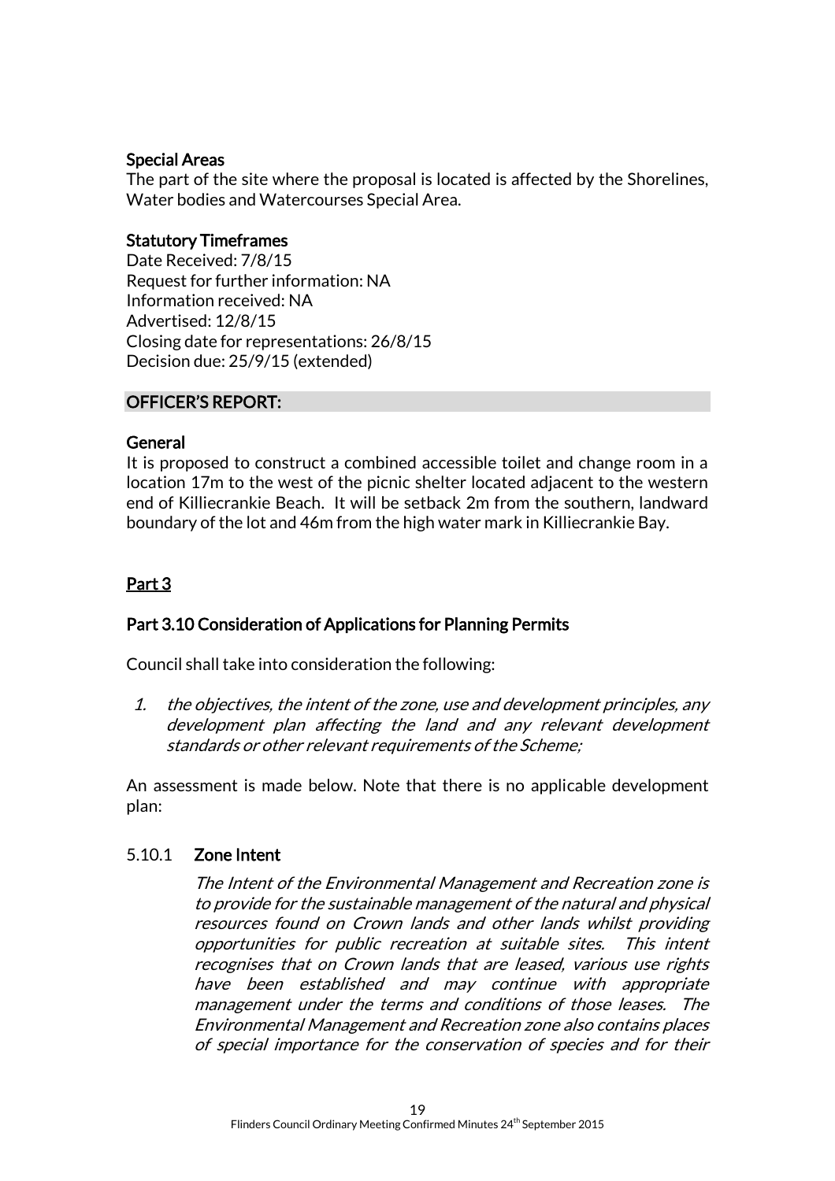**Special Areas**

The part of the site where the proposal is located is affected by the Shorelines, Water bodies and Watercourses Special Area.

**Statutory Timeframes**

Date Received: 7/8/15
Request for further information: NA
Information received: NA
Advertised: 12/8/15
Closing date for representations: 26/8/15
Decision due: 25/9/15 (extended)

**OFFICER'S REPORT:**

**General**

It is proposed to construct a combined accessible toilet and change room in a location 17m to the west of the picnic shelter located adjacent to the western end of Killiecrankie Beach. It will be setback 2m from the southern, landward boundary of the lot and 46m from the high water mark in Killiecrankie Bay.

**Part 3**

**Part 3.10 Consideration of Applications for Planning Permits**

Council shall take into consideration the following:

1. *the objectives, the intent of the zone, use and development principles, any development plan affecting the land and any relevant development standards or other relevant requirements of the Scheme;*

An assessment is made below. Note that there is no applicable development plan:

5.10.1 **Zone Intent**

*The Intent of the Environmental Management and Recreation zone is to provide for the sustainable management of the natural and physical resources found on Crown lands and other lands whilst providing opportunities for public recreation at suitable sites. This intent recognises that on Crown lands that are leased, various use rights have been established and may continue with appropriate management under the terms and conditions of those leases. The Environmental Management and Recreation zone also contains places of special importance for the conservation of species and for their*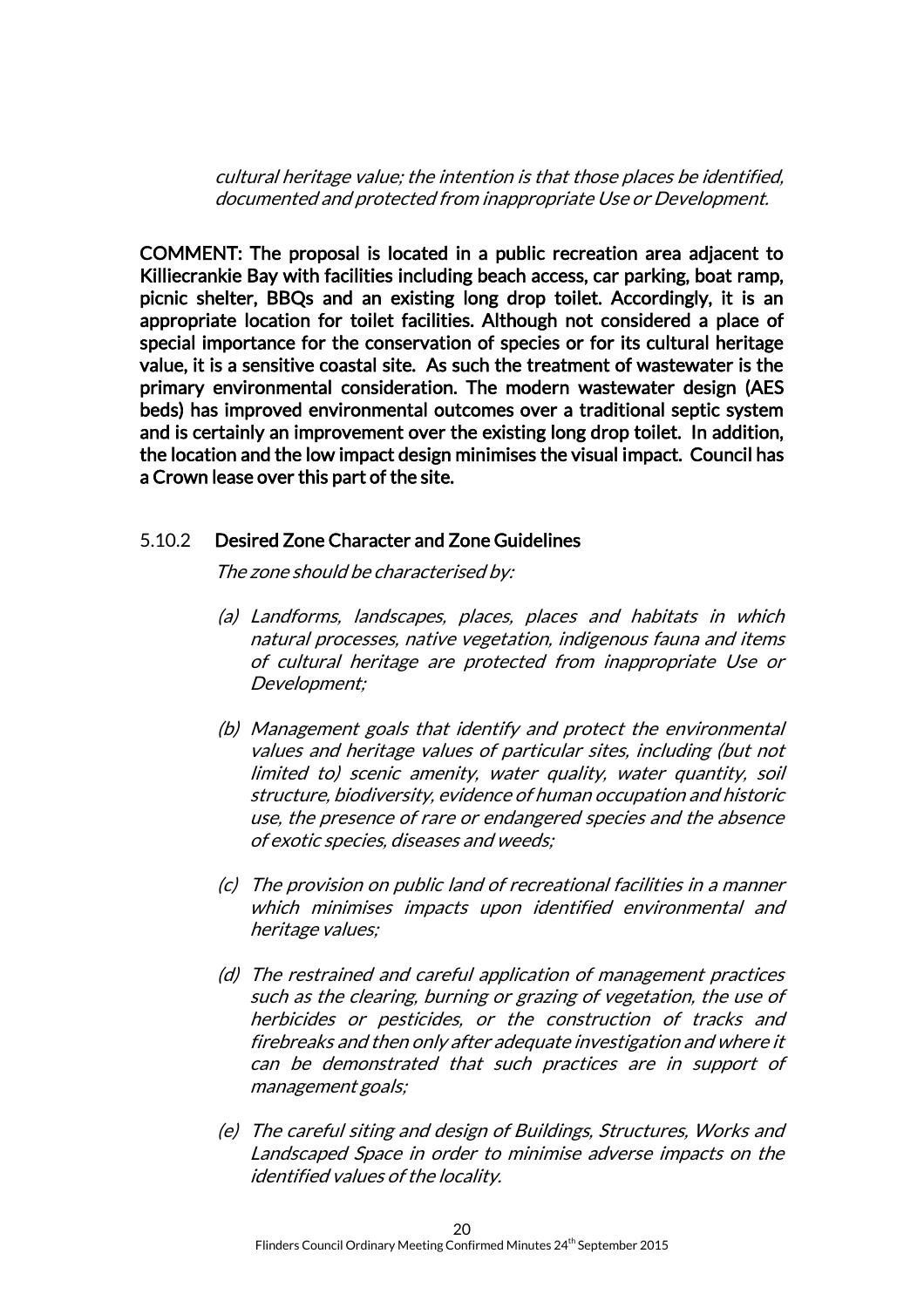*cultural heritage value; the intention is that those places be identified, documented and protected from inappropriate Use or Development.*

**COMMENT: The proposal is located in a public recreation area adjacent to Killiecrankie Bay with facilities including beach access, car parking, boat ramp, picnic shelter, BBQs and an existing long drop toilet. Accordingly, it is an appropriate location for toilet facilities. Although not considered a place of special importance for the conservation of species or for its cultural heritage value, it is a sensitive coastal site. As such the treatment of wastewater is the primary environmental consideration. The modern wastewater design (AES beds) has improved environmental outcomes over a traditional septic system and is certainly an improvement over the existing long drop toilet. In addition, the location and the low impact design minimises the visual impact. Council has a Crown lease over this part of the site.**

5.10.2 **Desired Zone Character and Zone Guidelines**

*The zone should be characterised by:*

*(a) Landforms, landscapes, places, places and habitats in which natural processes, native vegetation, indigenous fauna and items of cultural heritage are protected from inappropriate Use or Development;*

*(b) Management goals that identify and protect the environmental values and heritage values of particular sites, including (but not limited to) scenic amenity, water quality, water quantity, soil structure, biodiversity, evidence of human occupation and historic use, the presence of rare or endangered species and the absence of exotic species, diseases and weeds;*

*(c) The provision on public land of recreational facilities in a manner which minimises impacts upon identified environmental and heritage values;*

*(d) The restrained and careful application of management practices such as the clearing, burning or grazing of vegetation, the use of herbicides or pesticides, or the construction of tracks and firebreaks and then only after adequate investigation and where it can be demonstrated that such practices are in support of management goals;*

*(e) The careful siting and design of Buildings, Structures, Works and Landscaped Space in order to minimise adverse impacts on the identified values of the locality.*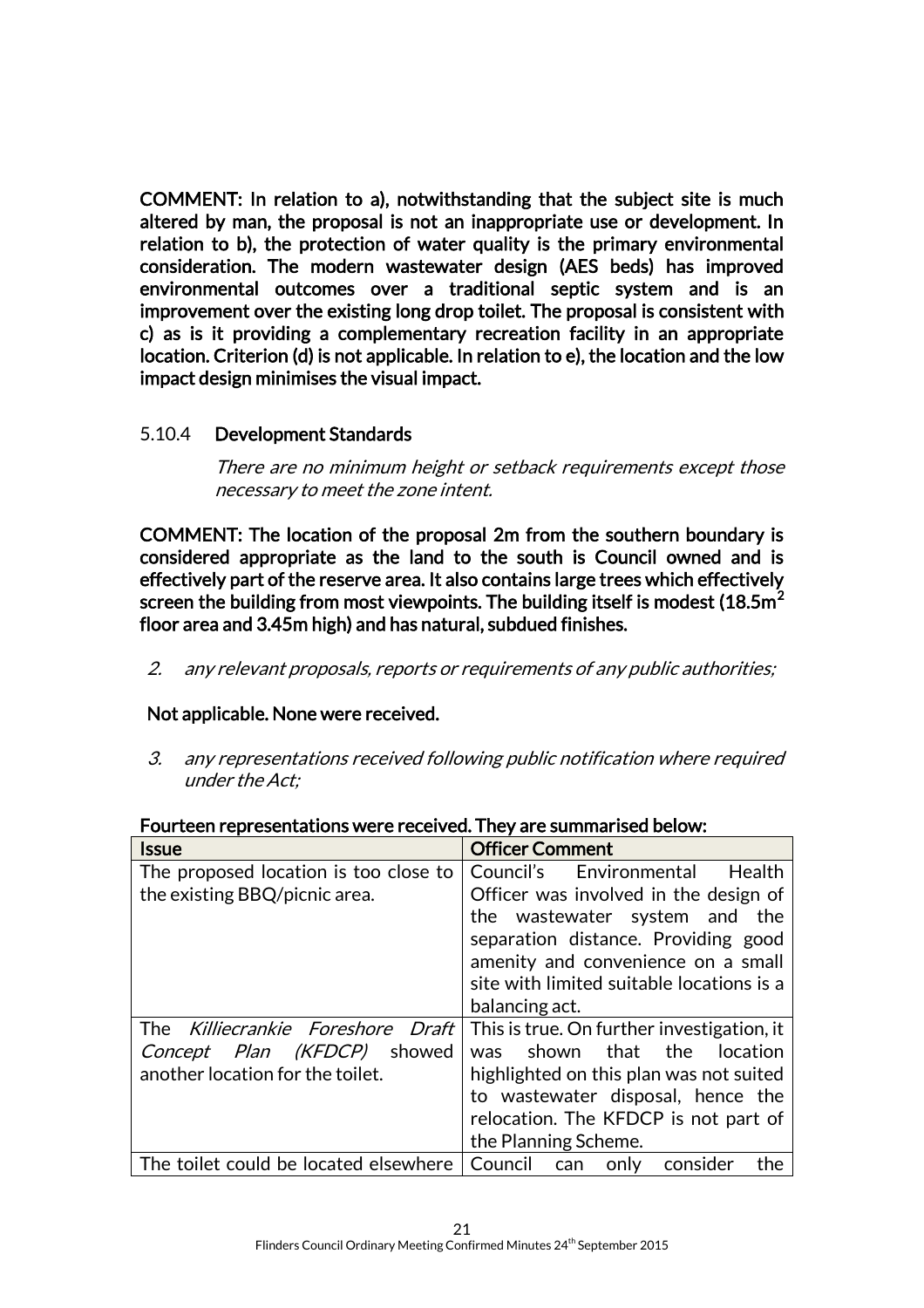**COMMENT: In relation to a), notwithstanding that the subject site is much altered by man, the proposal is not an inappropriate use or development. In relation to b), the protection of water quality is the primary environmental consideration. The modern wastewater design (AES beds) has improved environmental outcomes over a traditional septic system and is an improvement over the existing long drop toilet. The proposal is consistent with c) as is it providing a complementary recreation facility in an appropriate location. Criterion (d) is not applicable. In relation to e), the location and the low impact design minimises the visual impact.**

5.10.4 **Development Standards**

*There are no minimum height or setback requirements except those necessary to meet the zone intent.*

**COMMENT: The location of the proposal 2m from the southern boundary is considered appropriate as the land to the south is Council owned and is effectively part of the reserve area. It also contains large trees which effectively screen the building from most viewpoints. The building itself is modest (18.5m$^2$ floor area and 3.45m high) and has natural, subdued finishes.**

2. *any relevant proposals, reports or requirements of any public authorities;*

**Not applicable. None were received.**

3. *any representations received following public notification where required under the Act;*

**Fourteen representations were received. They are summarised below:**

| **Issue** | **Officer Comment** |
| --- | --- |
| The proposed location is too close to the existing BBQ/picnic area. | Council's Environmental Health Officer was involved in the design of the wastewater system and the separation distance. Providing good amenity and convenience on a small site with limited suitable locations is a balancing act. |
| The *Killiecrankie Foreshore Draft Concept Plan (KFDCP)* showed another location for the toilet. | This is true. On further investigation, it was shown that the location highlighted on this plan was not suited to wastewater disposal, hence the relocation. The KFDCP is not part of the Planning Scheme. |
| The toilet could be located elsewhere | Council can only consider the |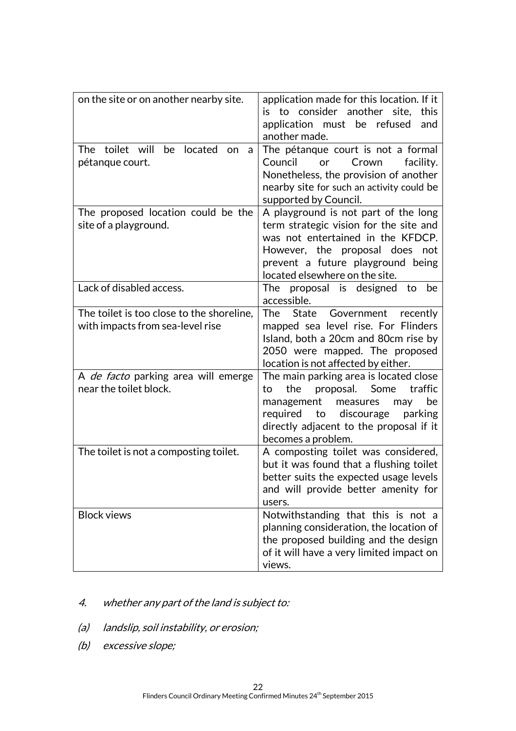| | |
|---|---|
| on the site or on another nearby site. | application made for this location. If it is to consider another site, this application must be refused and another made. |
| The toilet will be located on a pétanque court. | The pétanque court is not a formal Council or Crown facility. Nonetheless, the provision of another nearby site for such an activity could be supported by Council. |
| The proposed location could be the site of a playground. | A playground is not part of the long term strategic vision for the site and was not entertained in the KFDCP. However, the proposal does not prevent a future playground being located elsewhere on the site. |
| Lack of disabled access. | The proposal is designed to be accessible. |
| The toilet is too close to the shoreline, with impacts from sea-level rise | The State Government recently mapped sea level rise. For Flinders Island, both a 20cm and 80cm rise by 2050 were mapped. The proposed location is not affected by either. |
| A *de facto* parking area will emerge near the toilet block. | The main parking area is located close to the proposal. Some traffic management measures may be required to discourage parking directly adjacent to the proposal if it becomes a problem. |
| The toilet is not a composting toilet. | A composting toilet was considered, but it was found that a flushing toilet better suits the expected usage levels and will provide better amenity for users. |
| Block views | Notwithstanding that this is not a planning consideration, the location of the proposed building and the design of it will have a very limited impact on views. |

*4. whether any part of the land is subject to:*

*(a) landslip, soil instability, or erosion;*

*(b) excessive slope;*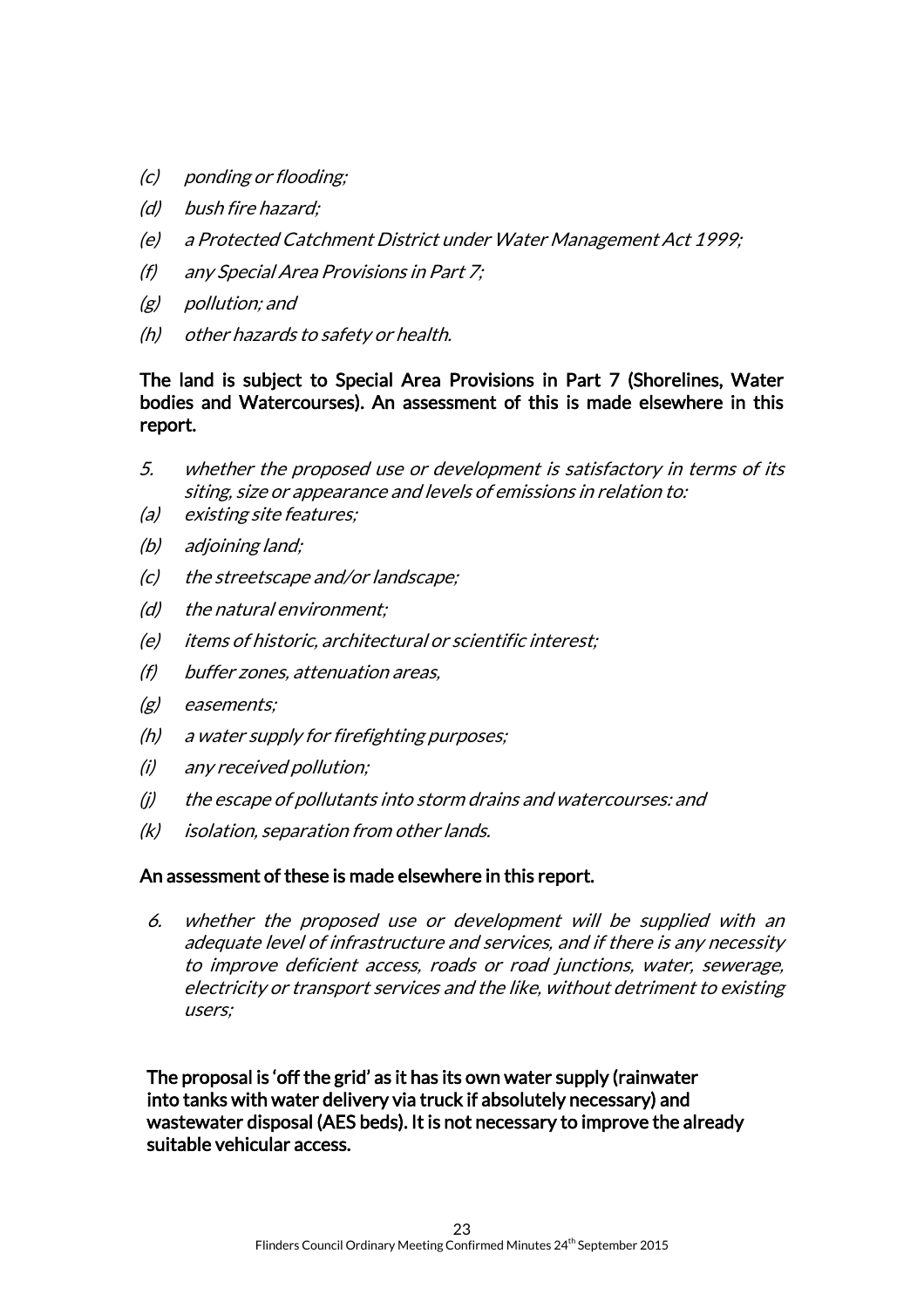*(c) ponding or flooding;*

*(d) bush fire hazard;*

*(e) a Protected Catchment District under Water Management Act 1999;*

*(f) any Special Area Provisions in Part 7;*

*(g) pollution; and*

*(h) other hazards to safety or health.*

**The land is subject to Special Area Provisions in Part 7 (Shorelines, Water bodies and Watercourses). An assessment of this is made elsewhere in this report.**

*5. whether the proposed use or development is satisfactory in terms of its siting, size or appearance and levels of emissions in relation to:*

*(a) existing site features;*

*(b) adjoining land;*

*(c) the streetscape and/or landscape;*

*(d) the natural environment;*

*(e) items of historic, architectural or scientific interest;*

*(f) buffer zones, attenuation areas,*

*(g) easements;*

*(h) a water supply for firefighting purposes;*

*(i) any received pollution;*

*(j) the escape of pollutants into storm drains and watercourses: and*

*(k) isolation, separation from other lands.*

**An assessment of these is made elsewhere in this report.**

*6. whether the proposed use or development will be supplied with an adequate level of infrastructure and services, and if there is any necessity to improve deficient access, roads or road junctions, water, sewerage, electricity or transport services and the like, without detriment to existing users;*

**The proposal is 'off the grid' as it has its own water supply (rainwater into tanks with water delivery via truck if absolutely necessary) and wastewater disposal (AES beds). It is not necessary to improve the already suitable vehicular access.**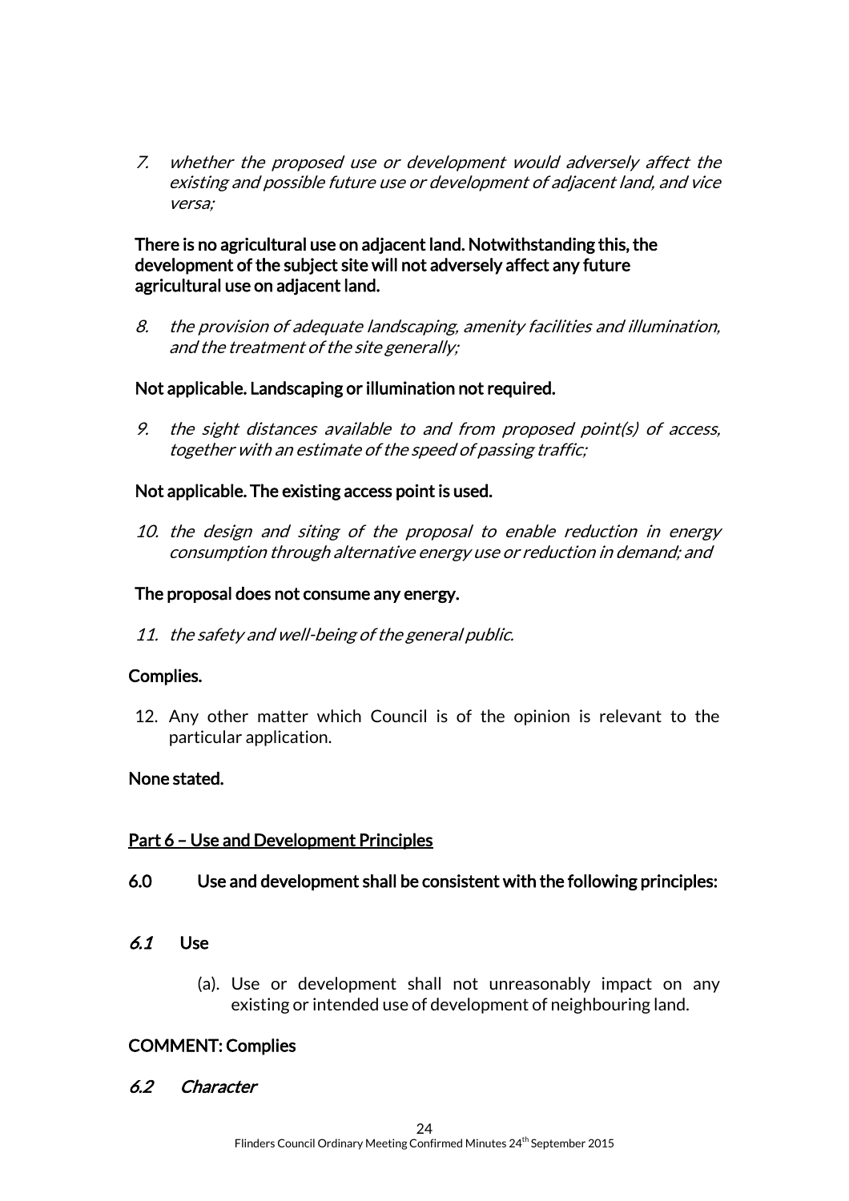7. *whether the proposed use or development would adversely affect the existing and possible future use or development of adjacent land, and vice versa;*

**There is no agricultural use on adjacent land. Notwithstanding this, the development of the subject site will not adversely affect any future agricultural use on adjacent land.**

8. *the provision of adequate landscaping, amenity facilities and illumination, and the treatment of the site generally;*

**Not applicable. Landscaping or illumination not required.**

9. *the sight distances available to and from proposed point(s) of access, together with an estimate of the speed of passing traffic;*

**Not applicable. The existing access point is used.**

10. *the design and siting of the proposal to enable reduction in energy consumption through alternative energy use or reduction in demand; and*

**The proposal does not consume any energy.**

11. *the safety and well-being of the general public.*

**Complies.**

12. Any other matter which Council is of the opinion is relevant to the particular application.

**None stated.**

**Part 6 – Use and Development Principles**

**6.0 Use and development shall be consistent with the following principles:**

***6.1* Use**

(a). Use or development shall not unreasonably impact on any existing or intended use of development of neighbouring land.

**COMMENT: Complies**

***6.2 Character***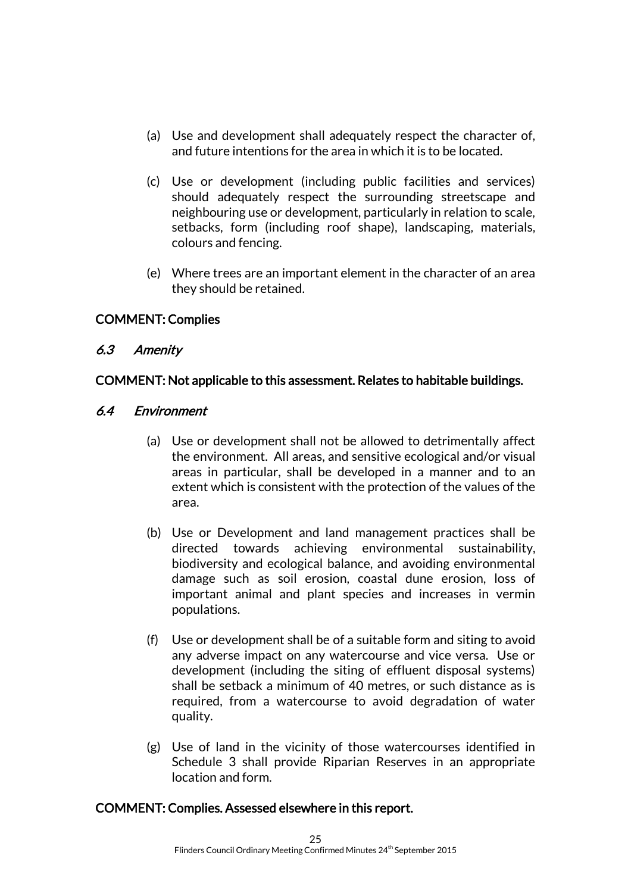(a) Use and development shall adequately respect the character of, and future intentions for the area in which it is to be located.

(c) Use or development (including public facilities and services) should adequately respect the surrounding streetscape and neighbouring use or development, particularly in relation to scale, setbacks, form (including roof shape), landscaping, materials, colours and fencing.

(e) Where trees are an important element in the character of an area they should be retained.

**COMMENT: Complies**

### *6.3 Amenity*

**COMMENT: Not applicable to this assessment. Relates to habitable buildings.**

### *6.4 Environment*

(a) Use or development shall not be allowed to detrimentally affect the environment. All areas, and sensitive ecological and/or visual areas in particular, shall be developed in a manner and to an extent which is consistent with the protection of the values of the area.

(b) Use or Development and land management practices shall be directed towards achieving environmental sustainability, biodiversity and ecological balance, and avoiding environmental damage such as soil erosion, coastal dune erosion, loss of important animal and plant species and increases in vermin populations.

(f) Use or development shall be of a suitable form and siting to avoid any adverse impact on any watercourse and vice versa. Use or development (including the siting of effluent disposal systems) shall be setback a minimum of 40 metres, or such distance as is required, from a watercourse to avoid degradation of water quality.

(g) Use of land in the vicinity of those watercourses identified in Schedule 3 shall provide Riparian Reserves in an appropriate location and form.

**COMMENT: Complies. Assessed elsewhere in this report.**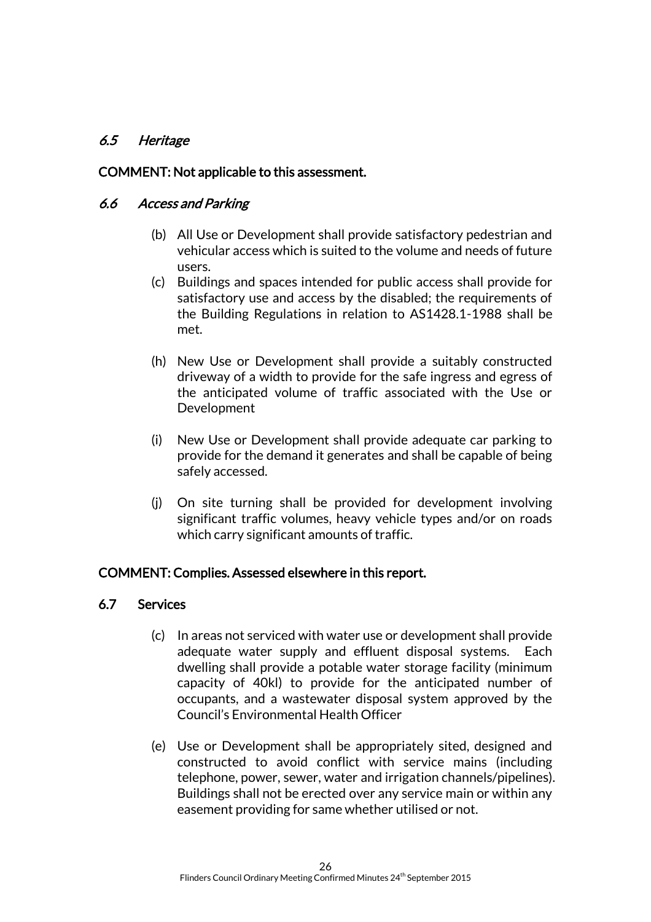### *6.5 Heritage*

**COMMENT: Not applicable to this assessment.**

### *6.6 Access and Parking*

(b) All Use or Development shall provide satisfactory pedestrian and vehicular access which is suited to the volume and needs of future users.

(c) Buildings and spaces intended for public access shall provide for satisfactory use and access by the disabled; the requirements of the Building Regulations in relation to AS1428.1-1988 shall be met.

(h) New Use or Development shall provide a suitably constructed driveway of a width to provide for the safe ingress and egress of the anticipated volume of traffic associated with the Use or Development

(i) New Use or Development shall provide adequate car parking to provide for the demand it generates and shall be capable of being safely accessed.

(j) On site turning shall be provided for development involving significant traffic volumes, heavy vehicle types and/or on roads which carry significant amounts of traffic.

**COMMENT: Complies. Assessed elsewhere in this report.**

### 6.7 Services

(c) In areas not serviced with water use or development shall provide adequate water supply and effluent disposal systems. Each dwelling shall provide a potable water storage facility (minimum capacity of 40kl) to provide for the anticipated number of occupants, and a wastewater disposal system approved by the Council's Environmental Health Officer

(e) Use or Development shall be appropriately sited, designed and constructed to avoid conflict with service mains (including telephone, power, sewer, water and irrigation channels/pipelines). Buildings shall not be erected over any service main or within any easement providing for same whether utilised or not.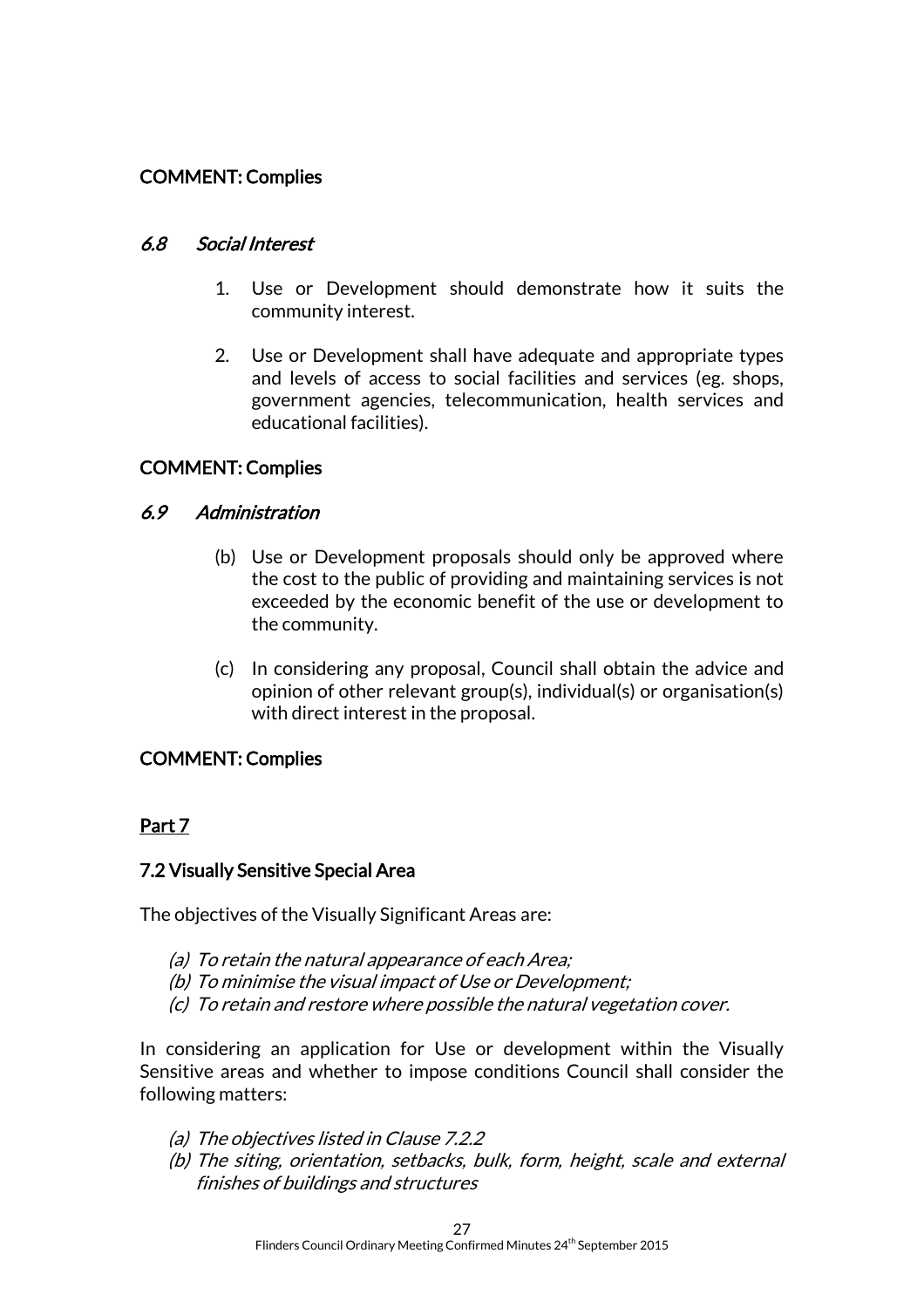**COMMENT: Complies**

### *6.8 Social Interest*

1. Use or Development should demonstrate how it suits the community interest.

2. Use or Development shall have adequate and appropriate types and levels of access to social facilities and services (eg. shops, government agencies, telecommunication, health services and educational facilities).

**COMMENT: Complies**

### *6.9 Administration*

(b) Use or Development proposals should only be approved where the cost to the public of providing and maintaining services is not exceeded by the economic benefit of the use or development to the community.

(c) In considering any proposal, Council shall obtain the advice and opinion of other relevant group(s), individual(s) or organisation(s) with direct interest in the proposal.

**COMMENT: Complies**

## Part 7

### 7.2 Visually Sensitive Special Area

The objectives of the Visually Significant Areas are:

*(a) To retain the natural appearance of each Area;*
*(b) To minimise the visual impact of Use or Development;*
*(c) To retain and restore where possible the natural vegetation cover.*

In considering an application for Use or development within the Visually Sensitive areas and whether to impose conditions Council shall consider the following matters:

*(a) The objectives listed in Clause 7.2.2*
*(b) The siting, orientation, setbacks, bulk, form, height, scale and external finishes of buildings and structures*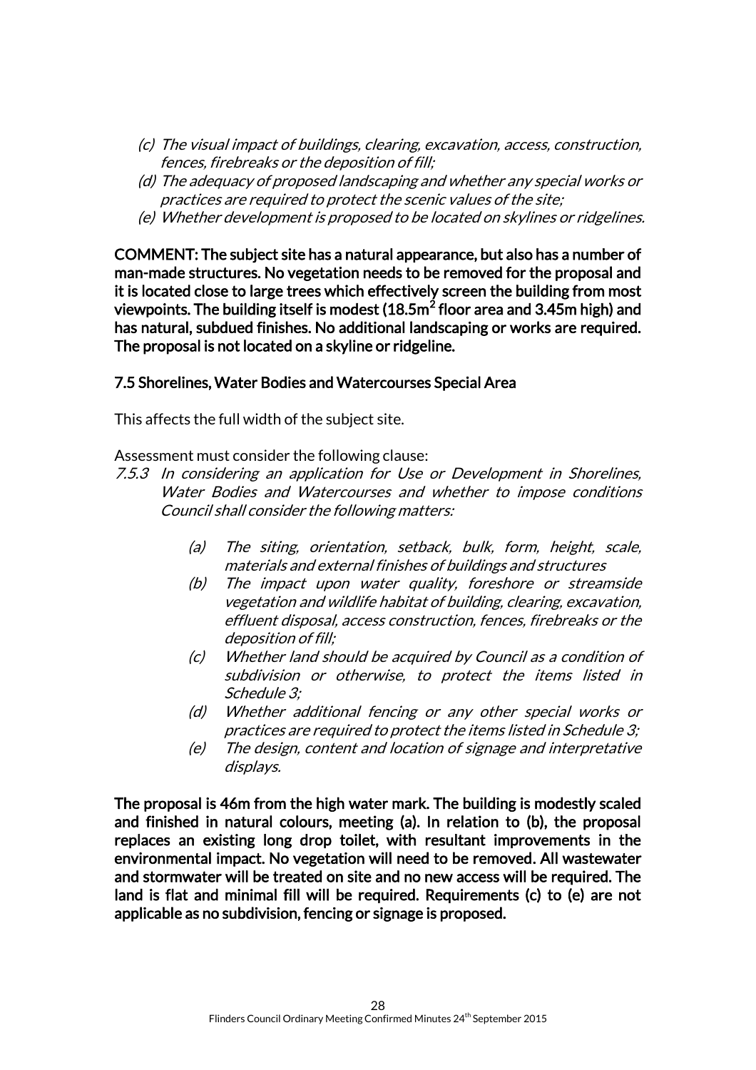*(c) The visual impact of buildings, clearing, excavation, access, construction, fences, firebreaks or the deposition of fill;*
*(d) The adequacy of proposed landscaping and whether any special works or practices are required to protect the scenic values of the site;*
*(e) Whether development is proposed to be located on skylines or ridgelines.*

**COMMENT: The subject site has a natural appearance, but also has a number of man-made structures. No vegetation needs to be removed for the proposal and it is located close to large trees which effectively screen the building from most viewpoints. The building itself is modest (18.5m$^2$ floor area and 3.45m high) and has natural, subdued finishes. No additional landscaping or works are required. The proposal is not located on a skyline or ridgeline.**

**7.5 Shorelines, Water Bodies and Watercourses Special Area**

This affects the full width of the subject site.

Assessment must consider the following clause:

7.5.3 *In considering an application for Use or Development in Shorelines, Water Bodies and Watercourses and whether to impose conditions Council shall consider the following matters:*

*(a) The siting, orientation, setback, bulk, form, height, scale, materials and external finishes of buildings and structures*
*(b) The impact upon water quality, foreshore or streamside vegetation and wildlife habitat of building, clearing, excavation, effluent disposal, access construction, fences, firebreaks or the deposition of fill;*
*(c) Whether land should be acquired by Council as a condition of subdivision or otherwise, to protect the items listed in Schedule 3;*
*(d) Whether additional fencing or any other special works or practices are required to protect the items listed in Schedule 3;*
*(e) The design, content and location of signage and interpretative displays.*

**The proposal is 46m from the high water mark. The building is modestly scaled and finished in natural colours, meeting (a). In relation to (b), the proposal replaces an existing long drop toilet, with resultant improvements in the environmental impact. No vegetation will need to be removed. All wastewater and stormwater will be treated on site and no new access will be required. The land is flat and minimal fill will be required. Requirements (c) to (e) are not applicable as no subdivision, fencing or signage is proposed.**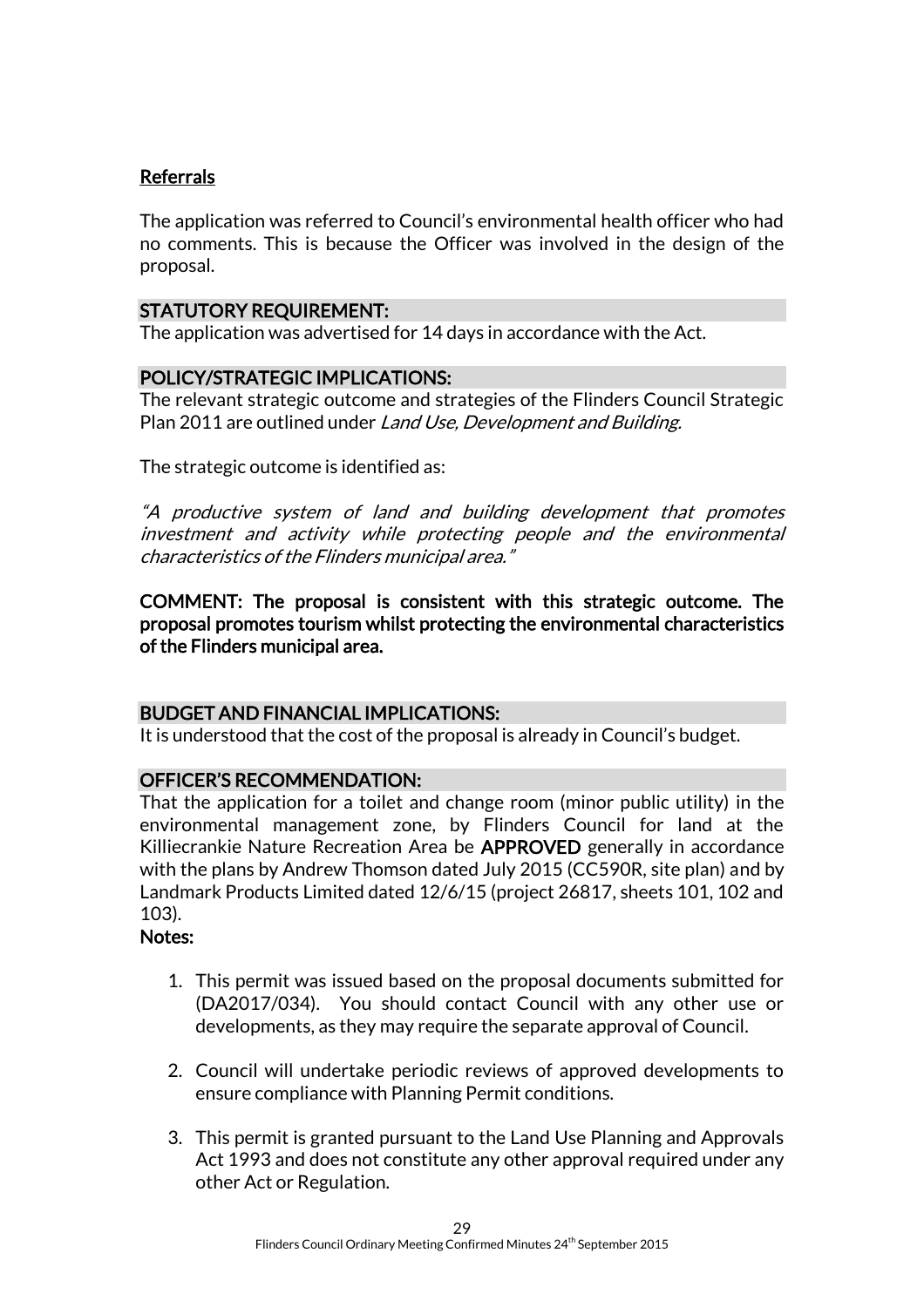Referrals

The application was referred to Council's environmental health officer who had no comments. This is because the Officer was involved in the design of the proposal.

## STATUTORY REQUIREMENT:

The application was advertised for 14 days in accordance with the Act.

## POLICY/STRATEGIC IMPLICATIONS:

The relevant strategic outcome and strategies of the Flinders Council Strategic Plan 2011 are outlined under *Land Use, Development and Building.*

The strategic outcome is identified as:

*"A productive system of land and building development that promotes investment and activity while protecting people and the environmental characteristics of the Flinders municipal area."*

**COMMENT: The proposal is consistent with this strategic outcome. The proposal promotes tourism whilst protecting the environmental characteristics of the Flinders municipal area.**

## BUDGET AND FINANCIAL IMPLICATIONS:

It is understood that the cost of the proposal is already in Council's budget.

## OFFICER'S RECOMMENDATION:

That the application for a toilet and change room (minor public utility) in the environmental management zone, by Flinders Council for land at the Killiecrankie Nature Recreation Area be **APPROVED** generally in accordance with the plans by Andrew Thomson dated July 2015 (CC590R, site plan) and by Landmark Products Limited dated 12/6/15 (project 26817, sheets 101, 102 and 103).

**Notes:**

1. This permit was issued based on the proposal documents submitted for (DA2017/034). You should contact Council with any other use or developments, as they may require the separate approval of Council.

2. Council will undertake periodic reviews of approved developments to ensure compliance with Planning Permit conditions.

3. This permit is granted pursuant to the Land Use Planning and Approvals Act 1993 and does not constitute any other approval required under any other Act or Regulation.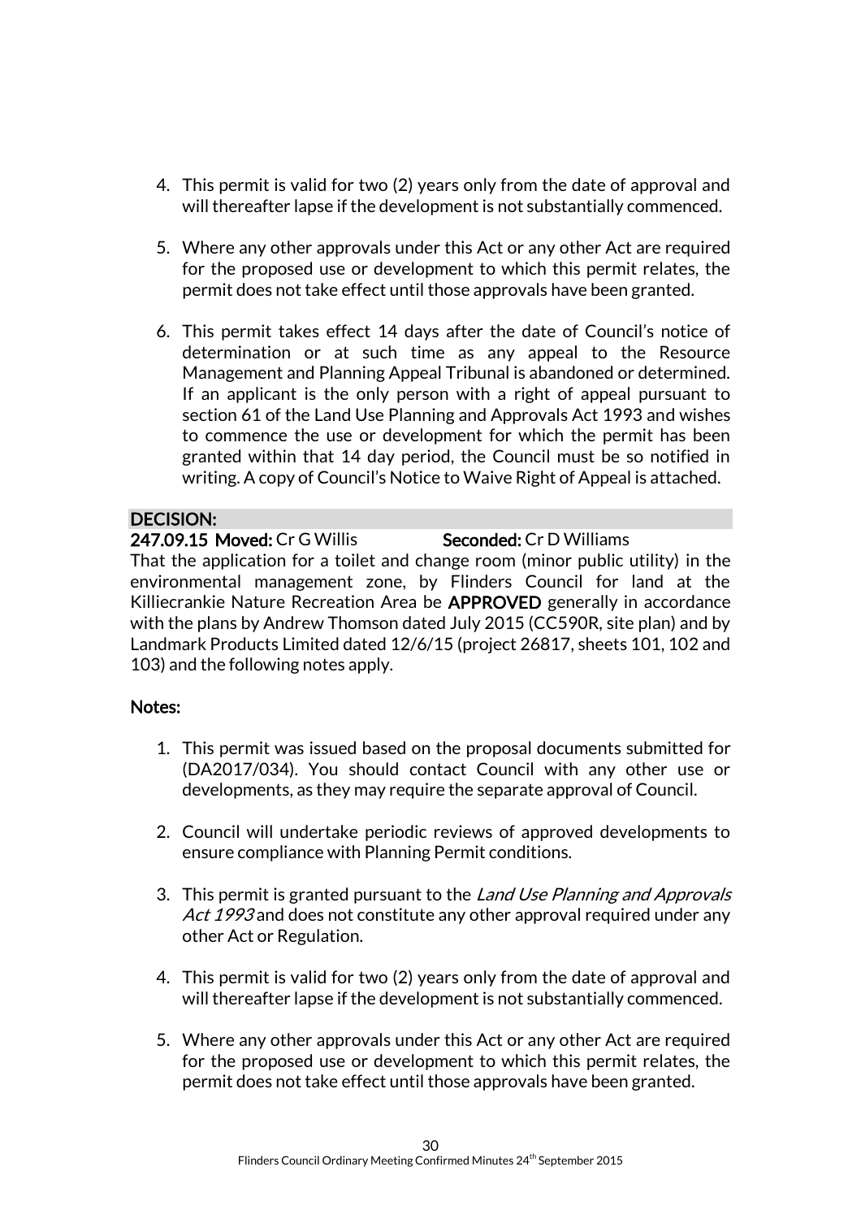4. This permit is valid for two (2) years only from the date of approval and will thereafter lapse if the development is not substantially commenced.

5. Where any other approvals under this Act or any other Act are required for the proposed use or development to which this permit relates, the permit does not take effect until those approvals have been granted.

6. This permit takes effect 14 days after the date of Council's notice of determination or at such time as any appeal to the Resource Management and Planning Appeal Tribunal is abandoned or determined. If an applicant is the only person with a right of appeal pursuant to section 61 of the Land Use Planning and Approvals Act 1993 and wishes to commence the use or development for which the permit has been granted within that 14 day period, the Council must be so notified in writing. A copy of Council's Notice to Waive Right of Appeal is attached.

**DECISION:**

**247.09.15 Moved:** Cr G Willis **Seconded:** Cr D Williams

That the application for a toilet and change room (minor public utility) in the environmental management zone, by Flinders Council for land at the Killiecrankie Nature Recreation Area be **APPROVED** generally in accordance with the plans by Andrew Thomson dated July 2015 (CC590R, site plan) and by Landmark Products Limited dated 12/6/15 (project 26817, sheets 101, 102 and 103) and the following notes apply.

**Notes:**

1. This permit was issued based on the proposal documents submitted for (DA2017/034). You should contact Council with any other use or developments, as they may require the separate approval of Council.

2. Council will undertake periodic reviews of approved developments to ensure compliance with Planning Permit conditions.

3. This permit is granted pursuant to the *Land Use Planning and Approvals Act 1993* and does not constitute any other approval required under any other Act or Regulation.

4. This permit is valid for two (2) years only from the date of approval and will thereafter lapse if the development is not substantially commenced.

5. Where any other approvals under this Act or any other Act are required for the proposed use or development to which this permit relates, the permit does not take effect until those approvals have been granted.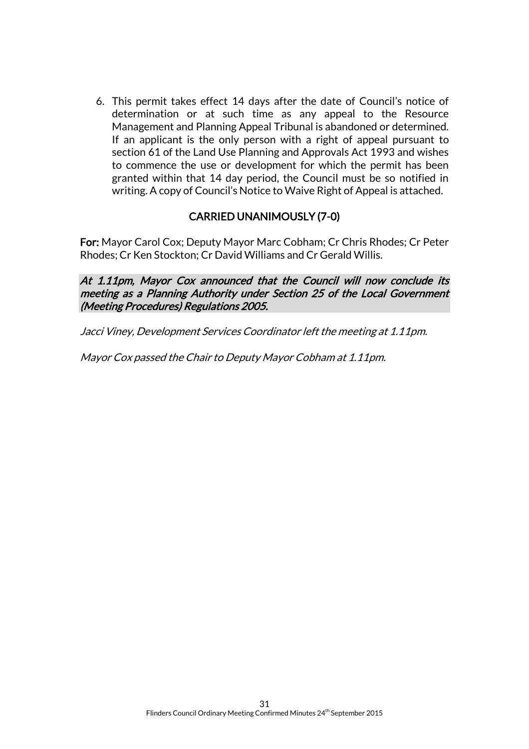6. This permit takes effect 14 days after the date of Council's notice of determination or at such time as any appeal to the Resource Management and Planning Appeal Tribunal is abandoned or determined. If an applicant is the only person with a right of appeal pursuant to section 61 of the Land Use Planning and Approvals Act 1993 and wishes to commence the use or development for which the permit has been granted within that 14 day period, the Council must be so notified in writing. A copy of Council's Notice to Waive Right of Appeal is attached.

**CARRIED UNANIMOUSLY (7-0)**

**For:** Mayor Carol Cox; Deputy Mayor Marc Cobham; Cr Chris Rhodes; Cr Peter Rhodes; Cr Ken Stockton; Cr David Williams and Cr Gerald Willis.

***At 1.11pm, Mayor Cox announced that the Council will now conclude its meeting as a Planning Authority under Section 25 of the Local Government (Meeting Procedures) Regulations 2005.***

*Jacci Viney, Development Services Coordinator left the meeting at 1.11pm.*

*Mayor Cox passed the Chair to Deputy Mayor Cobham at 1.11pm.*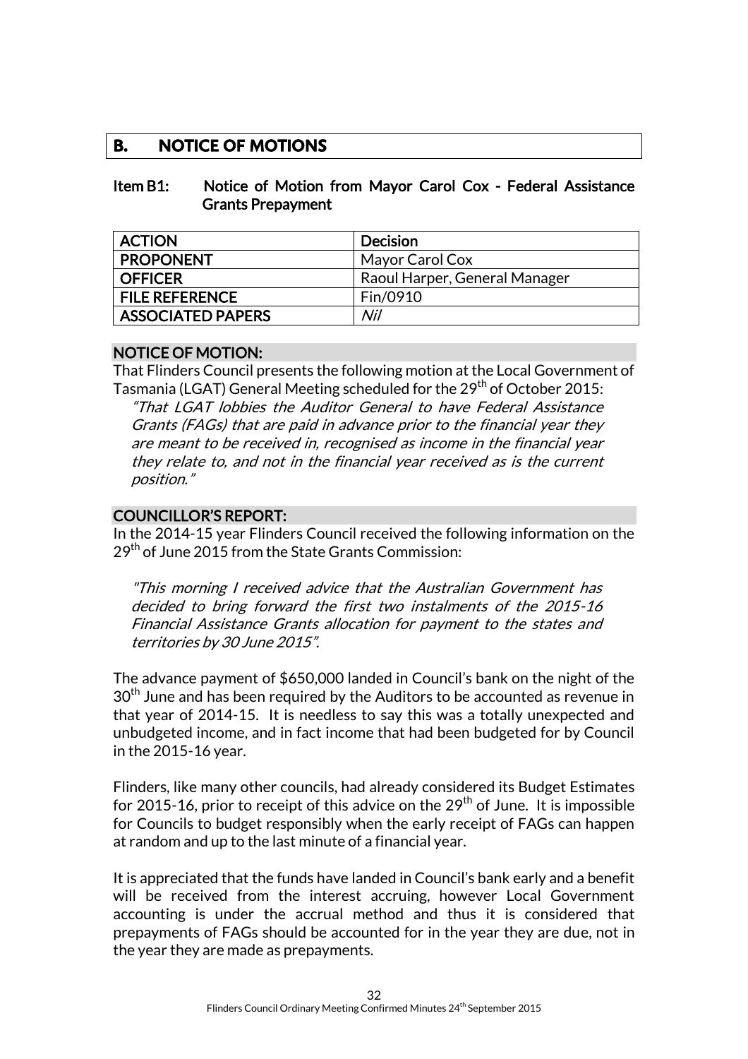## B. NOTICE OF MOTIONS

### Item B1: Notice of Motion from Mayor Carol Cox - Federal Assistance Grants Prepayment

| ACTION | Decision |
|---|---|
| PROPONENT | Mayor Carol Cox |
| OFFICER | Raoul Harper, General Manager |
| FILE REFERENCE | Fin/0910 |
| ASSOCIATED PAPERS | *Nil* |

**NOTICE OF MOTION:**

That Flinders Council presents the following motion at the Local Government of Tasmania (LGAT) General Meeting scheduled for the 29th of October 2015:

> *"That LGAT lobbies the Auditor General to have Federal Assistance Grants (FAGs) that are paid in advance prior to the financial year they are meant to be received in, recognised as income in the financial year they relate to, and not in the financial year received as is the current position."*

**COUNCILLOR'S REPORT:**

In the 2014-15 year Flinders Council received the following information on the 29th of June 2015 from the State Grants Commission:

> *"This morning I received advice that the Australian Government has decided to bring forward the first two instalments of the 2015-16 Financial Assistance Grants allocation for payment to the states and territories by 30 June 2015".*

The advance payment of $650,000 landed in Council's bank on the night of the 30th June and has been required by the Auditors to be accounted as revenue in that year of 2014-15. It is needless to say this was a totally unexpected and unbudgeted income, and in fact income that had been budgeted for by Council in the 2015-16 year.

Flinders, like many other councils, had already considered its Budget Estimates for 2015-16, prior to receipt of this advice on the 29th of June. It is impossible for Councils to budget responsibly when the early receipt of FAGs can happen at random and up to the last minute of a financial year.

It is appreciated that the funds have landed in Council's bank early and a benefit will be received from the interest accruing, however Local Government accounting is under the accrual method and thus it is considered that prepayments of FAGs should be accounted for in the year they are due, not in the year they are made as prepayments.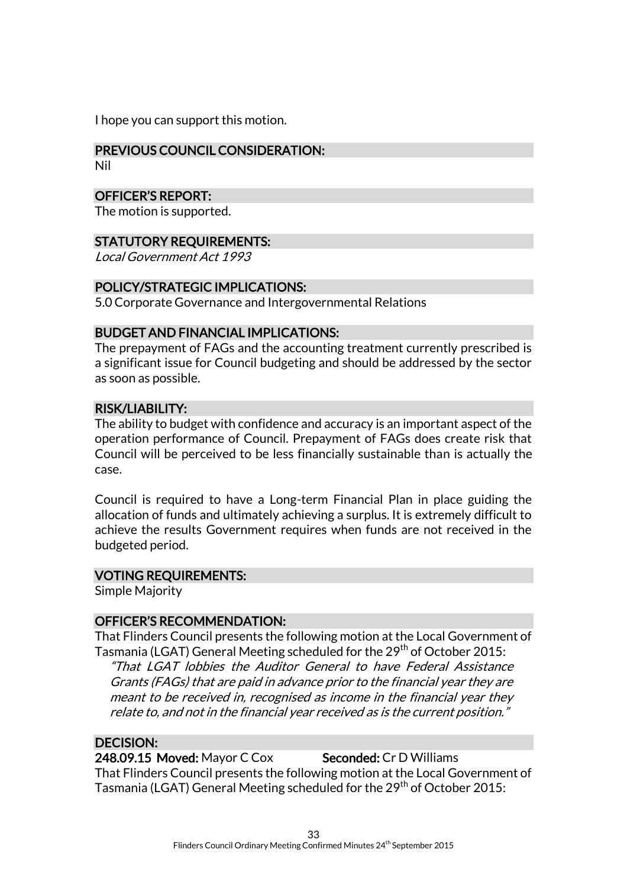I hope you can support this motion.

## PREVIOUS COUNCIL CONSIDERATION:

Nil

## OFFICER'S REPORT:

The motion is supported.

## STATUTORY REQUIREMENTS:

*Local Government Act 1993*

## POLICY/STRATEGIC IMPLICATIONS:

5.0 Corporate Governance and Intergovernmental Relations

## BUDGET AND FINANCIAL IMPLICATIONS:

The prepayment of FAGs and the accounting treatment currently prescribed is a significant issue for Council budgeting and should be addressed by the sector as soon as possible.

## RISK/LIABILITY:

The ability to budget with confidence and accuracy is an important aspect of the operation performance of Council. Prepayment of FAGs does create risk that Council will be perceived to be less financially sustainable than is actually the case.

Council is required to have a Long-term Financial Plan in place guiding the allocation of funds and ultimately achieving a surplus. It is extremely difficult to achieve the results Government requires when funds are not received in the budgeted period.

## VOTING REQUIREMENTS:

Simple Majority

## OFFICER'S RECOMMENDATION:

That Flinders Council presents the following motion at the Local Government of Tasmania (LGAT) General Meeting scheduled for the 29th of October 2015:

> *"That LGAT lobbies the Auditor General to have Federal Assistance Grants (FAGs) that are paid in advance prior to the financial year they are meant to be received in, recognised as income in the financial year they relate to, and not in the financial year received as is the current position."*

## DECISION:

**248.09.15 Moved:** Mayor C Cox **Seconded:** Cr D Williams

That Flinders Council presents the following motion at the Local Government of Tasmania (LGAT) General Meeting scheduled for the 29th of October 2015: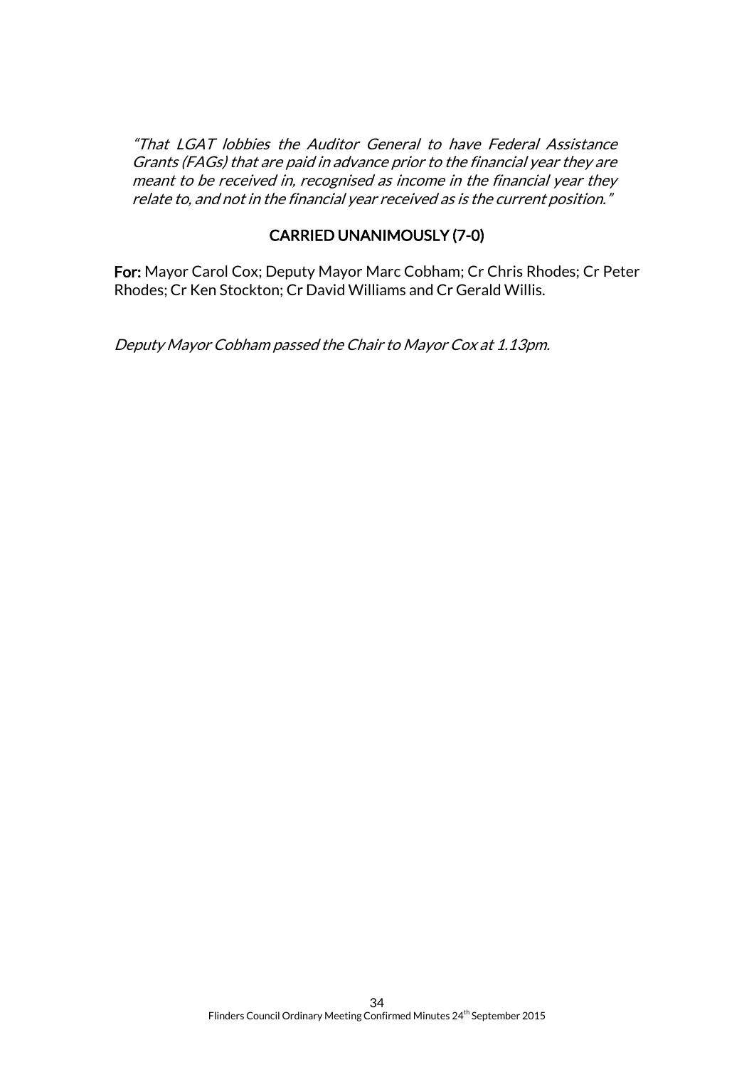*"That LGAT lobbies the Auditor General to have Federal Assistance Grants (FAGs) that are paid in advance prior to the financial year they are meant to be received in, recognised as income in the financial year they relate to, and not in the financial year received as is the current position."*

**CARRIED UNANIMOUSLY (7-0)**

**For:** Mayor Carol Cox; Deputy Mayor Marc Cobham; Cr Chris Rhodes; Cr Peter Rhodes; Cr Ken Stockton; Cr David Williams and Cr Gerald Willis.

*Deputy Mayor Cobham passed the Chair to Mayor Cox at 1.13pm.*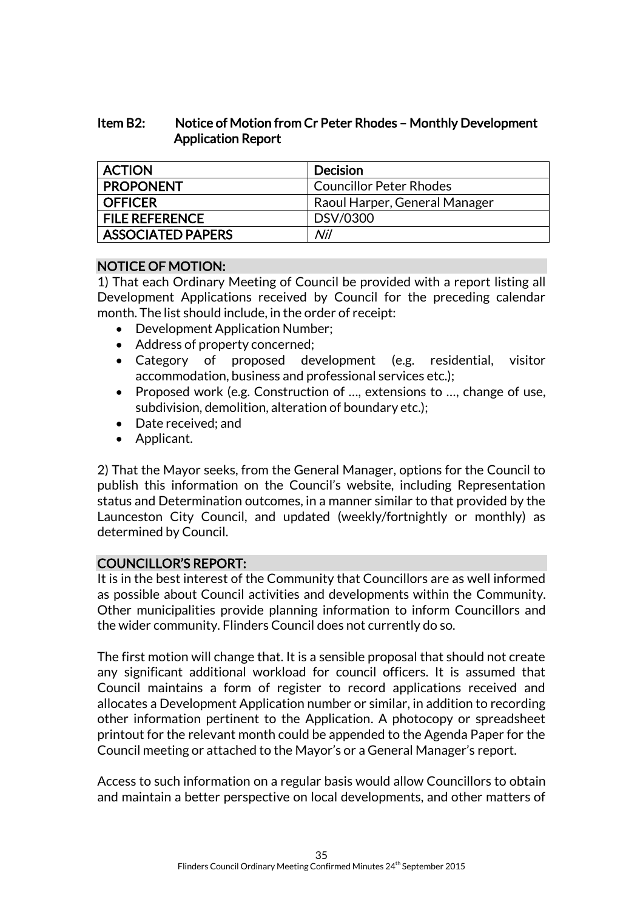### Item B2: Notice of Motion from Cr Peter Rhodes – Monthly Development Application Report

| ACTION | Decision |
|---|---|
| PROPONENT | Councillor Peter Rhodes |
| OFFICER | Raoul Harper, General Manager |
| FILE REFERENCE | DSV/0300 |
| ASSOCIATED PAPERS | *Nil* |

#### NOTICE OF MOTION:

1) That each Ordinary Meeting of Council be provided with a report listing all Development Applications received by Council for the preceding calendar month. The list should include, in the order of receipt:

- Development Application Number;
- Address of property concerned;
- Category of proposed development (e.g. residential, visitor accommodation, business and professional services etc.);
- Proposed work (e.g. Construction of …, extensions to …, change of use, subdivision, demolition, alteration of boundary etc.);
- Date received; and
- Applicant.

2) That the Mayor seeks, from the General Manager, options for the Council to publish this information on the Council's website, including Representation status and Determination outcomes, in a manner similar to that provided by the Launceston City Council, and updated (weekly/fortnightly or monthly) as determined by Council.

#### COUNCILLOR'S REPORT:

It is in the best interest of the Community that Councillors are as well informed as possible about Council activities and developments within the Community. Other municipalities provide planning information to inform Councillors and the wider community. Flinders Council does not currently do so.

The first motion will change that. It is a sensible proposal that should not create any significant additional workload for council officers. It is assumed that Council maintains a form of register to record applications received and allocates a Development Application number or similar, in addition to recording other information pertinent to the Application. A photocopy or spreadsheet printout for the relevant month could be appended to the Agenda Paper for the Council meeting or attached to the Mayor's or a General Manager's report.

Access to such information on a regular basis would allow Councillors to obtain and maintain a better perspective on local developments, and other matters of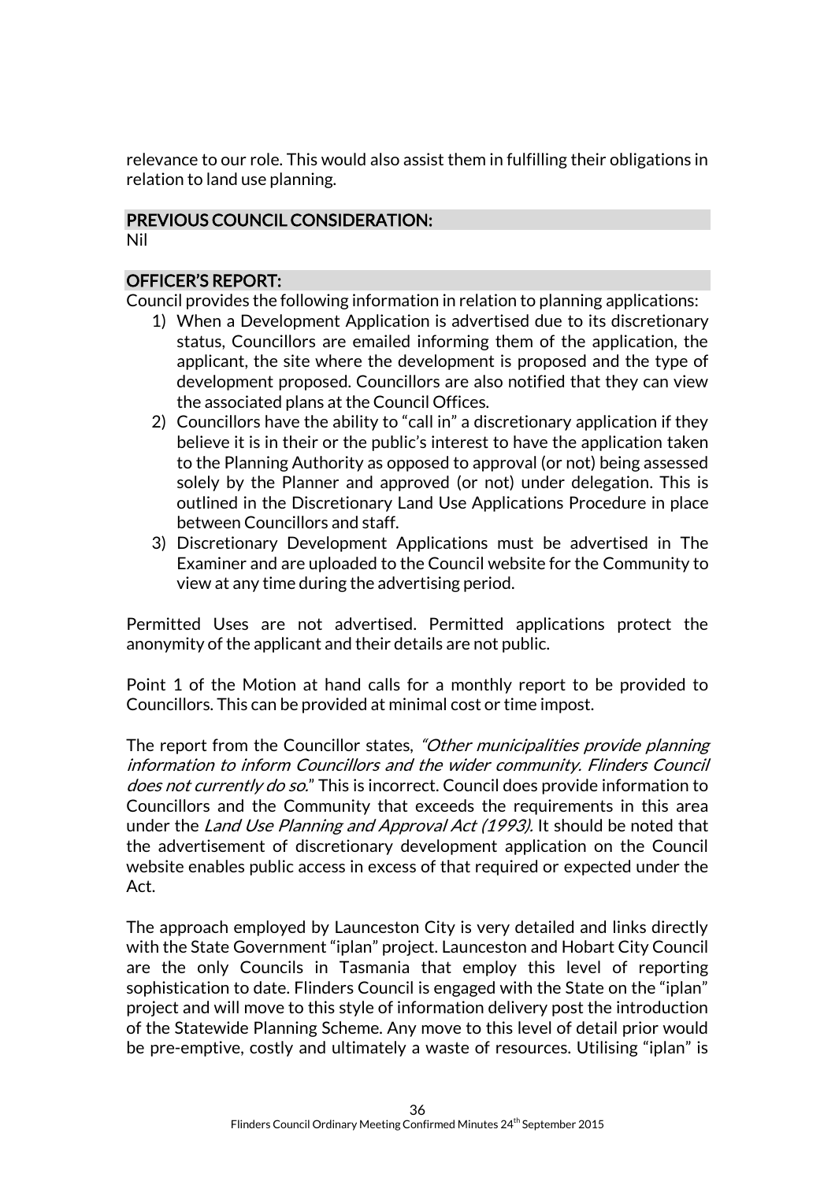relevance to our role. This would also assist them in fulfilling their obligations in relation to land use planning.

## PREVIOUS COUNCIL CONSIDERATION:

Nil

## OFFICER'S REPORT:

Council provides the following information in relation to planning applications:

1) When a Development Application is advertised due to its discretionary status, Councillors are emailed informing them of the application, the applicant, the site where the development is proposed and the type of development proposed. Councillors are also notified that they can view the associated plans at the Council Offices.
2) Councillors have the ability to "call in" a discretionary application if they believe it is in their or the public's interest to have the application taken to the Planning Authority as opposed to approval (or not) being assessed solely by the Planner and approved (or not) under delegation. This is outlined in the Discretionary Land Use Applications Procedure in place between Councillors and staff.
3) Discretionary Development Applications must be advertised in The Examiner and are uploaded to the Council website for the Community to view at any time during the advertising period.

Permitted Uses are not advertised. Permitted applications protect the anonymity of the applicant and their details are not public.

Point 1 of the Motion at hand calls for a monthly report to be provided to Councillors. This can be provided at minimal cost or time impost.

The report from the Councillor states, *"Other municipalities provide planning information to inform Councillors and the wider community. Flinders Council does not currently do so."* This is incorrect. Council does provide information to Councillors and the Community that exceeds the requirements in this area under the *Land Use Planning and Approval Act (1993).* It should be noted that the advertisement of discretionary development application on the Council website enables public access in excess of that required or expected under the Act.

The approach employed by Launceston City is very detailed and links directly with the State Government "iplan" project. Launceston and Hobart City Council are the only Councils in Tasmania that employ this level of reporting sophistication to date. Flinders Council is engaged with the State on the "iplan" project and will move to this style of information delivery post the introduction of the Statewide Planning Scheme. Any move to this level of detail prior would be pre-emptive, costly and ultimately a waste of resources. Utilising "iplan" is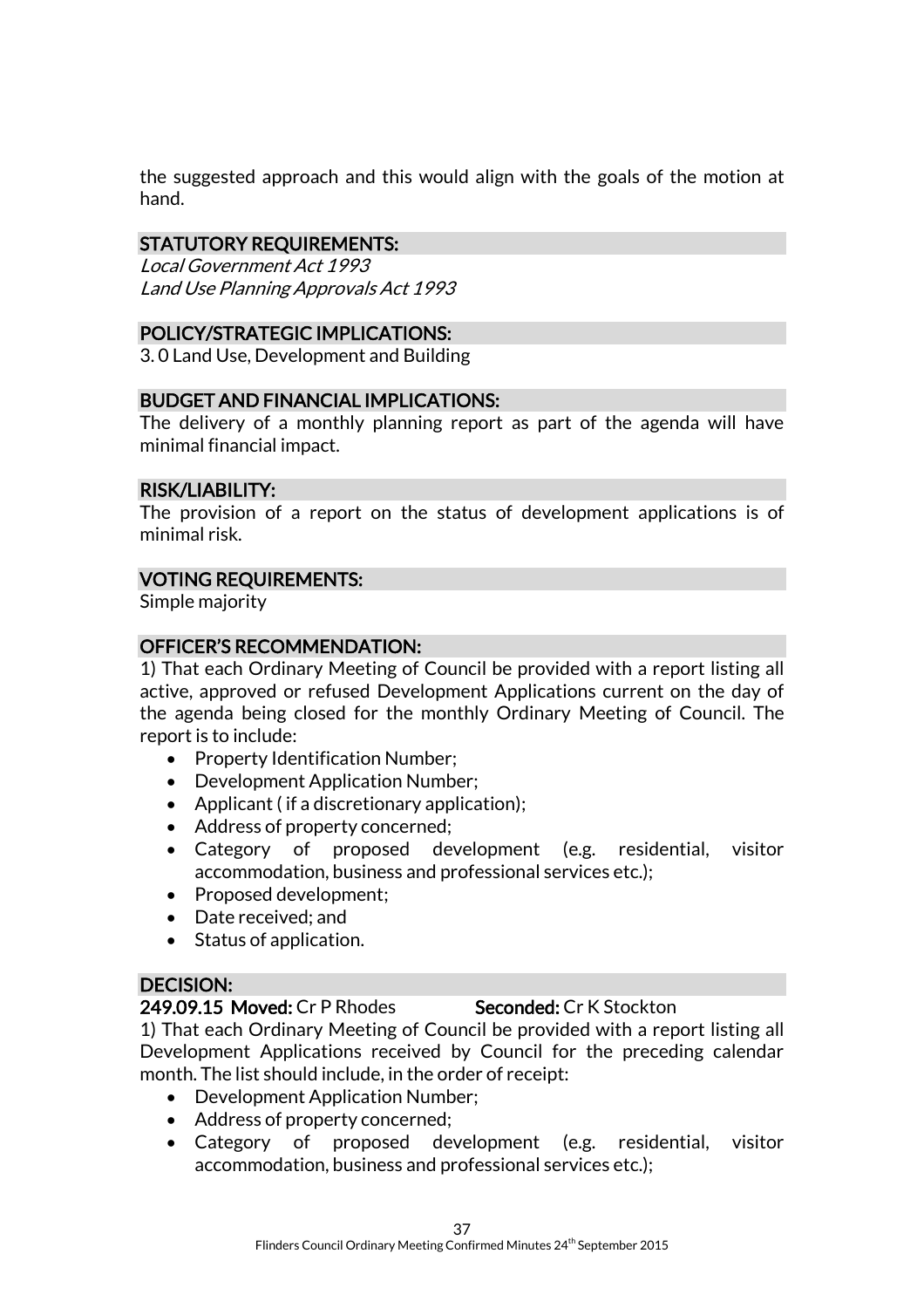the suggested approach and this would align with the goals of the motion at hand.

## STATUTORY REQUIREMENTS:

*Local Government Act 1993*
*Land Use Planning Approvals Act 1993*

## POLICY/STRATEGIC IMPLICATIONS:

3. 0 Land Use, Development and Building

## BUDGET AND FINANCIAL IMPLICATIONS:

The delivery of a monthly planning report as part of the agenda will have minimal financial impact.

## RISK/LIABILITY:

The provision of a report on the status of development applications is of minimal risk.

## VOTING REQUIREMENTS:

Simple majority

## OFFICER'S RECOMMENDATION:

1) That each Ordinary Meeting of Council be provided with a report listing all active, approved or refused Development Applications current on the day of the agenda being closed for the monthly Ordinary Meeting of Council. The report is to include:

- Property Identification Number;
- Development Application Number;
- Applicant ( if a discretionary application);
- Address of property concerned;
- Category of proposed development (e.g. residential, visitor accommodation, business and professional services etc.);
- Proposed development;
- Date received; and
- Status of application.

## DECISION:

**249.09.15 Moved:** Cr P Rhodes **Seconded:** Cr K Stockton

1) That each Ordinary Meeting of Council be provided with a report listing all Development Applications received by Council for the preceding calendar month. The list should include, in the order of receipt:

- Development Application Number;
- Address of property concerned;
- Category of proposed development (e.g. residential, visitor accommodation, business and professional services etc.);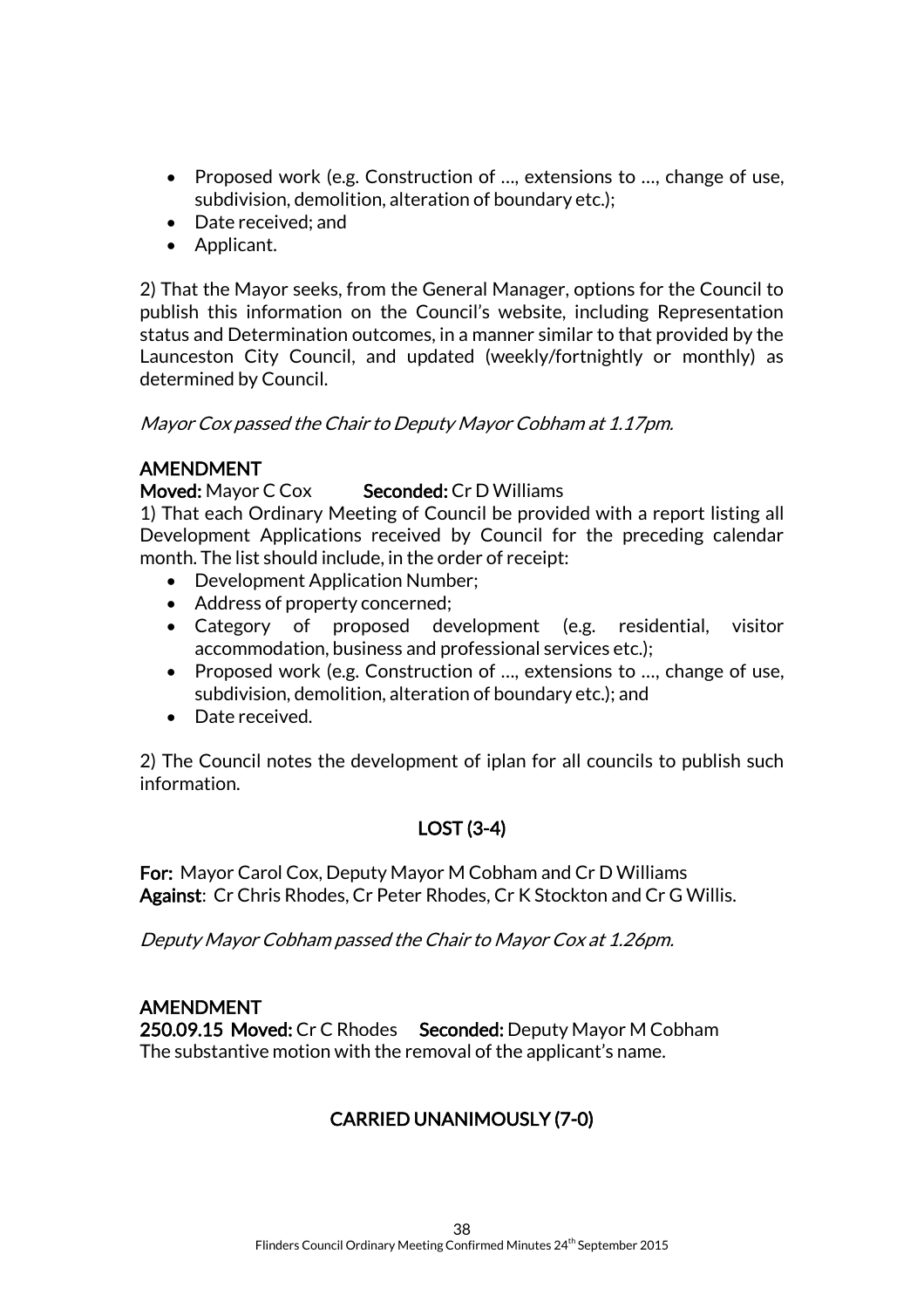- Proposed work (e.g. Construction of …, extensions to …, change of use, subdivision, demolition, alteration of boundary etc.);
- Date received; and
- Applicant.

2) That the Mayor seeks, from the General Manager, options for the Council to publish this information on the Council's website, including Representation status and Determination outcomes, in a manner similar to that provided by the Launceston City Council, and updated (weekly/fortnightly or monthly) as determined by Council.

*Mayor Cox passed the Chair to Deputy Mayor Cobham at 1.17pm.*

**AMENDMENT**

**Moved:** Mayor C Cox **Seconded:** Cr D Williams

1) That each Ordinary Meeting of Council be provided with a report listing all Development Applications received by Council for the preceding calendar month. The list should include, in the order of receipt:

- Development Application Number;
- Address of property concerned;
- Category of proposed development (e.g. residential, visitor accommodation, business and professional services etc.);
- Proposed work (e.g. Construction of …, extensions to …, change of use, subdivision, demolition, alteration of boundary etc.); and
- Date received.

2) The Council notes the development of iplan for all councils to publish such information.

**LOST (3-4)**

**For:** Mayor Carol Cox, Deputy Mayor M Cobham and Cr D Williams
**Against**: Cr Chris Rhodes, Cr Peter Rhodes, Cr K Stockton and Cr G Willis.

*Deputy Mayor Cobham passed the Chair to Mayor Cox at 1.26pm.*

**AMENDMENT**

**250.09.15 Moved:** Cr C Rhodes **Seconded:** Deputy Mayor M Cobham
The substantive motion with the removal of the applicant's name.

**CARRIED UNANIMOUSLY (7-0)**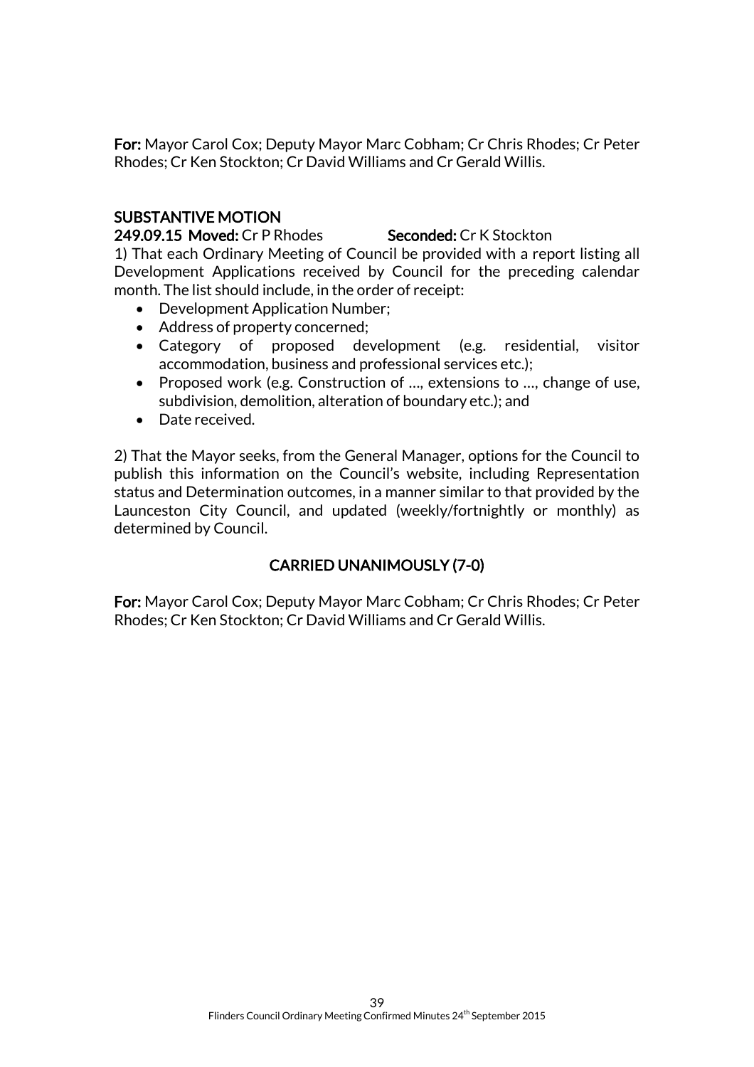**For:** Mayor Carol Cox; Deputy Mayor Marc Cobham; Cr Chris Rhodes; Cr Peter Rhodes; Cr Ken Stockton; Cr David Williams and Cr Gerald Willis.

**SUBSTANTIVE MOTION**

**249.09.15 Moved:** Cr P Rhodes **Seconded:** Cr K Stockton

1) That each Ordinary Meeting of Council be provided with a report listing all Development Applications received by Council for the preceding calendar month. The list should include, in the order of receipt:

- Development Application Number;
- Address of property concerned;
- Category of proposed development (e.g. residential, visitor accommodation, business and professional services etc.);
- Proposed work (e.g. Construction of …, extensions to …, change of use, subdivision, demolition, alteration of boundary etc.); and
- Date received.

2) That the Mayor seeks, from the General Manager, options for the Council to publish this information on the Council's website, including Representation status and Determination outcomes, in a manner similar to that provided by the Launceston City Council, and updated (weekly/fortnightly or monthly) as determined by Council.

**CARRIED UNANIMOUSLY (7-0)**

**For:** Mayor Carol Cox; Deputy Mayor Marc Cobham; Cr Chris Rhodes; Cr Peter Rhodes; Cr Ken Stockton; Cr David Williams and Cr Gerald Willis.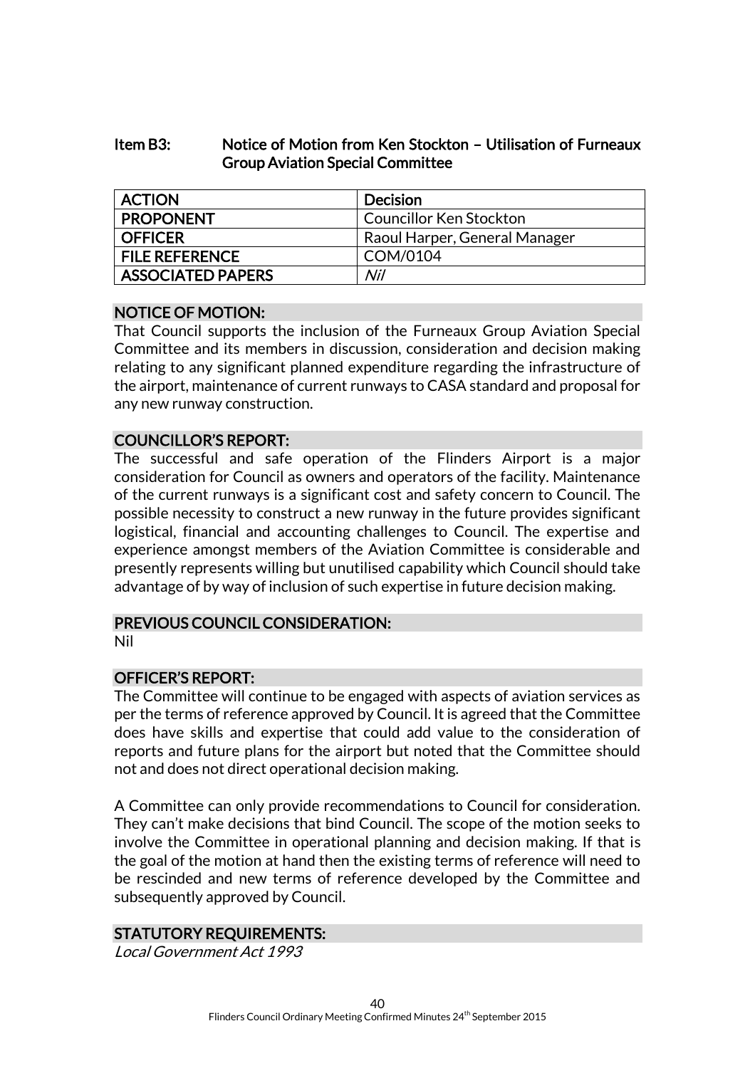## Item B3: Notice of Motion from Ken Stockton – Utilisation of Furneaux Group Aviation Special Committee

| ACTION | Decision |
|---|---|
| PROPONENT | Councillor Ken Stockton |
| OFFICER | Raoul Harper, General Manager |
| FILE REFERENCE | COM/0104 |
| ASSOCIATED PAPERS | *Nil* |

### NOTICE OF MOTION:

That Council supports the inclusion of the Furneaux Group Aviation Special Committee and its members in discussion, consideration and decision making relating to any significant planned expenditure regarding the infrastructure of the airport, maintenance of current runways to CASA standard and proposal for any new runway construction.

### COUNCILLOR'S REPORT:

The successful and safe operation of the Flinders Airport is a major consideration for Council as owners and operators of the facility. Maintenance of the current runways is a significant cost and safety concern to Council. The possible necessity to construct a new runway in the future provides significant logistical, financial and accounting challenges to Council. The expertise and experience amongst members of the Aviation Committee is considerable and presently represents willing but unutilised capability which Council should take advantage of by way of inclusion of such expertise in future decision making.

### PREVIOUS COUNCIL CONSIDERATION:

Nil

### OFFICER'S REPORT:

The Committee will continue to be engaged with aspects of aviation services as per the terms of reference approved by Council. It is agreed that the Committee does have skills and expertise that could add value to the consideration of reports and future plans for the airport but noted that the Committee should not and does not direct operational decision making.

A Committee can only provide recommendations to Council for consideration. They can't make decisions that bind Council. The scope of the motion seeks to involve the Committee in operational planning and decision making. If that is the goal of the motion at hand then the existing terms of reference will need to be rescinded and new terms of reference developed by the Committee and subsequently approved by Council.

### STATUTORY REQUIREMENTS:

*Local Government Act 1993*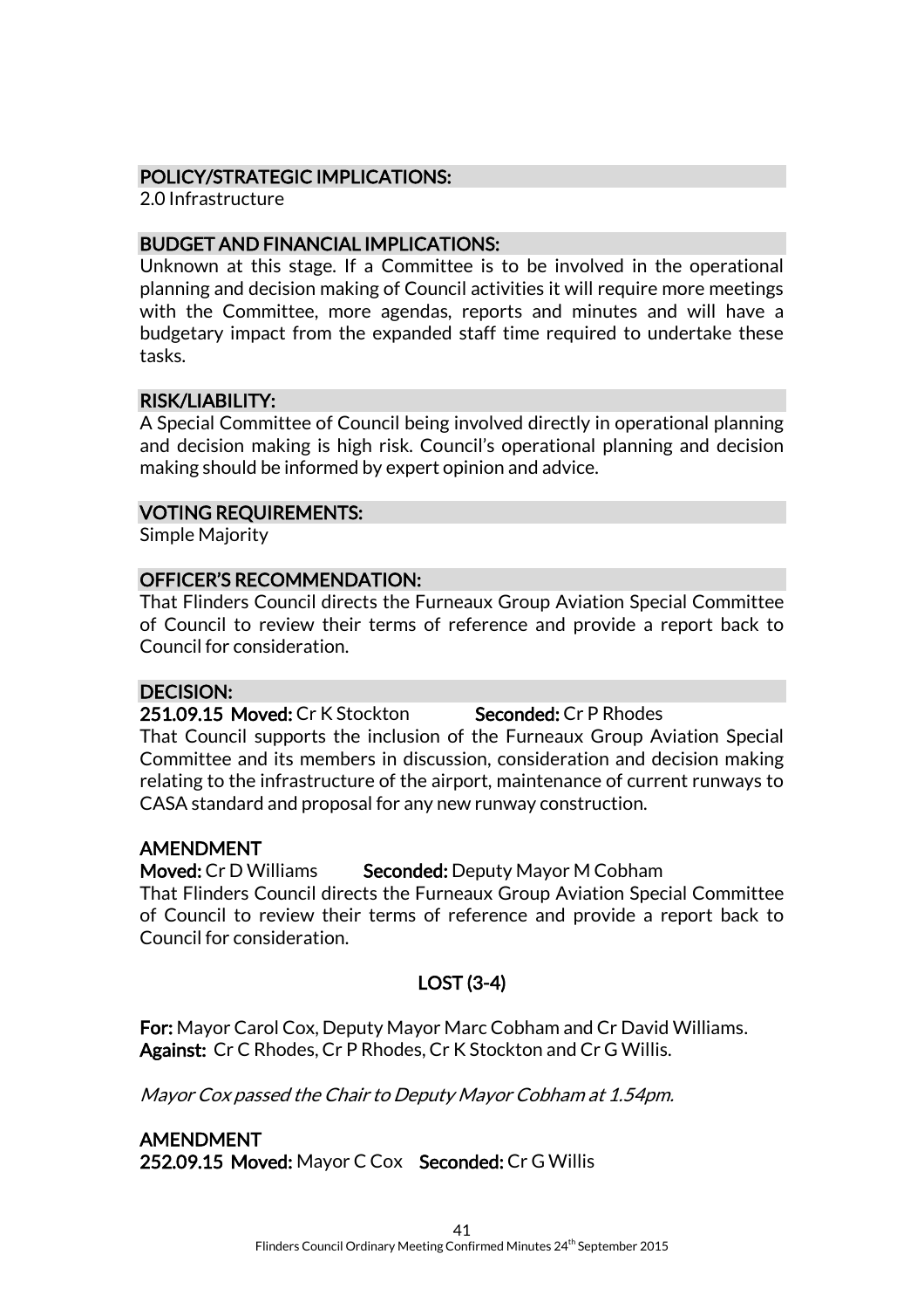## POLICY/STRATEGIC IMPLICATIONS:

2.0 Infrastructure

## BUDGET AND FINANCIAL IMPLICATIONS:

Unknown at this stage. If a Committee is to be involved in the operational planning and decision making of Council activities it will require more meetings with the Committee, more agendas, reports and minutes and will have a budgetary impact from the expanded staff time required to undertake these tasks.

## RISK/LIABILITY:

A Special Committee of Council being involved directly in operational planning and decision making is high risk. Council's operational planning and decision making should be informed by expert opinion and advice.

## VOTING REQUIREMENTS:

Simple Majority

## OFFICER'S RECOMMENDATION:

That Flinders Council directs the Furneaux Group Aviation Special Committee of Council to review their terms of reference and provide a report back to Council for consideration.

## DECISION:

**251.09.15 Moved:** Cr K Stockton **Seconded:** Cr P Rhodes

That Council supports the inclusion of the Furneaux Group Aviation Special Committee and its members in discussion, consideration and decision making relating to the infrastructure of the airport, maintenance of current runways to CASA standard and proposal for any new runway construction.

**AMENDMENT**

**Moved:** Cr D Williams **Seconded:** Deputy Mayor M Cobham

That Flinders Council directs the Furneaux Group Aviation Special Committee of Council to review their terms of reference and provide a report back to Council for consideration.

**LOST (3-4)**

**For:** Mayor Carol Cox, Deputy Mayor Marc Cobham and Cr David Williams.
**Against:** Cr C Rhodes, Cr P Rhodes, Cr K Stockton and Cr G Willis.

*Mayor Cox passed the Chair to Deputy Mayor Cobham at 1.54pm.*

**AMENDMENT**

**252.09.15 Moved:** Mayor C Cox **Seconded:** Cr G Willis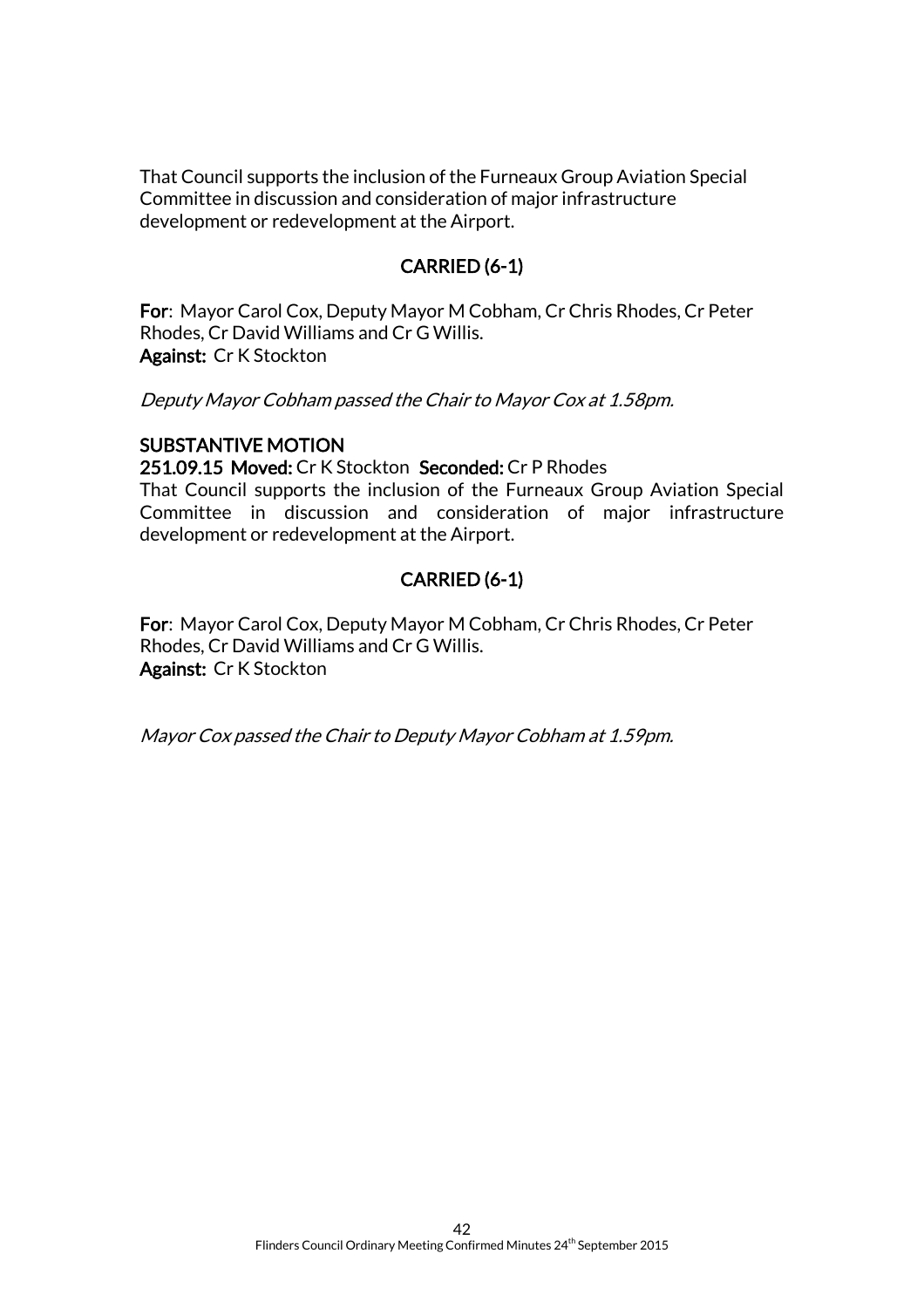That Council supports the inclusion of the Furneaux Group Aviation Special Committee in discussion and consideration of major infrastructure development or redevelopment at the Airport.

**CARRIED (6-1)**

**For**: Mayor Carol Cox, Deputy Mayor M Cobham, Cr Chris Rhodes, Cr Peter Rhodes, Cr David Williams and Cr G Willis.
**Against:** Cr K Stockton

*Deputy Mayor Cobham passed the Chair to Mayor Cox at 1.58pm.*

**SUBSTANTIVE MOTION**
**251.09.15 Moved:** Cr K Stockton **Seconded:** Cr P Rhodes
That Council supports the inclusion of the Furneaux Group Aviation Special Committee in discussion and consideration of major infrastructure development or redevelopment at the Airport.

**CARRIED (6-1)**

**For**: Mayor Carol Cox, Deputy Mayor M Cobham, Cr Chris Rhodes, Cr Peter Rhodes, Cr David Williams and Cr G Willis.
**Against:** Cr K Stockton

*Mayor Cox passed the Chair to Deputy Mayor Cobham at 1.59pm.*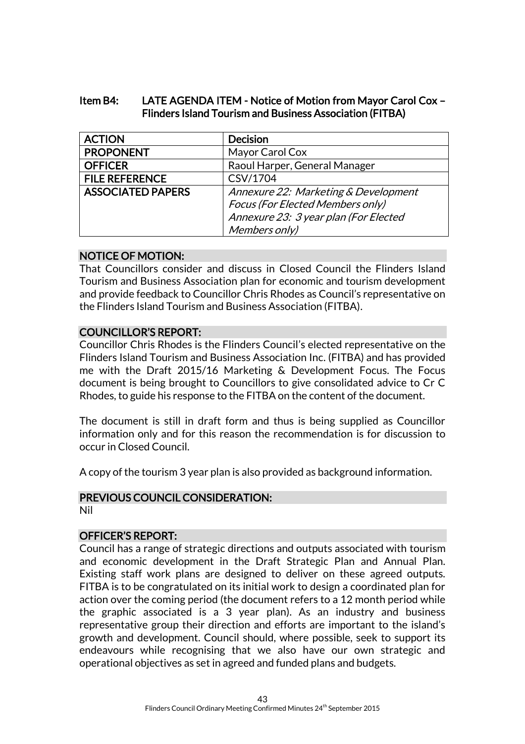## Item B4: LATE AGENDA ITEM - Notice of Motion from Mayor Carol Cox – Flinders Island Tourism and Business Association (FITBA)

| ACTION | Decision |
|---|---|
| PROPONENT | Mayor Carol Cox |
| OFFICER | Raoul Harper, General Manager |
| FILE REFERENCE | CSV/1704 |
| ASSOCIATED PAPERS | *Annexure 22: Marketing & Development Focus (For Elected Members only)* *Annexure 23: 3 year plan (For Elected Members only)* |

### NOTICE OF MOTION:

That Councillors consider and discuss in Closed Council the Flinders Island Tourism and Business Association plan for economic and tourism development and provide feedback to Councillor Chris Rhodes as Council's representative on the Flinders Island Tourism and Business Association (FITBA).

### COUNCILLOR'S REPORT:

Councillor Chris Rhodes is the Flinders Council's elected representative on the Flinders Island Tourism and Business Association Inc. (FITBA) and has provided me with the Draft 2015/16 Marketing & Development Focus. The Focus document is being brought to Councillors to give consolidated advice to Cr C Rhodes, to guide his response to the FITBA on the content of the document.

The document is still in draft form and thus is being supplied as Councillor information only and for this reason the recommendation is for discussion to occur in Closed Council.

A copy of the tourism 3 year plan is also provided as background information.

### PREVIOUS COUNCIL CONSIDERATION:

Nil

### OFFICER'S REPORT:

Council has a range of strategic directions and outputs associated with tourism and economic development in the Draft Strategic Plan and Annual Plan. Existing staff work plans are designed to deliver on these agreed outputs. FITBA is to be congratulated on its initial work to design a coordinated plan for action over the coming period (the document refers to a 12 month period while the graphic associated is a 3 year plan). As an industry and business representative group their direction and efforts are important to the island's growth and development. Council should, where possible, seek to support its endeavours while recognising that we also have our own strategic and operational objectives as set in agreed and funded plans and budgets.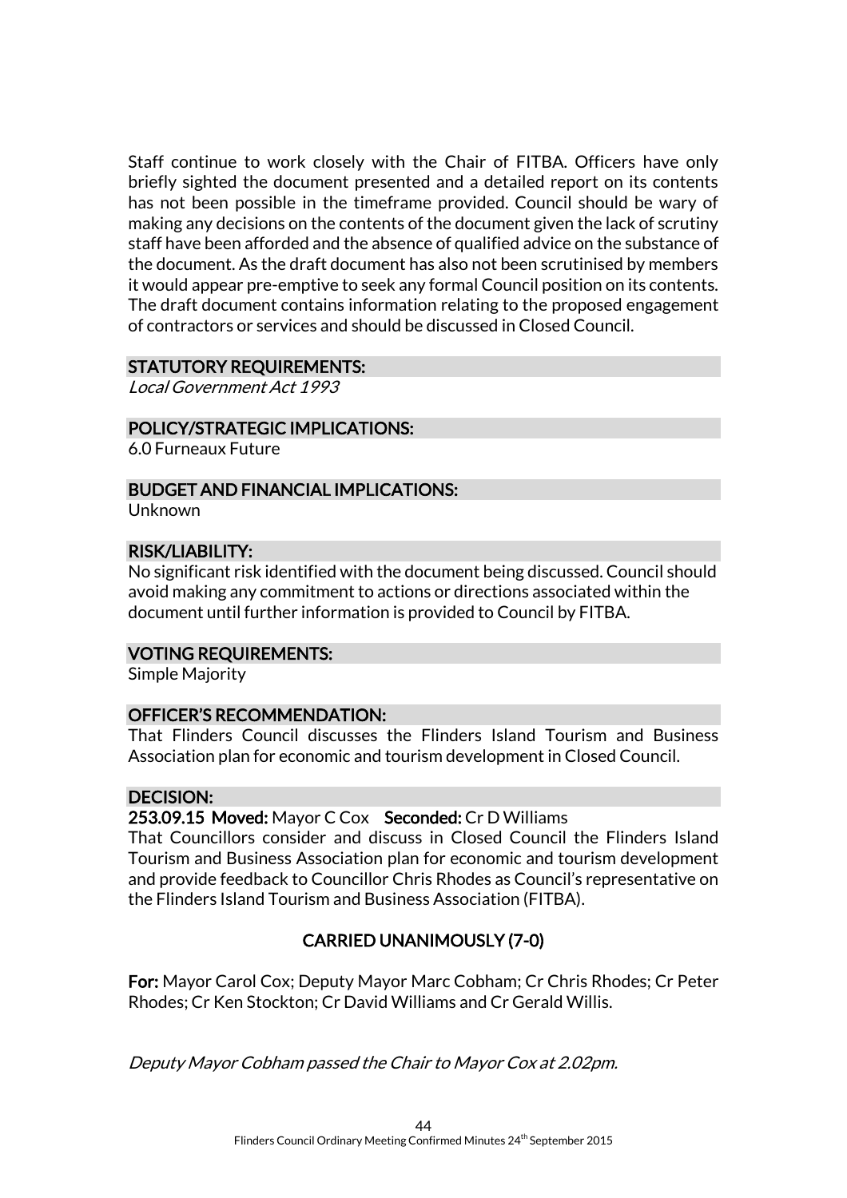Staff continue to work closely with the Chair of FITBA. Officers have only briefly sighted the document presented and a detailed report on its contents has not been possible in the timeframe provided. Council should be wary of making any decisions on the contents of the document given the lack of scrutiny staff have been afforded and the absence of qualified advice on the substance of the document. As the draft document has also not been scrutinised by members it would appear pre-emptive to seek any formal Council position on its contents. The draft document contains information relating to the proposed engagement of contractors or services and should be discussed in Closed Council.

**STATUTORY REQUIREMENTS:**

*Local Government Act 1993*

**POLICY/STRATEGIC IMPLICATIONS:**

6.0 Furneaux Future

**BUDGET AND FINANCIAL IMPLICATIONS:**

Unknown

**RISK/LIABILITY:**

No significant risk identified with the document being discussed. Council should avoid making any commitment to actions or directions associated within the document until further information is provided to Council by FITBA.

**VOTING REQUIREMENTS:**

Simple Majority

**OFFICER'S RECOMMENDATION:**

That Flinders Council discusses the Flinders Island Tourism and Business Association plan for economic and tourism development in Closed Council.

**DECISION:**

**253.09.15 Moved:** Mayor C Cox **Seconded:** Cr D Williams

That Councillors consider and discuss in Closed Council the Flinders Island Tourism and Business Association plan for economic and tourism development and provide feedback to Councillor Chris Rhodes as Council's representative on the Flinders Island Tourism and Business Association (FITBA).

**CARRIED UNANIMOUSLY (7-0)**

**For:** Mayor Carol Cox; Deputy Mayor Marc Cobham; Cr Chris Rhodes; Cr Peter Rhodes; Cr Ken Stockton; Cr David Williams and Cr Gerald Willis.

*Deputy Mayor Cobham passed the Chair to Mayor Cox at 2.02pm.*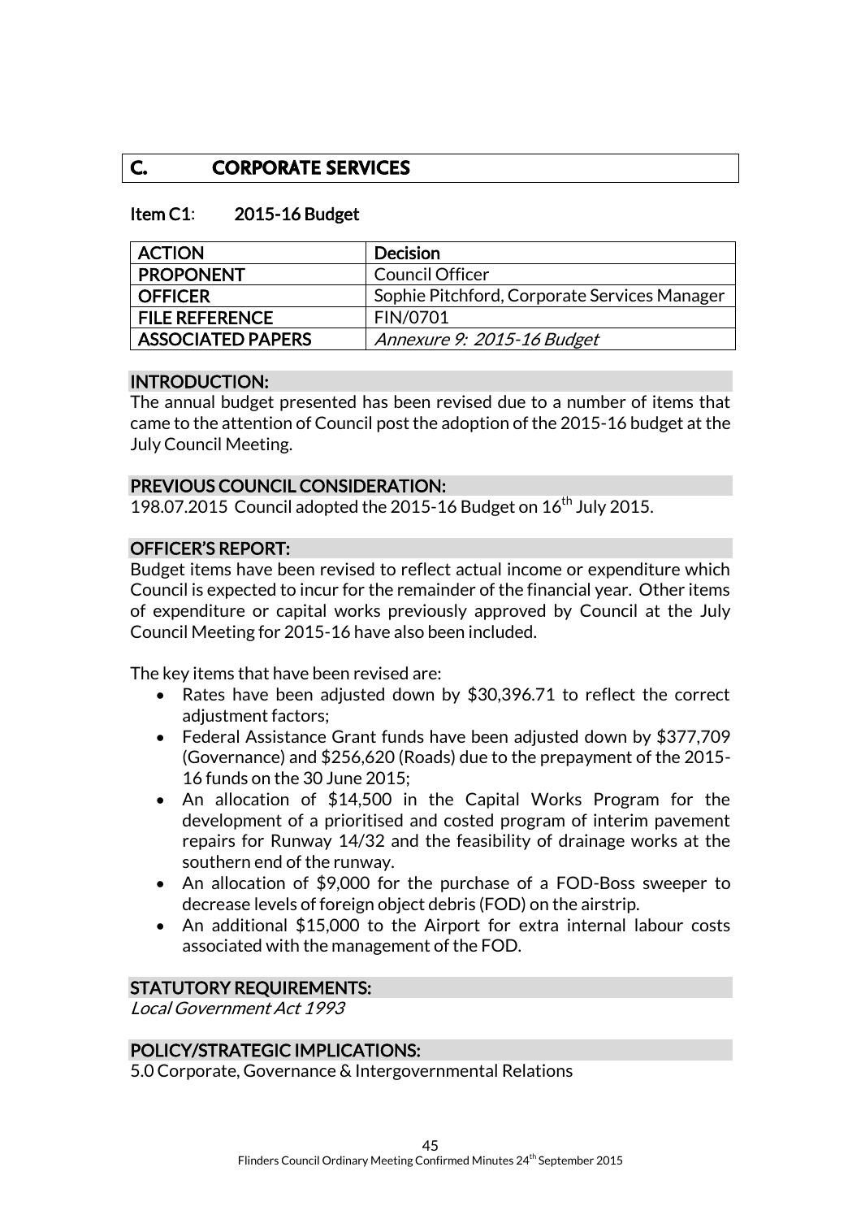## C. CORPORATE SERVICES

### Item C1: 2015-16 Budget

| ACTION | Decision |
|---|---|
| PROPONENT | Council Officer |
| OFFICER | Sophie Pitchford, Corporate Services Manager |
| FILE REFERENCE | FIN/0701 |
| ASSOCIATED PAPERS | *Annexure 9: 2015-16 Budget* |

**INTRODUCTION:**

The annual budget presented has been revised due to a number of items that came to the attention of Council post the adoption of the 2015-16 budget at the July Council Meeting.

**PREVIOUS COUNCIL CONSIDERATION:**

198.07.2015 Council adopted the 2015-16 Budget on 16th July 2015.

**OFFICER'S REPORT:**

Budget items have been revised to reflect actual income or expenditure which Council is expected to incur for the remainder of the financial year. Other items of expenditure or capital works previously approved by Council at the July Council Meeting for 2015-16 have also been included.

The key items that have been revised are:

- Rates have been adjusted down by $30,396.71 to reflect the correct adjustment factors;
- Federal Assistance Grant funds have been adjusted down by $377,709 (Governance) and $256,620 (Roads) due to the prepayment of the 2015-16 funds on the 30 June 2015;
- An allocation of $14,500 in the Capital Works Program for the development of a prioritised and costed program of interim pavement repairs for Runway 14/32 and the feasibility of drainage works at the southern end of the runway.
- An allocation of $9,000 for the purchase of a FOD-Boss sweeper to decrease levels of foreign object debris (FOD) on the airstrip.
- An additional $15,000 to the Airport for extra internal labour costs associated with the management of the FOD.

**STATUTORY REQUIREMENTS:**

*Local Government Act 1993*

**POLICY/STRATEGIC IMPLICATIONS:**

5.0 Corporate, Governance & Intergovernmental Relations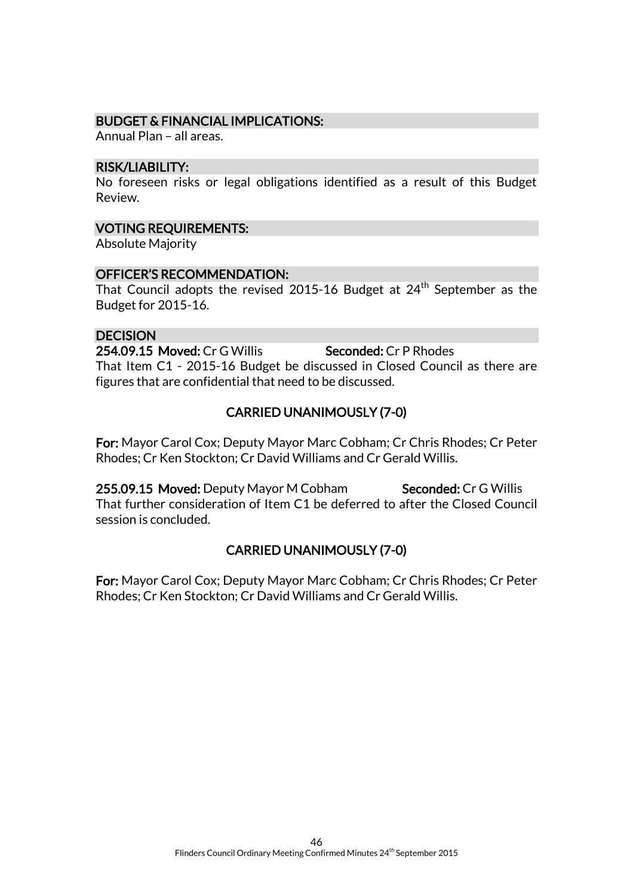### BUDGET & FINANCIAL IMPLICATIONS:

Annual Plan – all areas.

### RISK/LIABILITY:

No foreseen risks or legal obligations identified as a result of this Budget Review.

### VOTING REQUIREMENTS:

Absolute Majority

### OFFICER'S RECOMMENDATION:

That Council adopts the revised 2015-16 Budget at 24th September as the Budget for 2015-16.

### DECISION

**254.09.15 Moved:** Cr G Willis **Seconded:** Cr P Rhodes

That Item C1 - 2015-16 Budget be discussed in Closed Council as there are figures that are confidential that need to be discussed.

**CARRIED UNANIMOUSLY (7-0)**

**For:** Mayor Carol Cox; Deputy Mayor Marc Cobham; Cr Chris Rhodes; Cr Peter Rhodes; Cr Ken Stockton; Cr David Williams and Cr Gerald Willis.

**255.09.15 Moved:** Deputy Mayor M Cobham **Seconded:** Cr G Willis

That further consideration of Item C1 be deferred to after the Closed Council session is concluded.

**CARRIED UNANIMOUSLY (7-0)**

**For:** Mayor Carol Cox; Deputy Mayor Marc Cobham; Cr Chris Rhodes; Cr Peter Rhodes; Cr Ken Stockton; Cr David Williams and Cr Gerald Willis.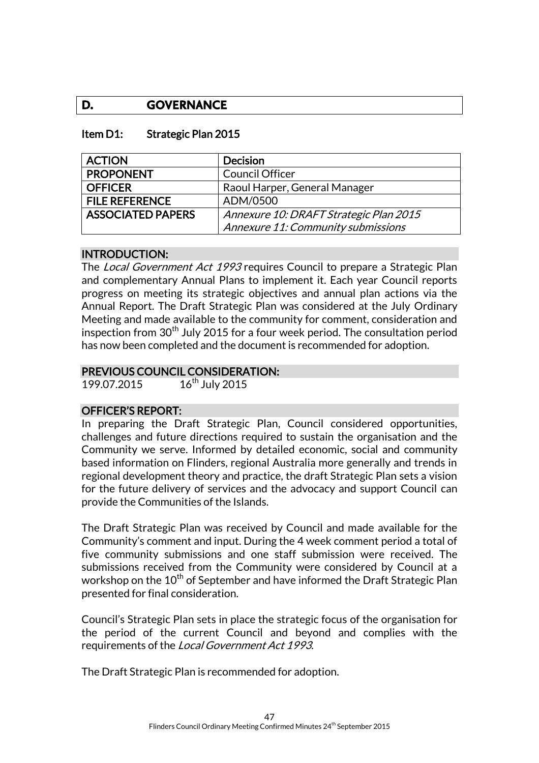## D. GOVERNANCE

### Item D1: Strategic Plan 2015

| ACTION | Decision |
| --- | --- |
| PROPONENT | Council Officer |
| OFFICER | Raoul Harper, General Manager |
| FILE REFERENCE | ADM/0500 |
| ASSOCIATED PAPERS | *Annexure 10: DRAFT Strategic Plan 2015*<br>*Annexure 11: Community submissions* |

#### INTRODUCTION:

The *Local Government Act 1993* requires Council to prepare a Strategic Plan and complementary Annual Plans to implement it. Each year Council reports progress on meeting its strategic objectives and annual plan actions via the Annual Report. The Draft Strategic Plan was considered at the July Ordinary Meeting and made available to the community for comment, consideration and inspection from 30th July 2015 for a four week period. The consultation period has now been completed and the document is recommended for adoption.

#### PREVIOUS COUNCIL CONSIDERATION:

199.07.2015 16th July 2015

#### OFFICER'S REPORT:

In preparing the Draft Strategic Plan, Council considered opportunities, challenges and future directions required to sustain the organisation and the Community we serve. Informed by detailed economic, social and community based information on Flinders, regional Australia more generally and trends in regional development theory and practice, the draft Strategic Plan sets a vision for the future delivery of services and the advocacy and support Council can provide the Communities of the Islands.

The Draft Strategic Plan was received by Council and made available for the Community's comment and input. During the 4 week comment period a total of five community submissions and one staff submission were received. The submissions received from the Community were considered by Council at a workshop on the 10th of September and have informed the Draft Strategic Plan presented for final consideration.

Council's Strategic Plan sets in place the strategic focus of the organisation for the period of the current Council and beyond and complies with the requirements of the *Local Government Act 1993*.

The Draft Strategic Plan is recommended for adoption.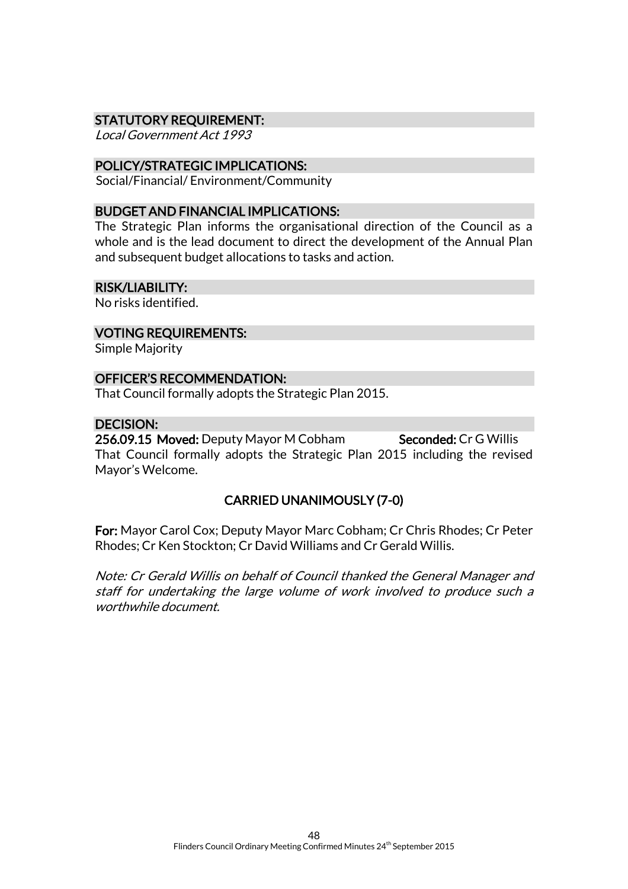### STATUTORY REQUIREMENT:

*Local Government Act 1993*

### POLICY/STRATEGIC IMPLICATIONS:

Social/Financial/ Environment/Community

### BUDGET AND FINANCIAL IMPLICATIONS:

The Strategic Plan informs the organisational direction of the Council as a whole and is the lead document to direct the development of the Annual Plan and subsequent budget allocations to tasks and action.

### RISK/LIABILITY:

No risks identified.

### VOTING REQUIREMENTS:

Simple Majority

### OFFICER'S RECOMMENDATION:

That Council formally adopts the Strategic Plan 2015.

### DECISION:

**256.09.15 Moved:** Deputy Mayor M Cobham **Seconded:** Cr G Willis

That Council formally adopts the Strategic Plan 2015 including the revised Mayor's Welcome.

**CARRIED UNANIMOUSLY (7-0)**

**For:** Mayor Carol Cox; Deputy Mayor Marc Cobham; Cr Chris Rhodes; Cr Peter Rhodes; Cr Ken Stockton; Cr David Williams and Cr Gerald Willis.

*Note: Cr Gerald Willis on behalf of Council thanked the General Manager and staff for undertaking the large volume of work involved to produce such a worthwhile document.*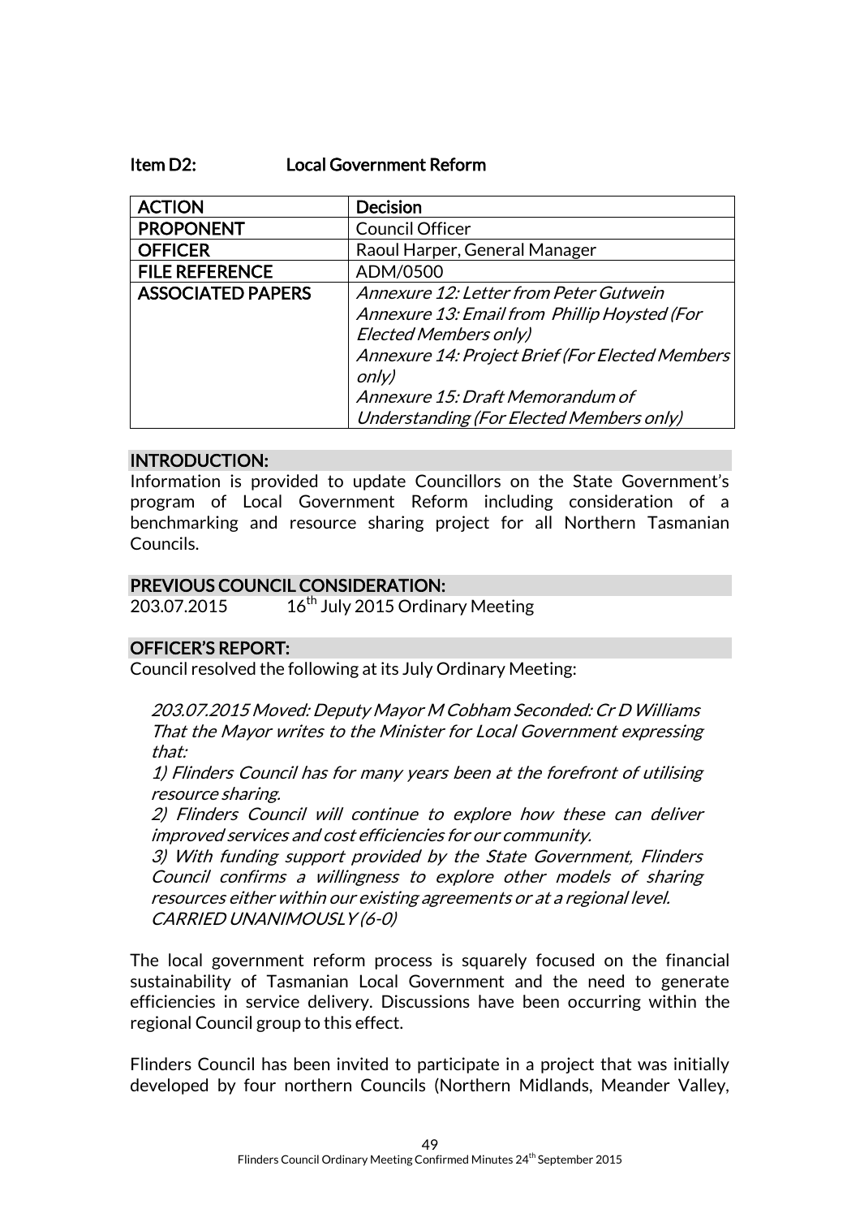## Item D2: Local Government Reform

| ACTION | Decision |
| --- | --- |
| PROPONENT | Council Officer |
| OFFICER | Raoul Harper, General Manager |
| FILE REFERENCE | ADM/0500 |
| ASSOCIATED PAPERS | *Annexure 12: Letter from Peter Gutwein*<br>*Annexure 13: Email from Phillip Hoysted (For Elected Members only)*<br>*Annexure 14: Project Brief (For Elected Members only)*<br>*Annexure 15: Draft Memorandum of Understanding (For Elected Members only)* |

### INTRODUCTION:

Information is provided to update Councillors on the State Government's program of Local Government Reform including consideration of a benchmarking and resource sharing project for all Northern Tasmanian Councils.

### PREVIOUS COUNCIL CONSIDERATION:

203.07.2015 16th July 2015 Ordinary Meeting

### OFFICER'S REPORT:

Council resolved the following at its July Ordinary Meeting:

> *203.07.2015 Moved: Deputy Mayor M Cobham Seconded: Cr D Williams*
> *That the Mayor writes to the Minister for Local Government expressing that:*
> *1) Flinders Council has for many years been at the forefront of utilising resource sharing.*
> *2) Flinders Council will continue to explore how these can deliver improved services and cost efficiencies for our community.*
> *3) With funding support provided by the State Government, Flinders Council confirms a willingness to explore other models of sharing resources either within our existing agreements or at a regional level.*
> *CARRIED UNANIMOUSLY (6-0)*

The local government reform process is squarely focused on the financial sustainability of Tasmanian Local Government and the need to generate efficiencies in service delivery. Discussions have been occurring within the regional Council group to this effect.

Flinders Council has been invited to participate in a project that was initially developed by four northern Councils (Northern Midlands, Meander Valley,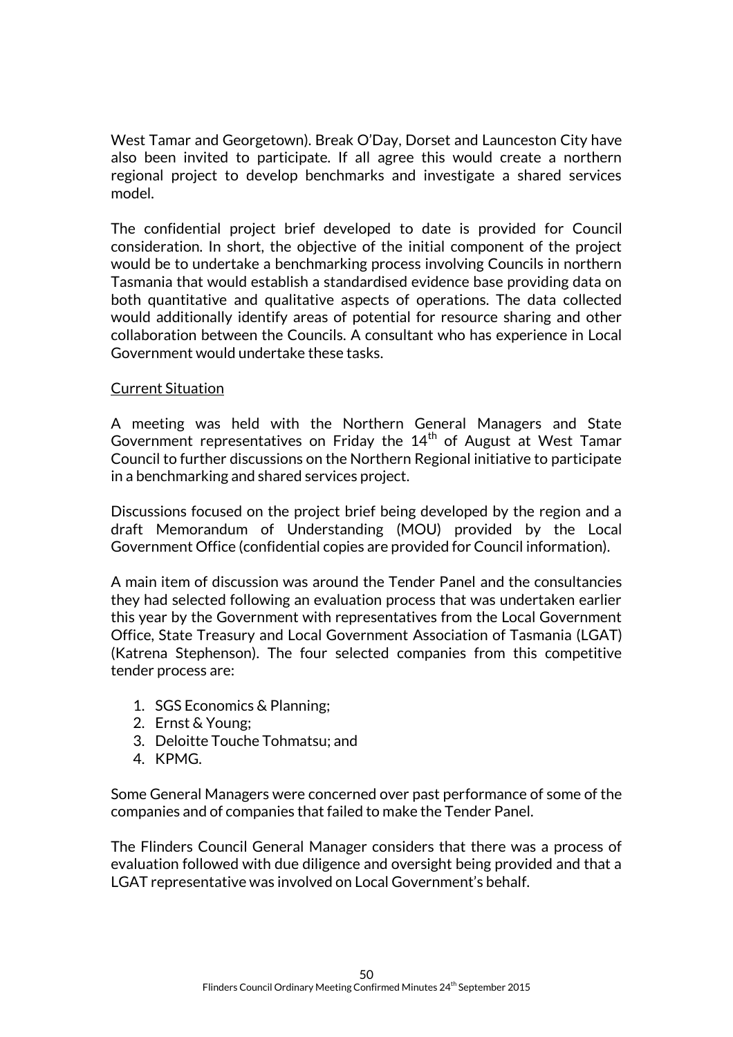West Tamar and Georgetown). Break O'Day, Dorset and Launceston City have also been invited to participate. If all agree this would create a northern regional project to develop benchmarks and investigate a shared services model.

The confidential project brief developed to date is provided for Council consideration. In short, the objective of the initial component of the project would be to undertake a benchmarking process involving Councils in northern Tasmania that would establish a standardised evidence base providing data on both quantitative and qualitative aspects of operations. The data collected would additionally identify areas of potential for resource sharing and other collaboration between the Councils. A consultant who has experience in Local Government would undertake these tasks.

<u>Current Situation</u>

A meeting was held with the Northern General Managers and State Government representatives on Friday the 14th of August at West Tamar Council to further discussions on the Northern Regional initiative to participate in a benchmarking and shared services project.

Discussions focused on the project brief being developed by the region and a draft Memorandum of Understanding (MOU) provided by the Local Government Office (confidential copies are provided for Council information).

A main item of discussion was around the Tender Panel and the consultancies they had selected following an evaluation process that was undertaken earlier this year by the Government with representatives from the Local Government Office, State Treasury and Local Government Association of Tasmania (LGAT) (Katrena Stephenson). The four selected companies from this competitive tender process are:

1. SGS Economics & Planning;
2. Ernst & Young;
3. Deloitte Touche Tohmatsu; and
4. KPMG.

Some General Managers were concerned over past performance of some of the companies and of companies that failed to make the Tender Panel.

The Flinders Council General Manager considers that there was a process of evaluation followed with due diligence and oversight being provided and that a LGAT representative was involved on Local Government's behalf.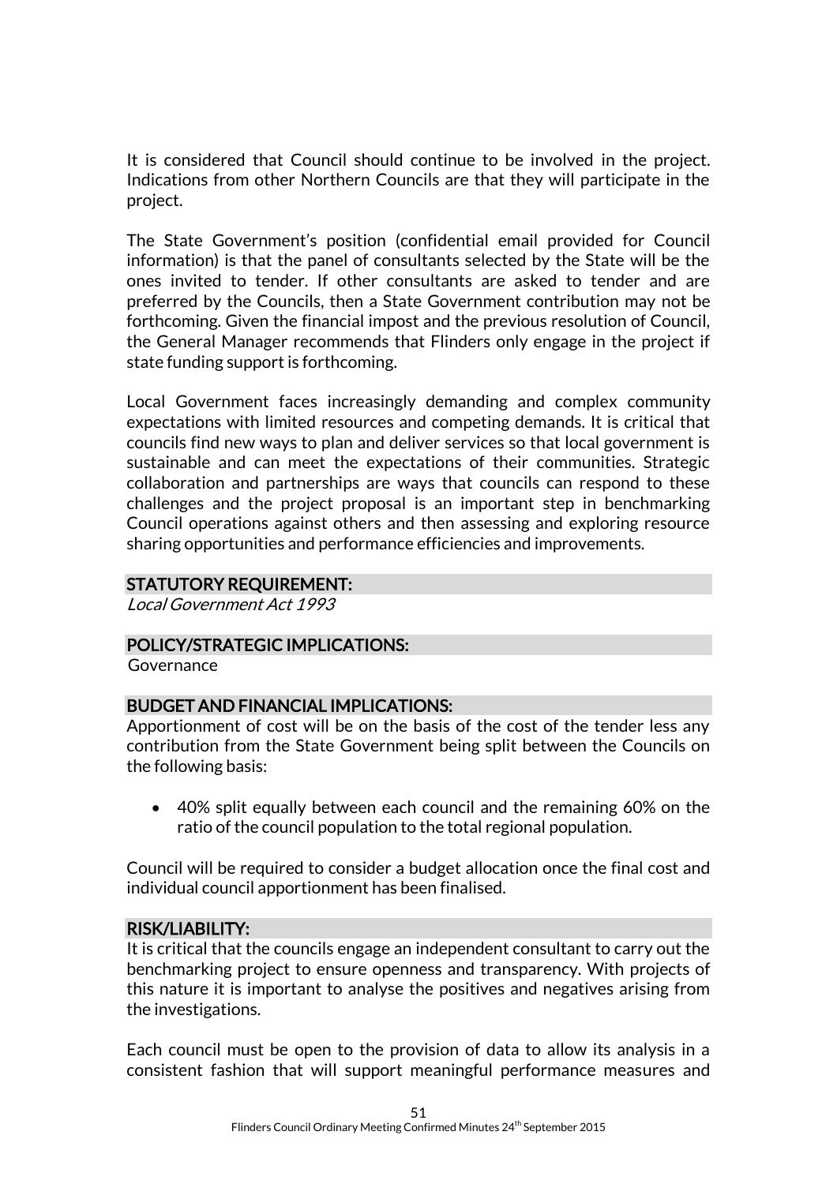It is considered that Council should continue to be involved in the project. Indications from other Northern Councils are that they will participate in the project.

The State Government's position (confidential email provided for Council information) is that the panel of consultants selected by the State will be the ones invited to tender. If other consultants are asked to tender and are preferred by the Councils, then a State Government contribution may not be forthcoming. Given the financial impost and the previous resolution of Council, the General Manager recommends that Flinders only engage in the project if state funding support is forthcoming.

Local Government faces increasingly demanding and complex community expectations with limited resources and competing demands. It is critical that councils find new ways to plan and deliver services so that local government is sustainable and can meet the expectations of their communities. Strategic collaboration and partnerships are ways that councils can respond to these challenges and the project proposal is an important step in benchmarking Council operations against others and then assessing and exploring resource sharing opportunities and performance efficiencies and improvements.

## STATUTORY REQUIREMENT:

*Local Government Act 1993*

## POLICY/STRATEGIC IMPLICATIONS:

Governance

## BUDGET AND FINANCIAL IMPLICATIONS:

Apportionment of cost will be on the basis of the cost of the tender less any contribution from the State Government being split between the Councils on the following basis:

- 40% split equally between each council and the remaining 60% on the ratio of the council population to the total regional population.

Council will be required to consider a budget allocation once the final cost and individual council apportionment has been finalised.

## RISK/LIABILITY:

It is critical that the councils engage an independent consultant to carry out the benchmarking project to ensure openness and transparency. With projects of this nature it is important to analyse the positives and negatives arising from the investigations.

Each council must be open to the provision of data to allow its analysis in a consistent fashion that will support meaningful performance measures and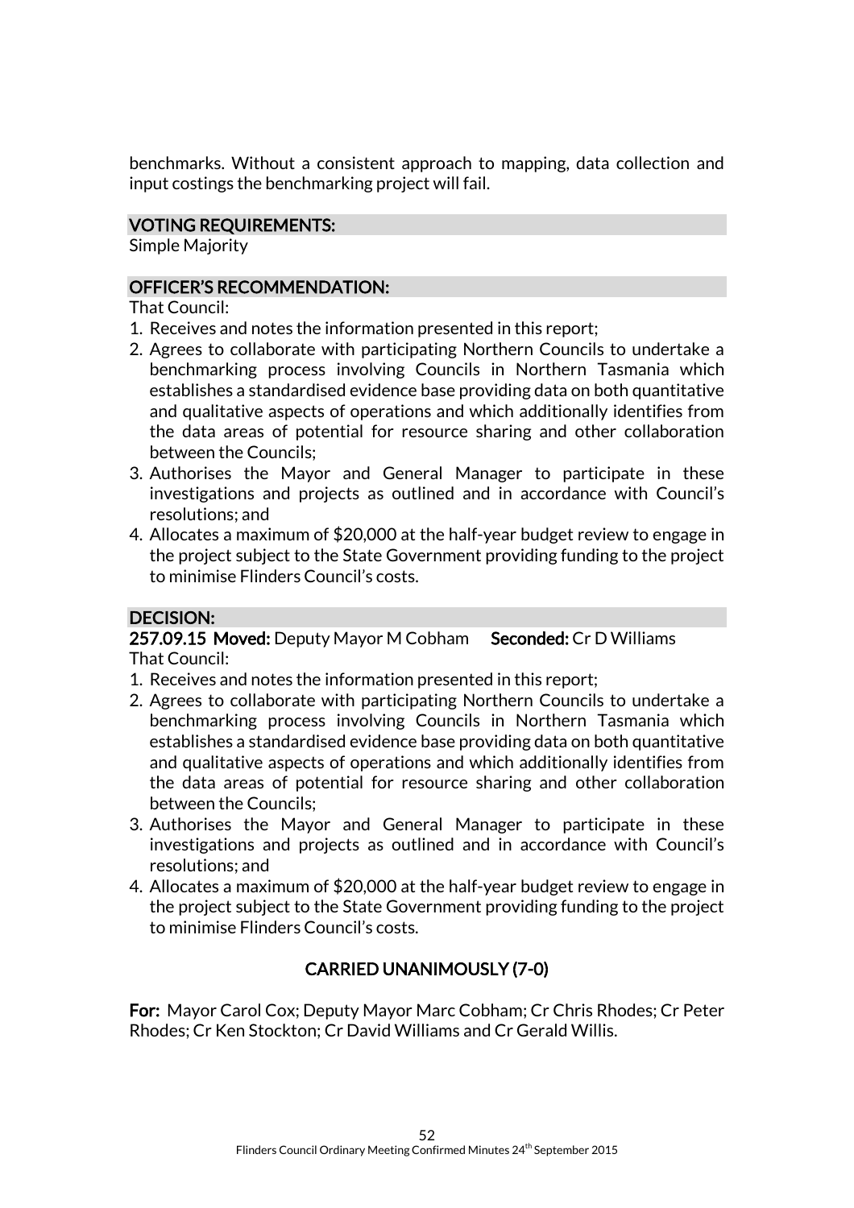benchmarks. Without a consistent approach to mapping, data collection and input costings the benchmarking project will fail.

## VOTING REQUIREMENTS:

Simple Majority

## OFFICER'S RECOMMENDATION:

That Council:

1. Receives and notes the information presented in this report;
2. Agrees to collaborate with participating Northern Councils to undertake a benchmarking process involving Councils in Northern Tasmania which establishes a standardised evidence base providing data on both quantitative and qualitative aspects of operations and which additionally identifies from the data areas of potential for resource sharing and other collaboration between the Councils;
3. Authorises the Mayor and General Manager to participate in these investigations and projects as outlined and in accordance with Council's resolutions; and
4. Allocates a maximum of $20,000 at the half-year budget review to engage in the project subject to the State Government providing funding to the project to minimise Flinders Council's costs.

## DECISION:

**257.09.15 Moved:** Deputy Mayor M Cobham **Seconded:** Cr D Williams

That Council:

1. Receives and notes the information presented in this report;
2. Agrees to collaborate with participating Northern Councils to undertake a benchmarking process involving Councils in Northern Tasmania which establishes a standardised evidence base providing data on both quantitative and qualitative aspects of operations and which additionally identifies from the data areas of potential for resource sharing and other collaboration between the Councils;
3. Authorises the Mayor and General Manager to participate in these investigations and projects as outlined and in accordance with Council's resolutions; and
4. Allocates a maximum of $20,000 at the half-year budget review to engage in the project subject to the State Government providing funding to the project to minimise Flinders Council's costs.

**CARRIED UNANIMOUSLY (7-0)**

**For:** Mayor Carol Cox; Deputy Mayor Marc Cobham; Cr Chris Rhodes; Cr Peter Rhodes; Cr Ken Stockton; Cr David Williams and Cr Gerald Willis.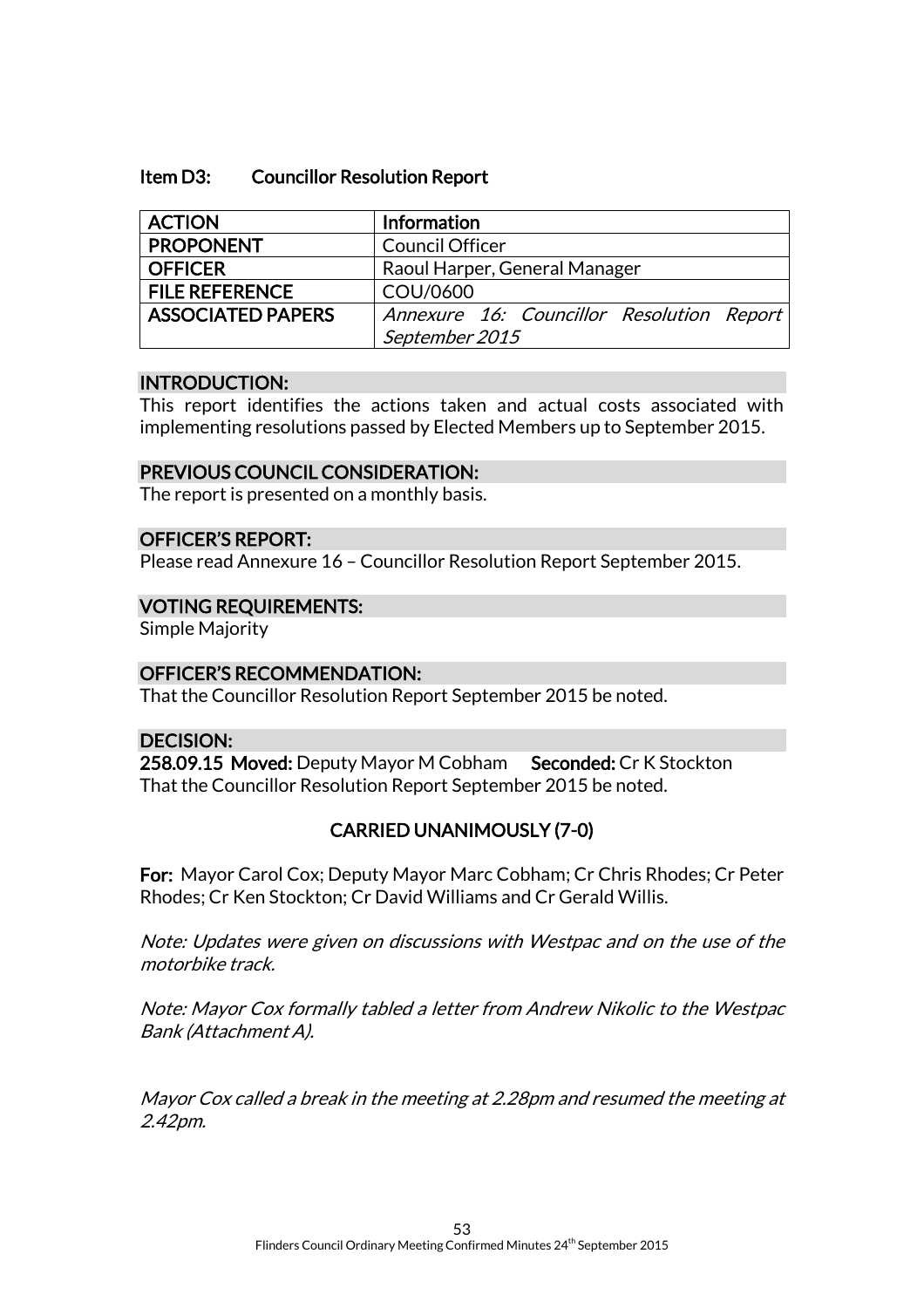### Item D3: Councillor Resolution Report

| ACTION | Information |
|---|---|
| PROPONENT | Council Officer |
| OFFICER | Raoul Harper, General Manager |
| FILE REFERENCE | COU/0600 |
| ASSOCIATED PAPERS | *Annexure 16: Councillor Resolution Report September 2015* |

**INTRODUCTION:**

This report identifies the actions taken and actual costs associated with implementing resolutions passed by Elected Members up to September 2015.

**PREVIOUS COUNCIL CONSIDERATION:**

The report is presented on a monthly basis.

**OFFICER'S REPORT:**

Please read Annexure 16 – Councillor Resolution Report September 2015.

**VOTING REQUIREMENTS:**

Simple Majority

**OFFICER'S RECOMMENDATION:**

That the Councillor Resolution Report September 2015 be noted.

**DECISION:**

**258.09.15 Moved:** Deputy Mayor M Cobham **Seconded:** Cr K Stockton

That the Councillor Resolution Report September 2015 be noted.

**CARRIED UNANIMOUSLY (7-0)**

**For:** Mayor Carol Cox; Deputy Mayor Marc Cobham; Cr Chris Rhodes; Cr Peter Rhodes; Cr Ken Stockton; Cr David Williams and Cr Gerald Willis.

*Note: Updates were given on discussions with Westpac and on the use of the motorbike track.*

*Note: Mayor Cox formally tabled a letter from Andrew Nikolic to the Westpac Bank (Attachment A).*

*Mayor Cox called a break in the meeting at 2.28pm and resumed the meeting at 2.42pm.*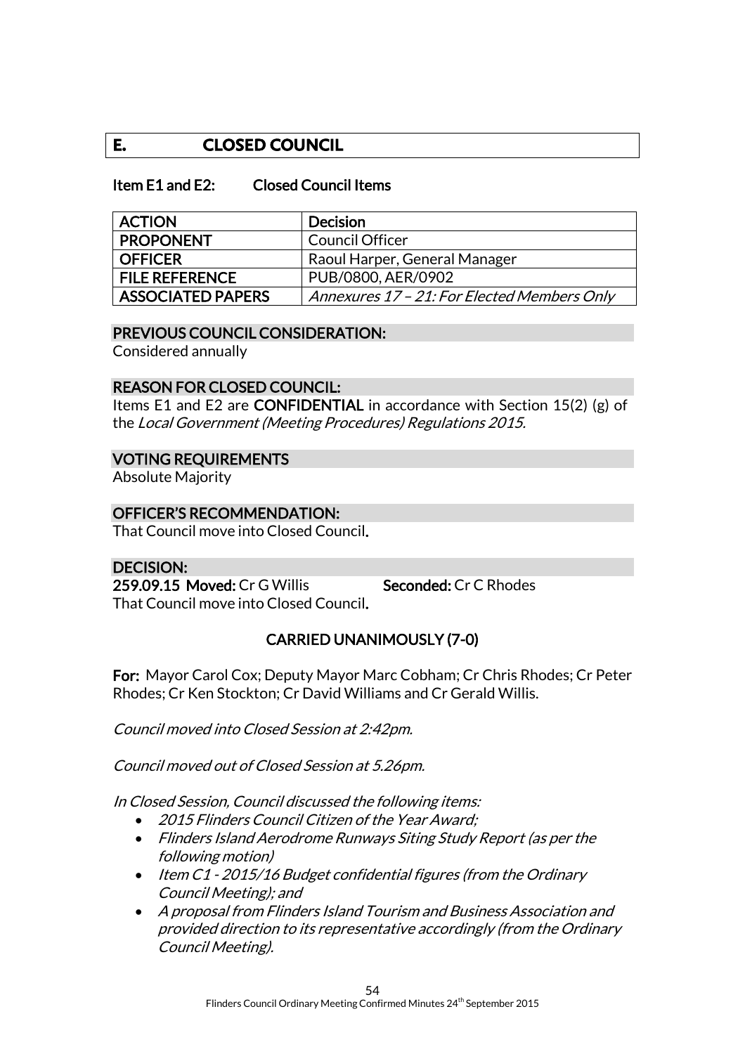## E. CLOSED COUNCIL

### Item E1 and E2: Closed Council Items

| ACTION | Decision |
|---|---|
| PROPONENT | Council Officer |
| OFFICER | Raoul Harper, General Manager |
| FILE REFERENCE | PUB/0800, AER/0902 |
| ASSOCIATED PAPERS | *Annexures 17 – 21: For Elected Members Only* |

**PREVIOUS COUNCIL CONSIDERATION:**
Considered annually

**REASON FOR CLOSED COUNCIL:**
Items E1 and E2 are **CONFIDENTIAL** in accordance with Section 15(2) (g) of the *Local Government (Meeting Procedures) Regulations 2015.*

**VOTING REQUIREMENTS**
Absolute Majority

**OFFICER'S RECOMMENDATION:**
That Council move into Closed Council.

**DECISION:**
**259.09.15 Moved:** Cr G Willis **Seconded:** Cr C Rhodes
That Council move into Closed Council.

**CARRIED UNANIMOUSLY (7-0)**

**For:** Mayor Carol Cox; Deputy Mayor Marc Cobham; Cr Chris Rhodes; Cr Peter Rhodes; Cr Ken Stockton; Cr David Williams and Cr Gerald Willis.

*Council moved into Closed Session at 2:42pm.*

*Council moved out of Closed Session at 5.26pm.*

*In Closed Session, Council discussed the following items:*

- *2015 Flinders Council Citizen of the Year Award;*
- *Flinders Island Aerodrome Runways Siting Study Report (as per the following motion)*
- *Item C1 - 2015/16 Budget confidential figures (from the Ordinary Council Meeting); and*
- *A proposal from Flinders Island Tourism and Business Association and provided direction to its representative accordingly (from the Ordinary Council Meeting).*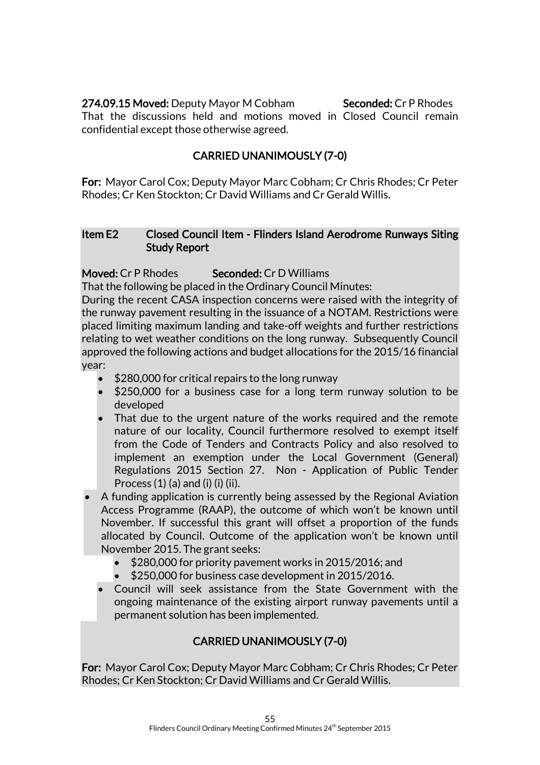**274.09.15 Moved:** Deputy Mayor M Cobham **Seconded:** Cr P Rhodes
That the discussions held and motions moved in Closed Council remain confidential except those otherwise agreed.

**CARRIED UNANIMOUSLY (7-0)**

**For:** Mayor Carol Cox; Deputy Mayor Marc Cobham; Cr Chris Rhodes; Cr Peter Rhodes; Cr Ken Stockton; Cr David Williams and Cr Gerald Willis.

## Item E2 Closed Council Item - Flinders Island Aerodrome Runways Siting Study Report

**Moved:** Cr P Rhodes **Seconded:** Cr D Williams
That the following be placed in the Ordinary Council Minutes:
During the recent CASA inspection concerns were raised with the integrity of the runway pavement resulting in the issuance of a NOTAM. Restrictions were placed limiting maximum landing and take-off weights and further restrictions relating to wet weather conditions on the long runway. Subsequently Council approved the following actions and budget allocations for the 2015/16 financial year:

- $280,000 for critical repairs to the long runway
- $250,000 for a business case for a long term runway solution to be developed
- That due to the urgent nature of the works required and the remote nature of our locality, Council furthermore resolved to exempt itself from the Code of Tenders and Contracts Policy and also resolved to implement an exemption under the Local Government (General) Regulations 2015 Section 27. Non - Application of Public Tender Process (1) (a) and (i) (i) (ii).
- A funding application is currently being assessed by the Regional Aviation Access Programme (RAAP), the outcome of which won't be known until November. If successful this grant will offset a proportion of the funds allocated by Council. Outcome of the application won't be known until November 2015. The grant seeks:
    - $280,000 for priority pavement works in 2015/2016; and
    - $250,000 for business case development in 2015/2016.
- Council will seek assistance from the State Government with the ongoing maintenance of the existing airport runway pavements until a permanent solution has been implemented.

**CARRIED UNANIMOUSLY (7-0)**

**For:** Mayor Carol Cox; Deputy Mayor Marc Cobham; Cr Chris Rhodes; Cr Peter Rhodes; Cr Ken Stockton; Cr David Williams and Cr Gerald Willis.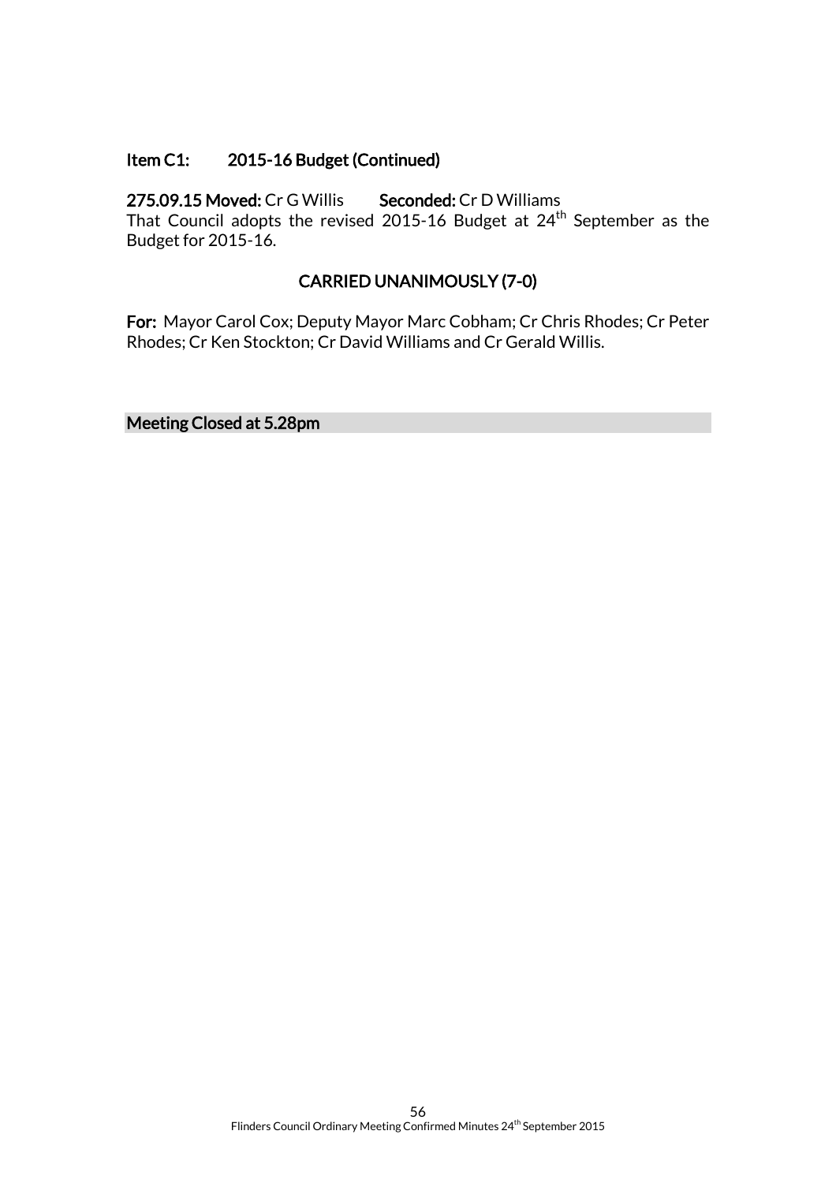### Item C1: 2015-16 Budget (Continued)

**275.09.15 Moved:** Cr G Willis **Seconded:** Cr D Williams
That Council adopts the revised 2015-16 Budget at 24th September as the Budget for 2015-16.

**CARRIED UNANIMOUSLY (7-0)**

**For:** Mayor Carol Cox; Deputy Mayor Marc Cobham; Cr Chris Rhodes; Cr Peter Rhodes; Cr Ken Stockton; Cr David Williams and Cr Gerald Willis.

**Meeting Closed at 5.28pm**